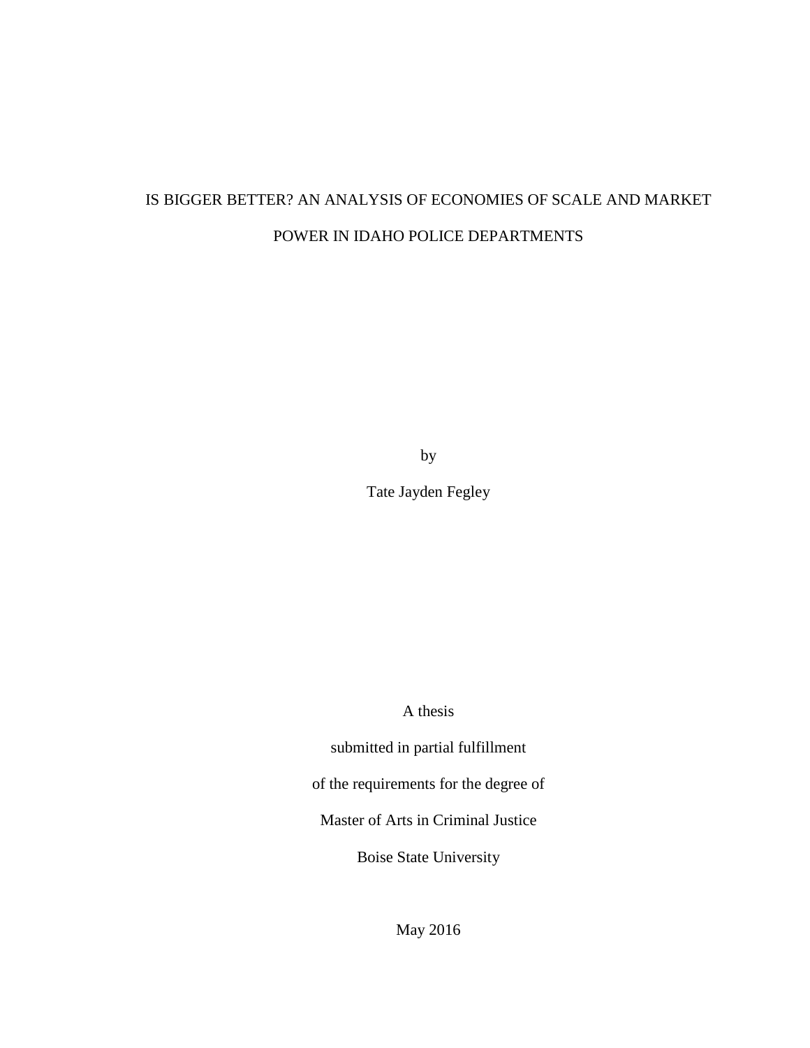# IS BIGGER BETTER? AN ANALYSIS OF ECONOMIES OF SCALE AND MARKET POWER IN IDAHO POLICE DEPARTMENTS

by

Tate Jayden Fegley

A thesis

submitted in partial fulfillment

of the requirements for the degree of

Master of Arts in Criminal Justice

Boise State University

May 2016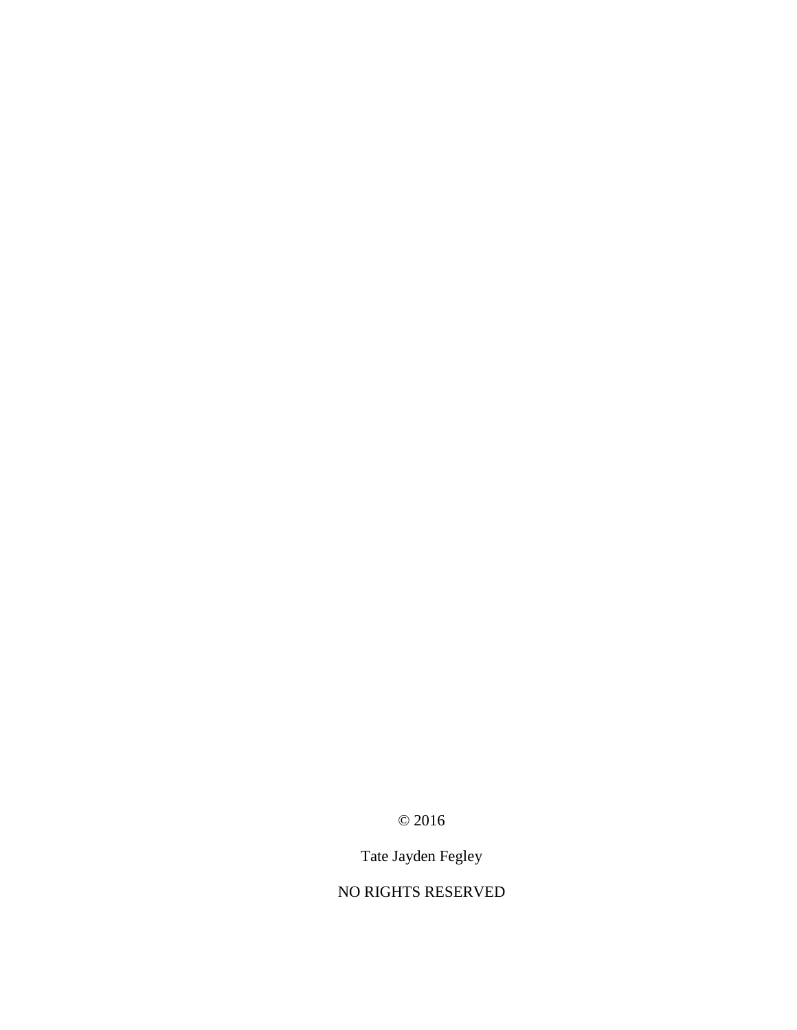© 2016

Tate Jayden Fegley

NO RIGHTS RESERVED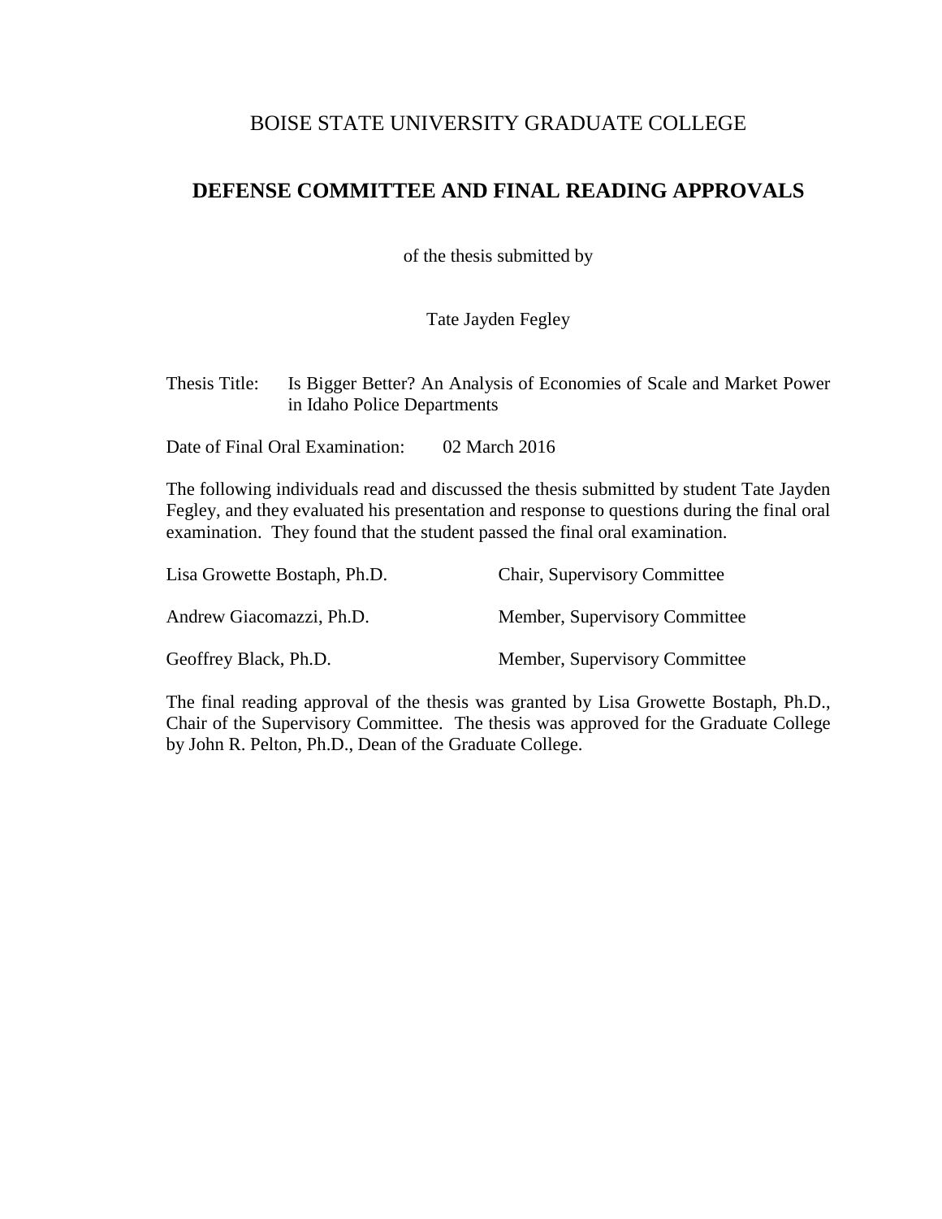# BOISE STATE UNIVERSITY GRADUATE COLLEGE

## DEFENSE COMMITTEE AND FINAL READING APPROVALS

of the thesis submitted by

Tate Jayden Fegley

Thesis Title: Is Bigger Better? An Analysis of Economies of Scale and Market Power in Idaho Police Departments

Date of Final Oral Examination: 02 March 2016

The following individuals read and discussed the thesis submitted by student Tate Jayden Fegley, and they evaluated his presentation and response to questions during the final oral examination. They found that the student passed the final oral examination.

| | |
|---|---|
| Lisa Growette Bostaph, Ph.D. | Chair, Supervisory Committee |
| Andrew Giacomazzi, Ph.D. | Member, Supervisory Committee |
| Geoffrey Black, Ph.D. | Member, Supervisory Committee |

The final reading approval of the thesis was granted by Lisa Growette Bostaph, Ph.D., Chair of the Supervisory Committee. The thesis was approved for the Graduate College by John R. Pelton, Ph.D., Dean of the Graduate College.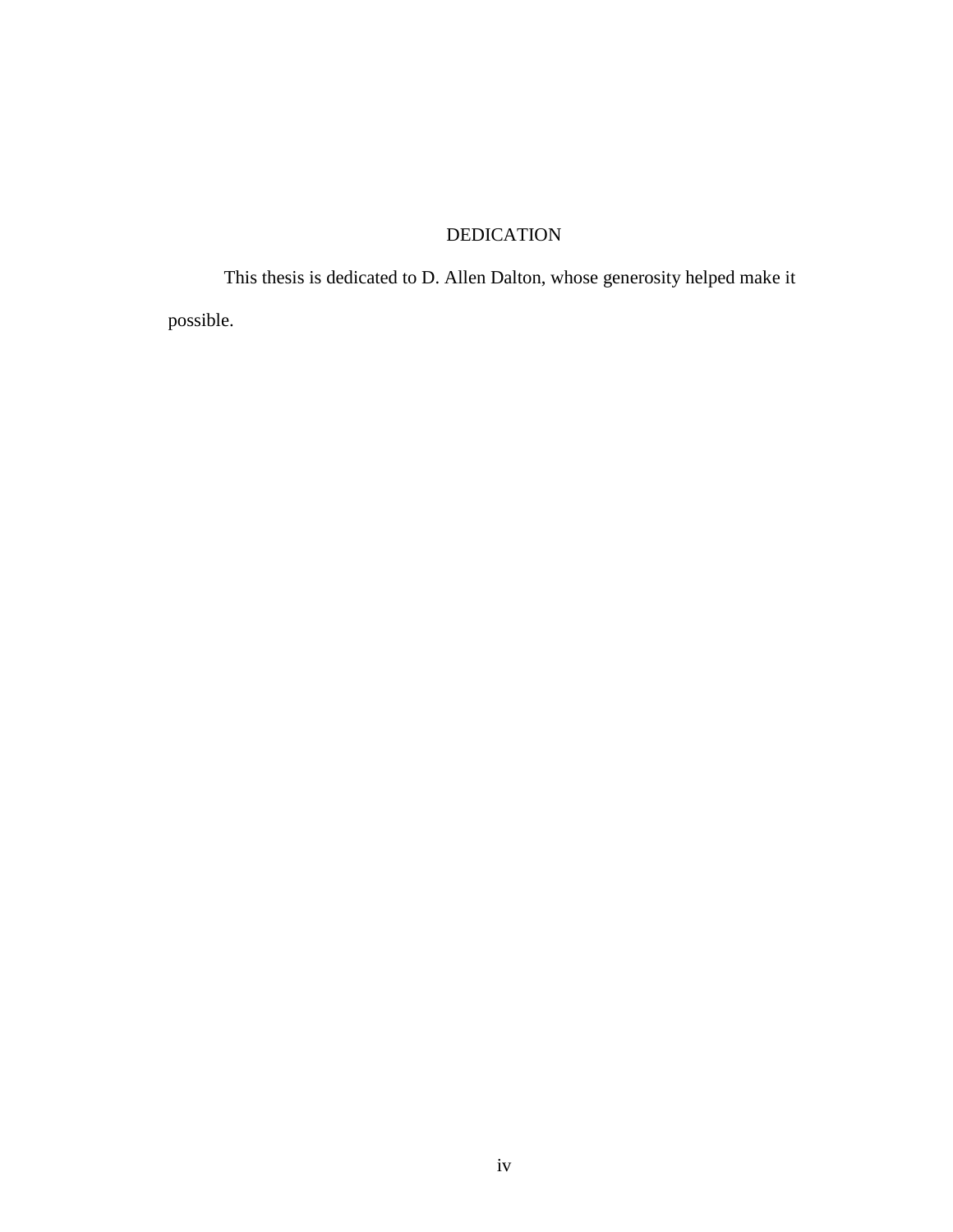# DEDICATION

This thesis is dedicated to D. Allen Dalton, whose generosity helped make it possible.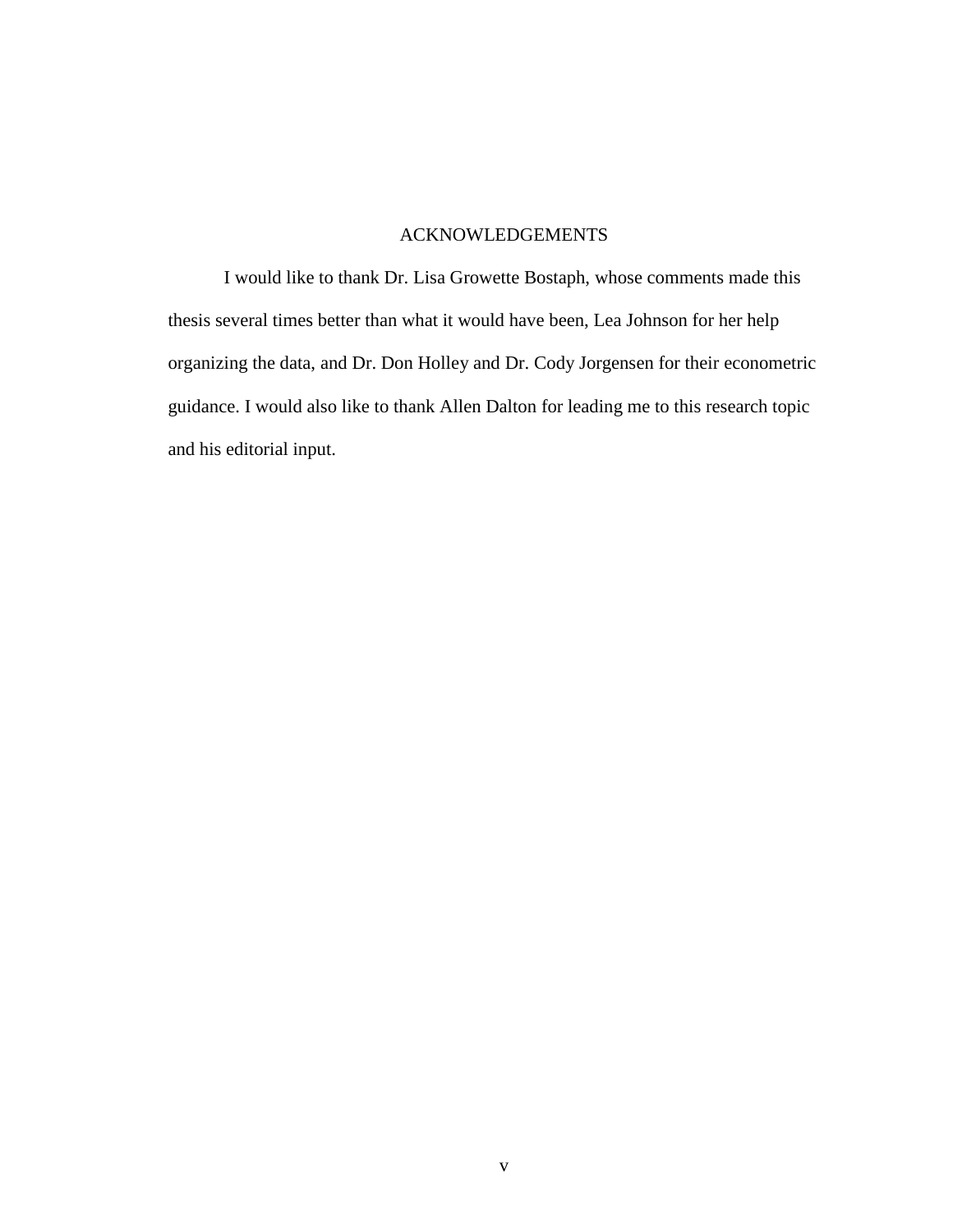# ACKNOWLEDGEMENTS

I would like to thank Dr. Lisa Growette Bostaph, whose comments made this thesis several times better than what it would have been, Lea Johnson for her help organizing the data, and Dr. Don Holley and Dr. Cody Jorgensen for their econometric guidance. I would also like to thank Allen Dalton for leading me to this research topic and his editorial input.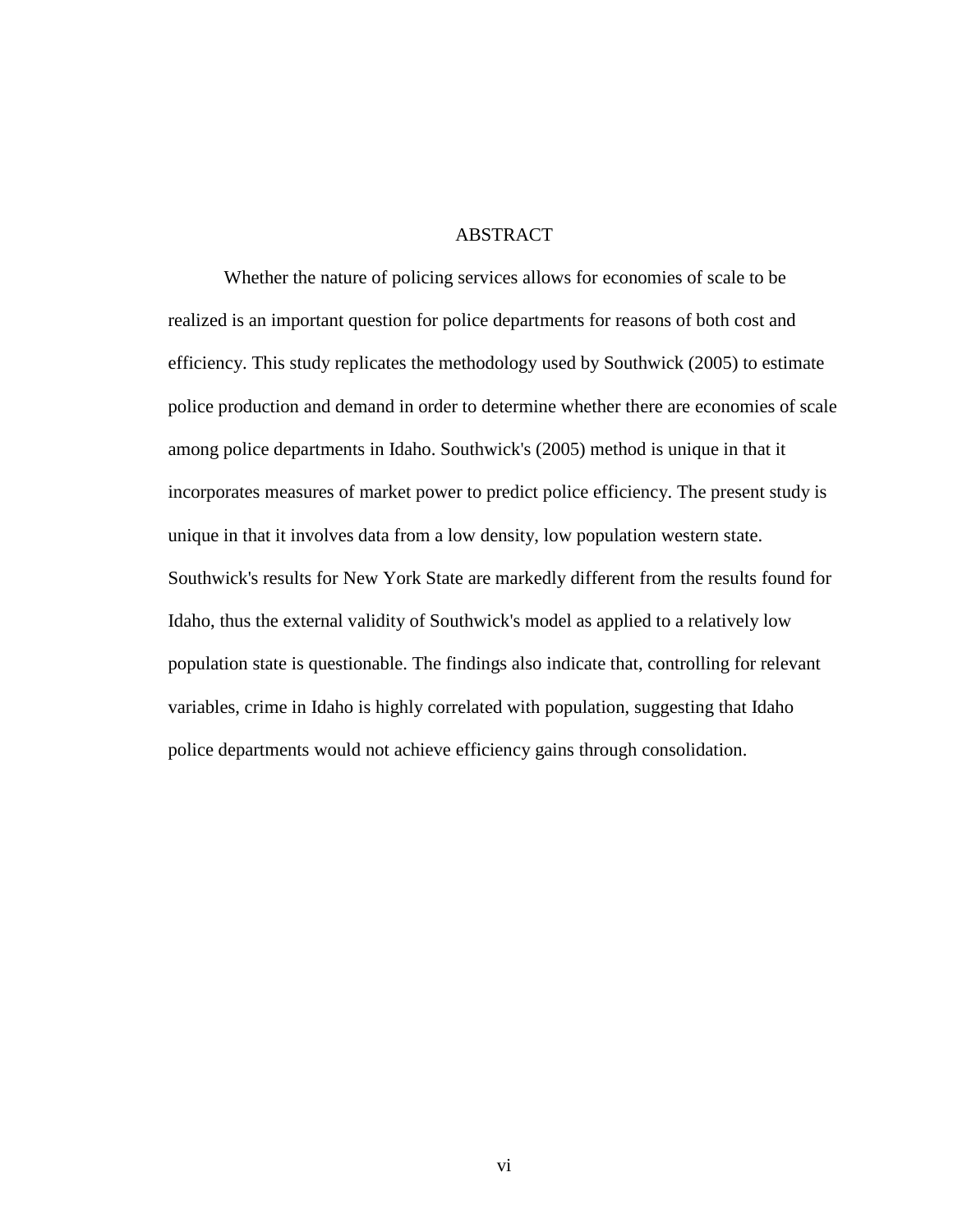# ABSTRACT

Whether the nature of policing services allows for economies of scale to be realized is an important question for police departments for reasons of both cost and efficiency. This study replicates the methodology used by Southwick (2005) to estimate police production and demand in order to determine whether there are economies of scale among police departments in Idaho. Southwick's (2005) method is unique in that it incorporates measures of market power to predict police efficiency. The present study is unique in that it involves data from a low density, low population western state. Southwick's results for New York State are markedly different from the results found for Idaho, thus the external validity of Southwick's model as applied to a relatively low population state is questionable. The findings also indicate that, controlling for relevant variables, crime in Idaho is highly correlated with population, suggesting that Idaho police departments would not achieve efficiency gains through consolidation.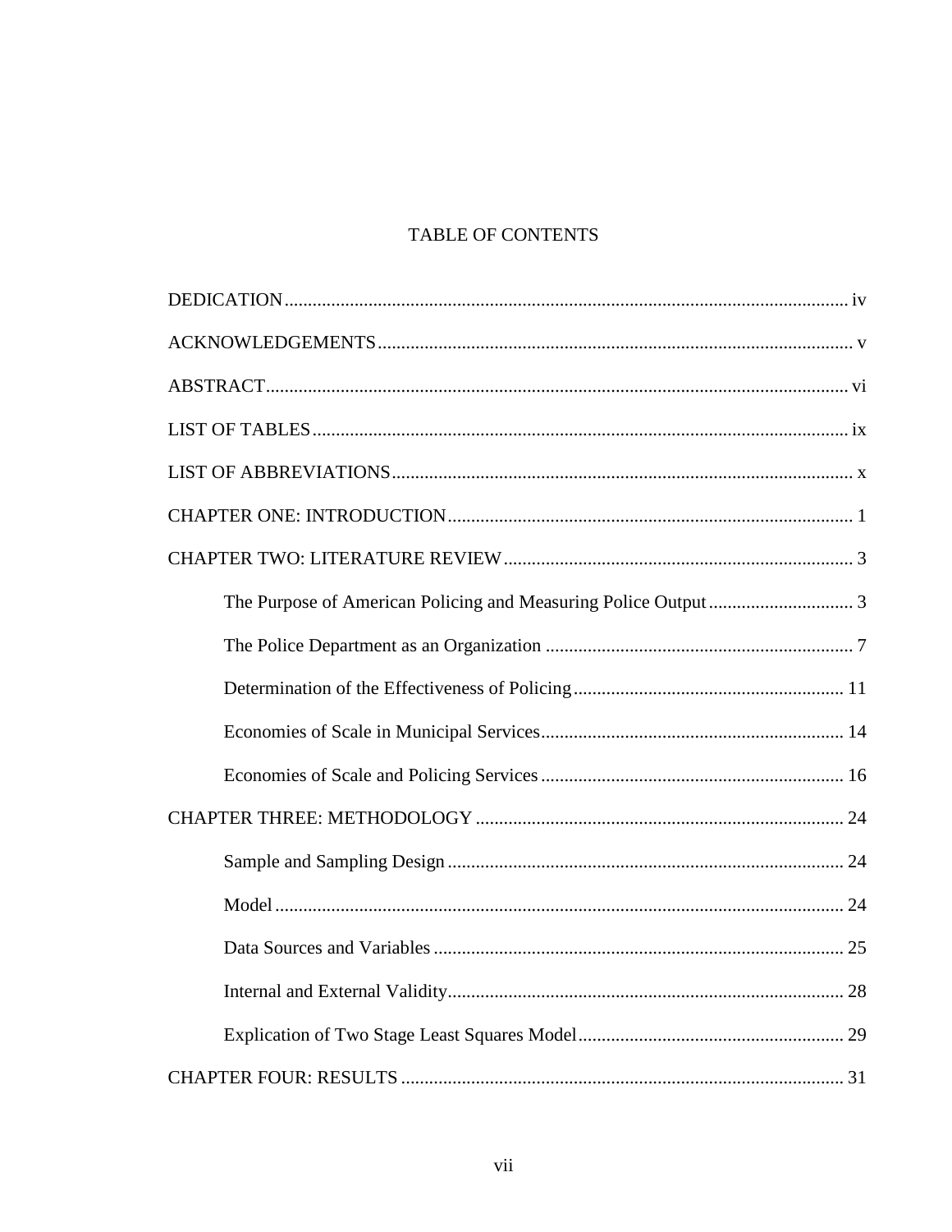# TABLE OF CONTENTS

DEDICATION ........................................................................................................................ iv

ACKNOWLEDGEMENTS ..................................................................................................... v

ABSTRACT ........................................................................................................................... vi

LIST OF TABLES ................................................................................................................. ix

LIST OF ABBREVIATIONS .................................................................................................. x

CHAPTER ONE: INTRODUCTION ...................................................................................... 1

CHAPTER TWO: LITERATURE REVIEW ........................................................................... 3

- The Purpose of American Policing and Measuring Police Output ............................... 3
- The Police Department as an Organization ................................................................. 7
- Determination of the Effectiveness of Policing .......................................................... 11
- Economies of Scale in Municipal Services ................................................................. 14
- Economies of Scale and Policing Services ................................................................. 16

CHAPTER THREE: METHODOLOGY .............................................................................. 24

- Sample and Sampling Design ..................................................................................... 24
- Model .......................................................................................................................... 24
- Data Sources and Variables ........................................................................................ 25
- Internal and External Validity ..................................................................................... 28
- Explication of Two Stage Least Squares Model ......................................................... 29

CHAPTER FOUR: RESULTS ............................................................................................... 31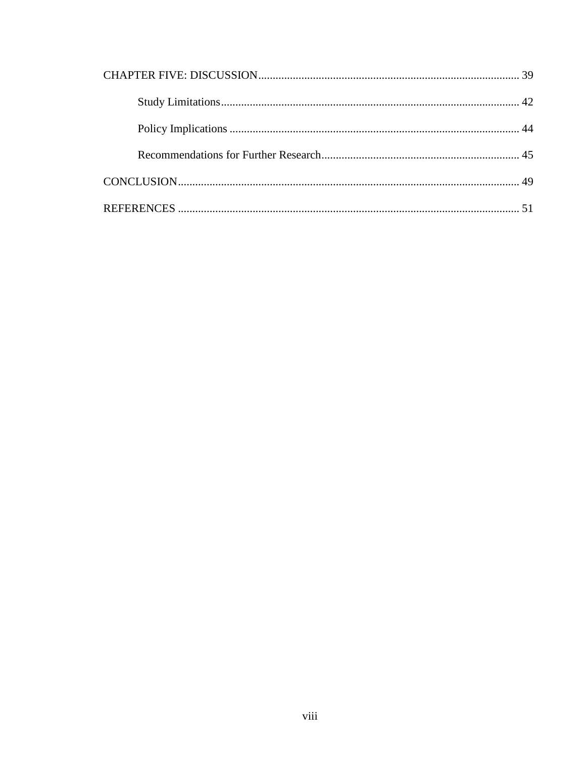CHAPTER FIVE: DISCUSSION .......................................................................................... 39

    Study Limitations ....................................................................................................... 42

    Policy Implications .................................................................................................... 44

    Recommendations for Further Research ..................................................................... 45

CONCLUSION ..................................................................................................................... 49

REFERENCES ..................................................................................................................... 51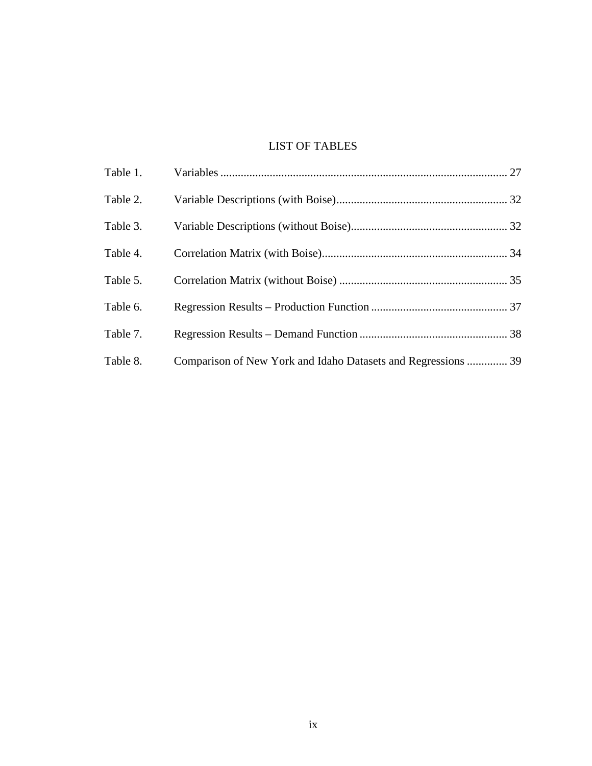# LIST OF TABLES

| | | |
|---|---|---|
| Table 1. | Variables | 27 |
| Table 2. | Variable Descriptions (with Boise) | 32 |
| Table 3. | Variable Descriptions (without Boise) | 32 |
| Table 4. | Correlation Matrix (with Boise) | 34 |
| Table 5. | Correlation Matrix (without Boise) | 35 |
| Table 6. | Regression Results – Production Function | 37 |
| Table 7. | Regression Results – Demand Function | 38 |
| Table 8. | Comparison of New York and Idaho Datasets and Regressions | 39 |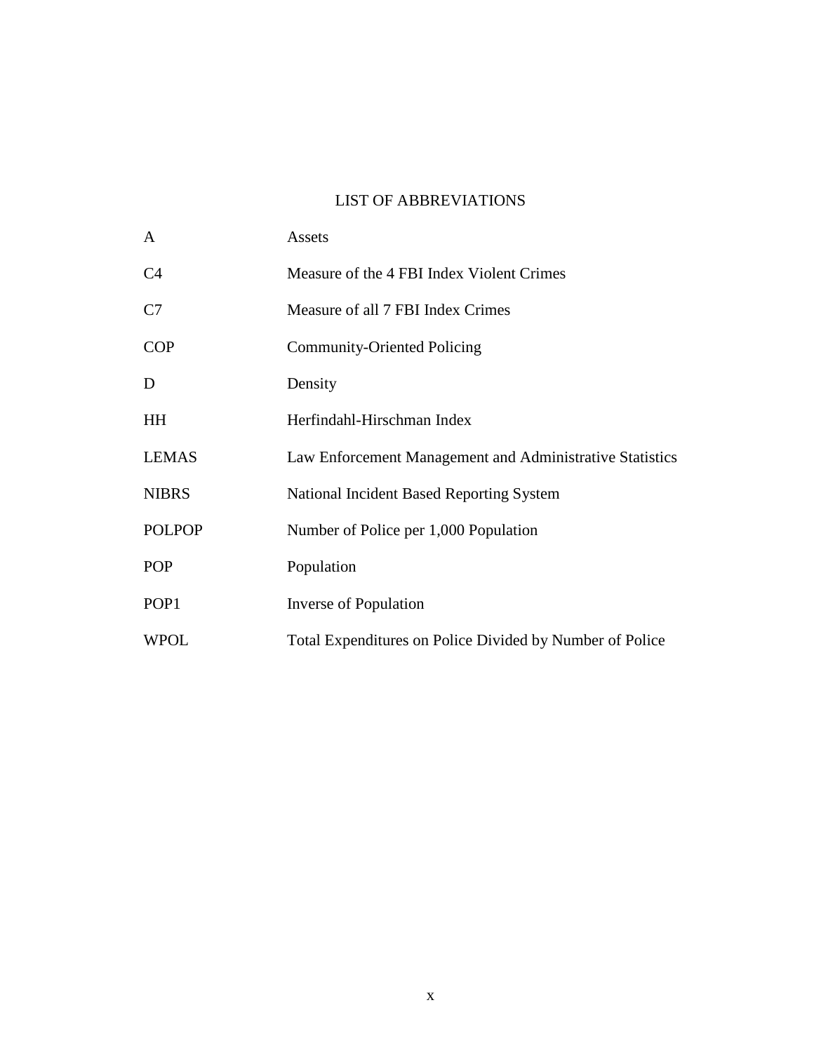# LIST OF ABBREVIATIONS

| | |
|---|---|
| A | Assets |
| C4 | Measure of the 4 FBI Index Violent Crimes |
| C7 | Measure of all 7 FBI Index Crimes |
| COP | Community-Oriented Policing |
| D | Density |
| HH | Herfindahl-Hirschman Index |
| LEMAS | Law Enforcement Management and Administrative Statistics |
| NIBRS | National Incident Based Reporting System |
| POLPOP | Number of Police per 1,000 Population |
| POP | Population |
| POP1 | Inverse of Population |
| WPOL | Total Expenditures on Police Divided by Number of Police |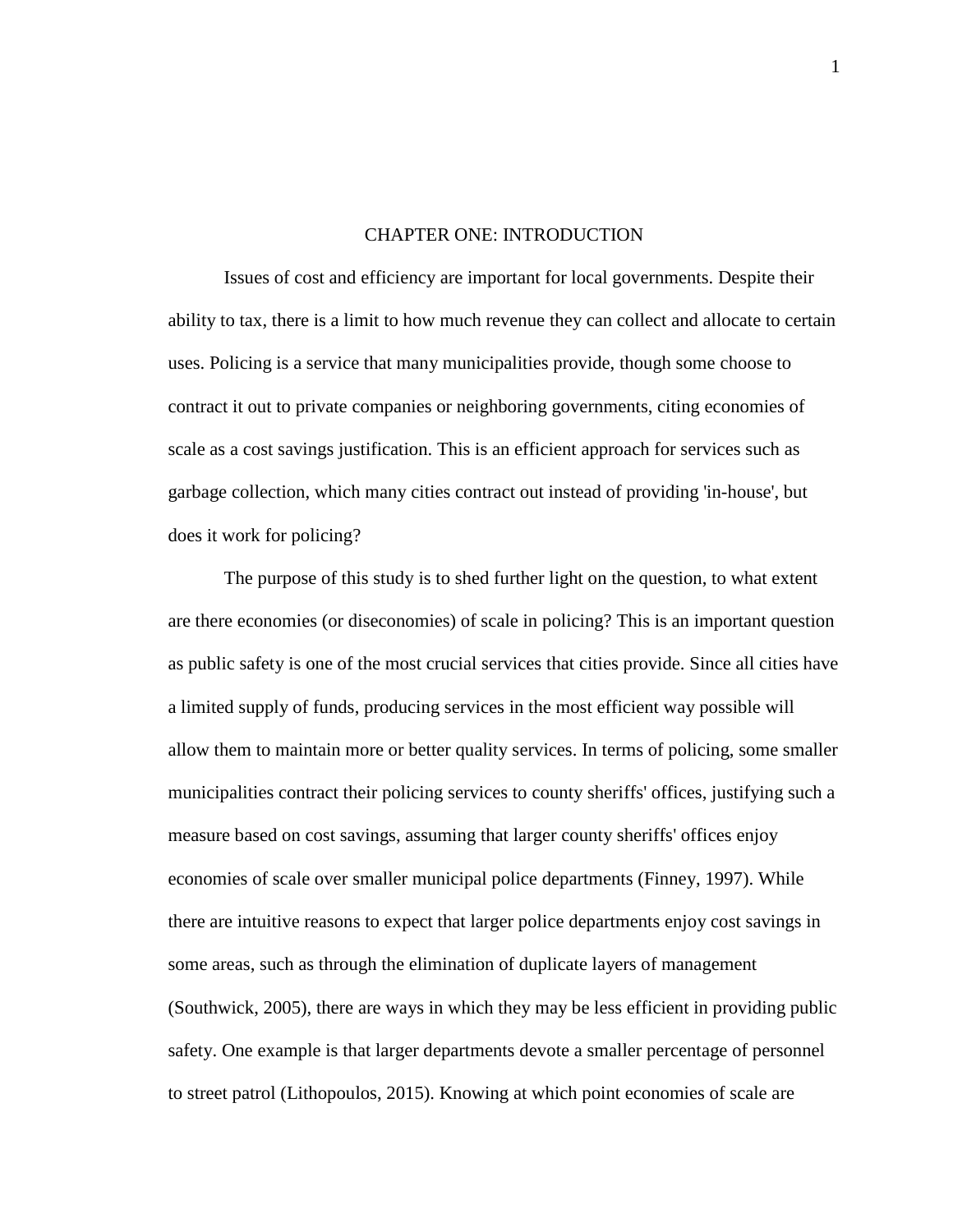# CHAPTER ONE: INTRODUCTION

Issues of cost and efficiency are important for local governments. Despite their ability to tax, there is a limit to how much revenue they can collect and allocate to certain uses. Policing is a service that many municipalities provide, though some choose to contract it out to private companies or neighboring governments, citing economies of scale as a cost savings justification. This is an efficient approach for services such as garbage collection, which many cities contract out instead of providing 'in-house', but does it work for policing?

The purpose of this study is to shed further light on the question, to what extent are there economies (or diseconomies) of scale in policing? This is an important question as public safety is one of the most crucial services that cities provide. Since all cities have a limited supply of funds, producing services in the most efficient way possible will allow them to maintain more or better quality services. In terms of policing, some smaller municipalities contract their policing services to county sheriffs' offices, justifying such a measure based on cost savings, assuming that larger county sheriffs' offices enjoy economies of scale over smaller municipal police departments (Finney, 1997). While there are intuitive reasons to expect that larger police departments enjoy cost savings in some areas, such as through the elimination of duplicate layers of management (Southwick, 2005), there are ways in which they may be less efficient in providing public safety. One example is that larger departments devote a smaller percentage of personnel to street patrol (Lithopoulos, 2015). Knowing at which point economies of scale are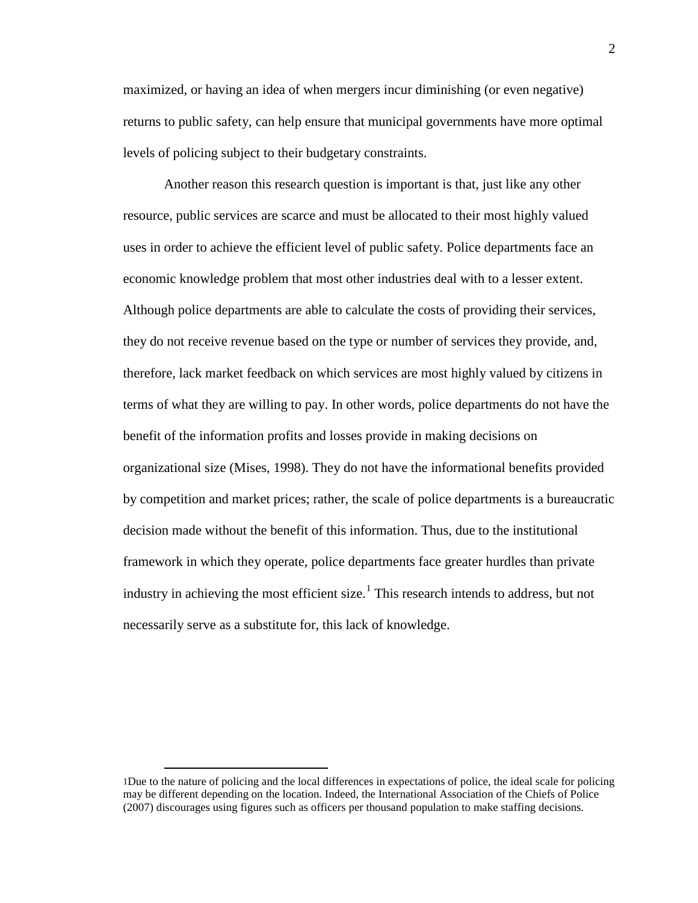maximized, or having an idea of when mergers incur diminishing (or even negative) returns to public safety, can help ensure that municipal governments have more optimal levels of policing subject to their budgetary constraints.

Another reason this research question is important is that, just like any other resource, public services are scarce and must be allocated to their most highly valued uses in order to achieve the efficient level of public safety. Police departments face an economic knowledge problem that most other industries deal with to a lesser extent. Although police departments are able to calculate the costs of providing their services, they do not receive revenue based on the type or number of services they provide, and, therefore, lack market feedback on which services are most highly valued by citizens in terms of what they are willing to pay. In other words, police departments do not have the benefit of the information profits and losses provide in making decisions on organizational size (Mises, 1998). They do not have the informational benefits provided by competition and market prices; rather, the scale of police departments is a bureaucratic decision made without the benefit of this information. Thus, due to the institutional framework in which they operate, police departments face greater hurdles than private industry in achieving the most efficient size.[1] This research intends to address, but not necessarily serve as a substitute for, this lack of knowledge.

---

[1] Due to the nature of policing and the local differences in expectations of police, the ideal scale for policing may be different depending on the location. Indeed, the International Association of the Chiefs of Police (2007) discourages using figures such as officers per thousand population to make staffing decisions.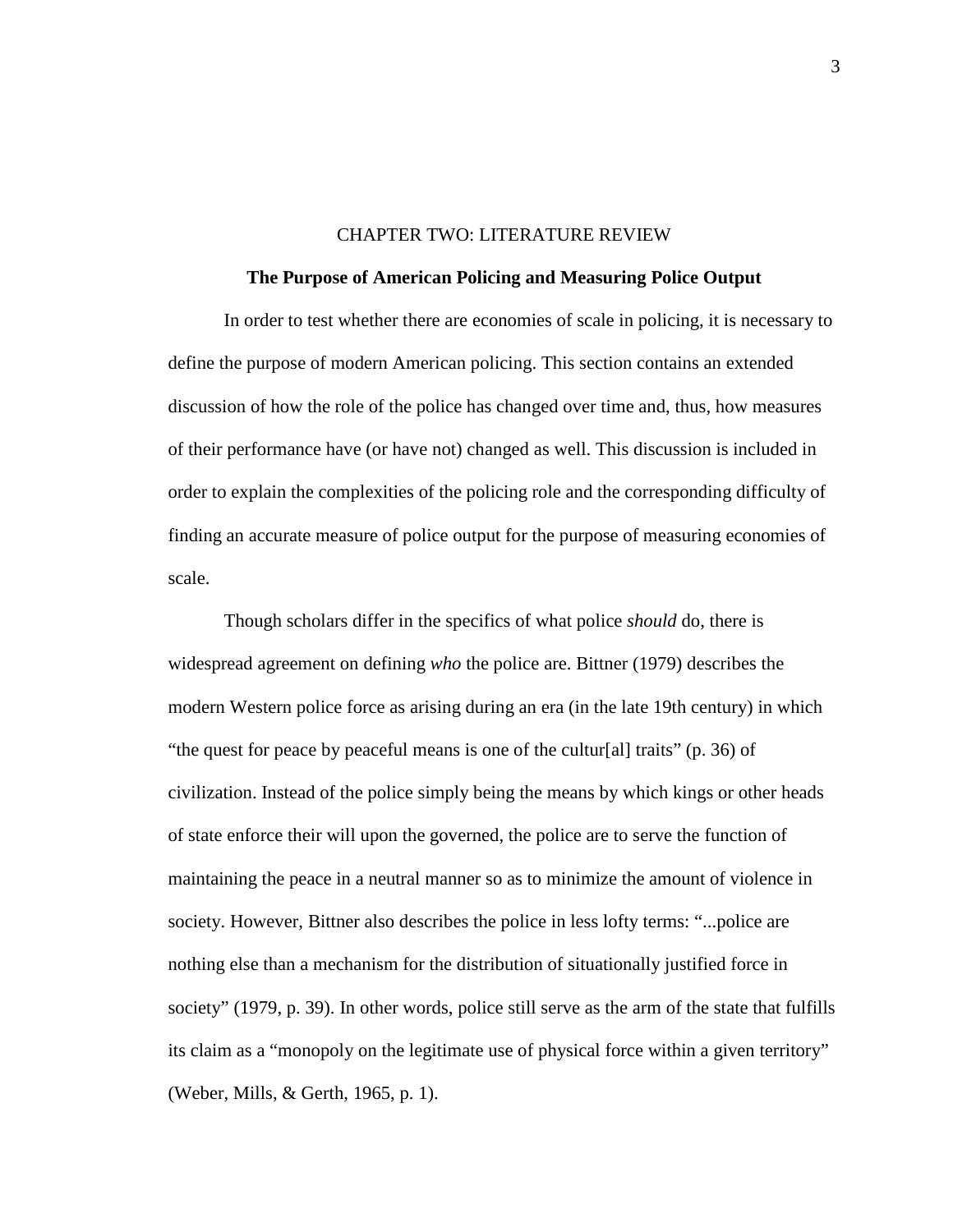# CHAPTER TWO: LITERATURE REVIEW

## The Purpose of American Policing and Measuring Police Output

In order to test whether there are economies of scale in policing, it is necessary to define the purpose of modern American policing. This section contains an extended discussion of how the role of the police has changed over time and, thus, how measures of their performance have (or have not) changed as well. This discussion is included in order to explain the complexities of the policing role and the corresponding difficulty of finding an accurate measure of police output for the purpose of measuring economies of scale.

Though scholars differ in the specifics of what police *should* do, there is widespread agreement on defining *who* the police are. Bittner (1979) describes the modern Western police force as arising during an era (in the late 19th century) in which "the quest for peace by peaceful means is one of the cultur[al] traits" (p. 36) of civilization. Instead of the police simply being the means by which kings or other heads of state enforce their will upon the governed, the police are to serve the function of maintaining the peace in a neutral manner so as to minimize the amount of violence in society. However, Bittner also describes the police in less lofty terms: "...police are nothing else than a mechanism for the distribution of situationally justified force in society" (1979, p. 39). In other words, police still serve as the arm of the state that fulfills its claim as a "monopoly on the legitimate use of physical force within a given territory" (Weber, Mills, & Gerth, 1965, p. 1).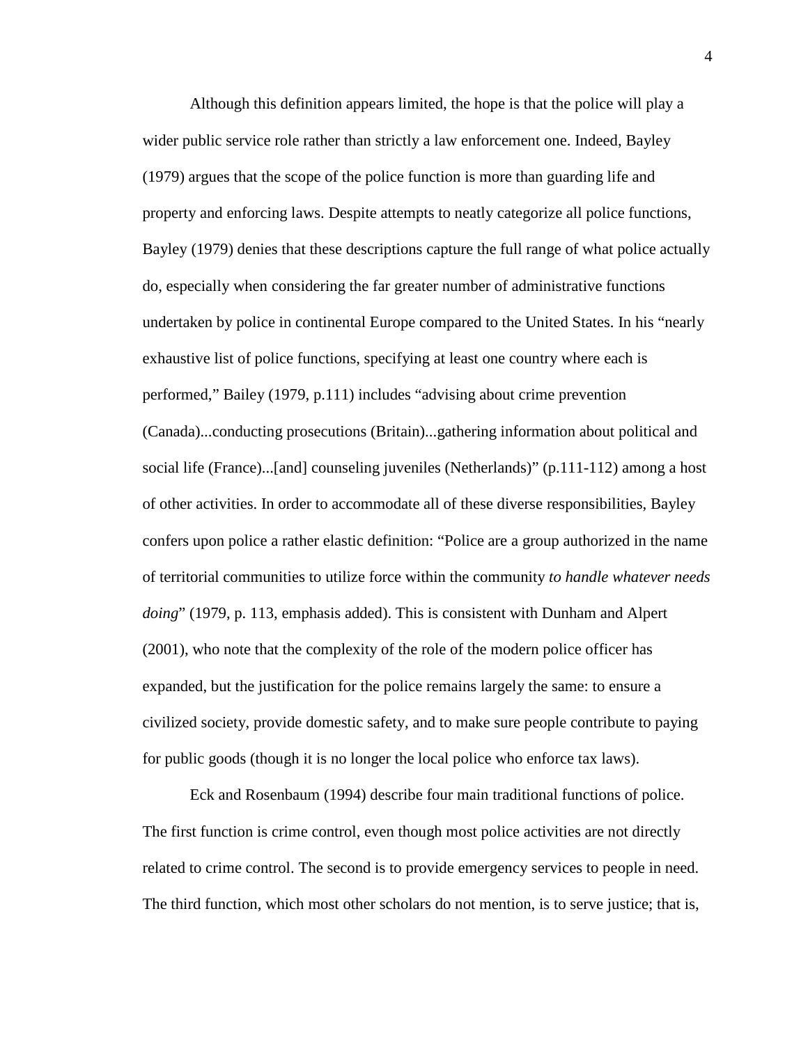Although this definition appears limited, the hope is that the police will play a wider public service role rather than strictly a law enforcement one. Indeed, Bayley (1979) argues that the scope of the police function is more than guarding life and property and enforcing laws. Despite attempts to neatly categorize all police functions, Bayley (1979) denies that these descriptions capture the full range of what police actually do, especially when considering the far greater number of administrative functions undertaken by police in continental Europe compared to the United States. In his "nearly exhaustive list of police functions, specifying at least one country where each is performed," Bailey (1979, p.111) includes "advising about crime prevention (Canada)...conducting prosecutions (Britain)...gathering information about political and social life (France)...[and] counseling juveniles (Netherlands)" (p.111-112) among a host of other activities. In order to accommodate all of these diverse responsibilities, Bayley confers upon police a rather elastic definition: "Police are a group authorized in the name of territorial communities to utilize force within the community *to handle whatever needs doing*" (1979, p. 113, emphasis added). This is consistent with Dunham and Alpert (2001), who note that the complexity of the role of the modern police officer has expanded, but the justification for the police remains largely the same: to ensure a civilized society, provide domestic safety, and to make sure people contribute to paying for public goods (though it is no longer the local police who enforce tax laws).

Eck and Rosenbaum (1994) describe four main traditional functions of police. The first function is crime control, even though most police activities are not directly related to crime control. The second is to provide emergency services to people in need. The third function, which most other scholars do not mention, is to serve justice; that is,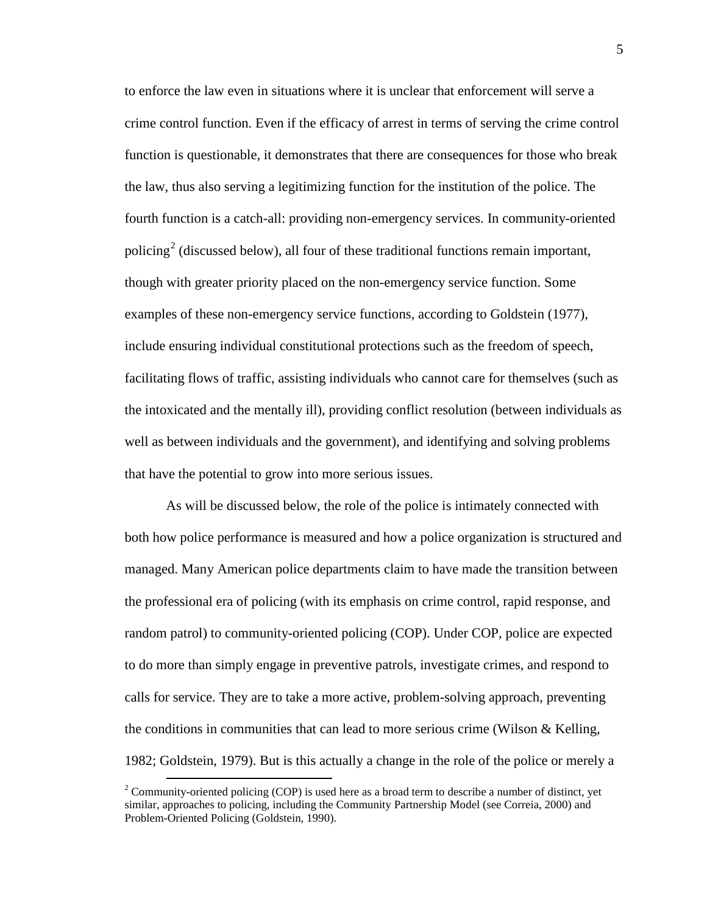to enforce the law even in situations where it is unclear that enforcement will serve a crime control function. Even if the efficacy of arrest in terms of serving the crime control function is questionable, it demonstrates that there are consequences for those who break the law, thus also serving a legitimizing function for the institution of the police. The fourth function is a catch-all: providing non-emergency services. In community-oriented policing[2] (discussed below), all four of these traditional functions remain important, though with greater priority placed on the non-emergency service function. Some examples of these non-emergency service functions, according to Goldstein (1977), include ensuring individual constitutional protections such as the freedom of speech, facilitating flows of traffic, assisting individuals who cannot care for themselves (such as the intoxicated and the mentally ill), providing conflict resolution (between individuals as well as between individuals and the government), and identifying and solving problems that have the potential to grow into more serious issues.

As will be discussed below, the role of the police is intimately connected with both how police performance is measured and how a police organization is structured and managed. Many American police departments claim to have made the transition between the professional era of policing (with its emphasis on crime control, rapid response, and random patrol) to community-oriented policing (COP). Under COP, police are expected to do more than simply engage in preventive patrols, investigate crimes, and respond to calls for service. They are to take a more active, problem-solving approach, preventing the conditions in communities that can lead to more serious crime (Wilson & Kelling, 1982; Goldstein, 1979). But is this actually a change in the role of the police or merely a

[2] Community-oriented policing (COP) is used here as a broad term to describe a number of distinct, yet similar, approaches to policing, including the Community Partnership Model (see Correia, 2000) and Problem-Oriented Policing (Goldstein, 1990).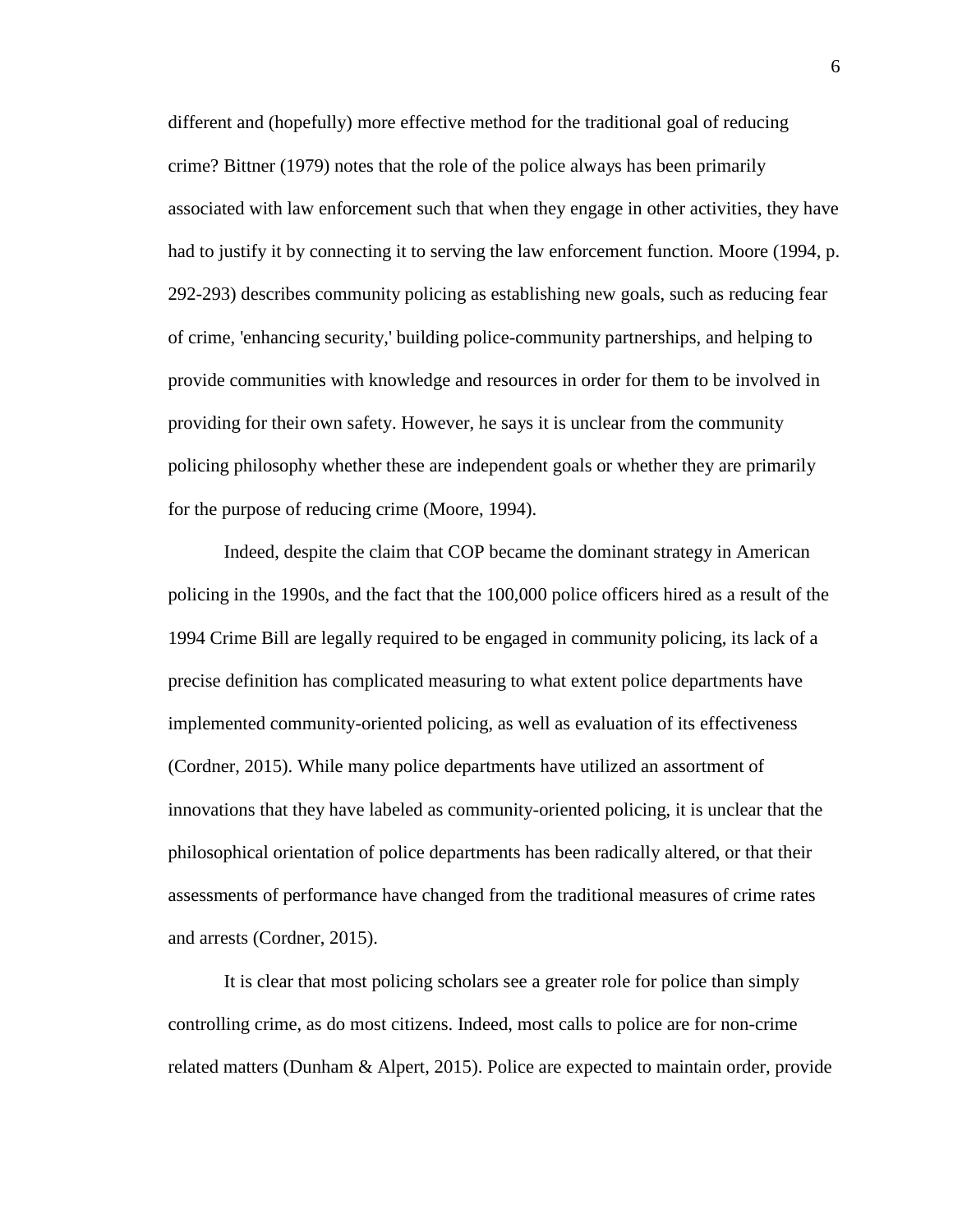different and (hopefully) more effective method for the traditional goal of reducing crime? Bittner (1979) notes that the role of the police always has been primarily associated with law enforcement such that when they engage in other activities, they have had to justify it by connecting it to serving the law enforcement function. Moore (1994, p. 292-293) describes community policing as establishing new goals, such as reducing fear of crime, 'enhancing security,' building police-community partnerships, and helping to provide communities with knowledge and resources in order for them to be involved in providing for their own safety. However, he says it is unclear from the community policing philosophy whether these are independent goals or whether they are primarily for the purpose of reducing crime (Moore, 1994).

Indeed, despite the claim that COP became the dominant strategy in American policing in the 1990s, and the fact that the 100,000 police officers hired as a result of the 1994 Crime Bill are legally required to be engaged in community policing, its lack of a precise definition has complicated measuring to what extent police departments have implemented community-oriented policing, as well as evaluation of its effectiveness (Cordner, 2015). While many police departments have utilized an assortment of innovations that they have labeled as community-oriented policing, it is unclear that the philosophical orientation of police departments has been radically altered, or that their assessments of performance have changed from the traditional measures of crime rates and arrests (Cordner, 2015).

It is clear that most policing scholars see a greater role for police than simply controlling crime, as do most citizens. Indeed, most calls to police are for non-crime related matters (Dunham & Alpert, 2015). Police are expected to maintain order, provide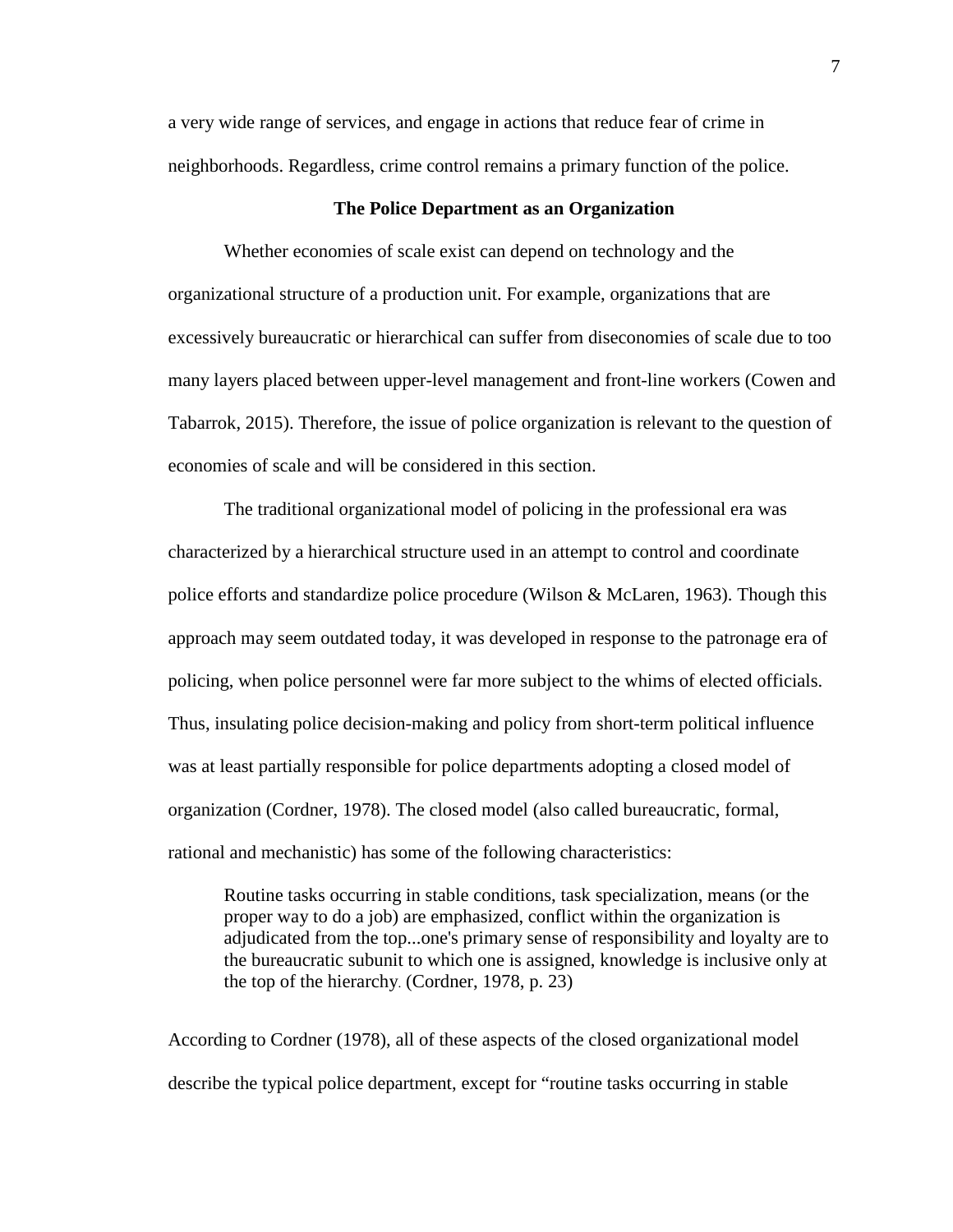a very wide range of services, and engage in actions that reduce fear of crime in neighborhoods. Regardless, crime control remains a primary function of the police.

## The Police Department as an Organization

Whether economies of scale exist can depend on technology and the organizational structure of a production unit. For example, organizations that are excessively bureaucratic or hierarchical can suffer from diseconomies of scale due to too many layers placed between upper-level management and front-line workers (Cowen and Tabarrok, 2015). Therefore, the issue of police organization is relevant to the question of economies of scale and will be considered in this section.

The traditional organizational model of policing in the professional era was characterized by a hierarchical structure used in an attempt to control and coordinate police efforts and standardize police procedure (Wilson & McLaren, 1963). Though this approach may seem outdated today, it was developed in response to the patronage era of policing, when police personnel were far more subject to the whims of elected officials. Thus, insulating police decision-making and policy from short-term political influence was at least partially responsible for police departments adopting a closed model of organization (Cordner, 1978). The closed model (also called bureaucratic, formal, rational and mechanistic) has some of the following characteristics:

> Routine tasks occurring in stable conditions, task specialization, means (or the proper way to do a job) are emphasized, conflict within the organization is adjudicated from the top...one's primary sense of responsibility and loyalty are to the bureaucratic subunit to which one is assigned, knowledge is inclusive only at the top of the hierarchy. (Cordner, 1978, p. 23)

According to Cordner (1978), all of these aspects of the closed organizational model describe the typical police department, except for "routine tasks occurring in stable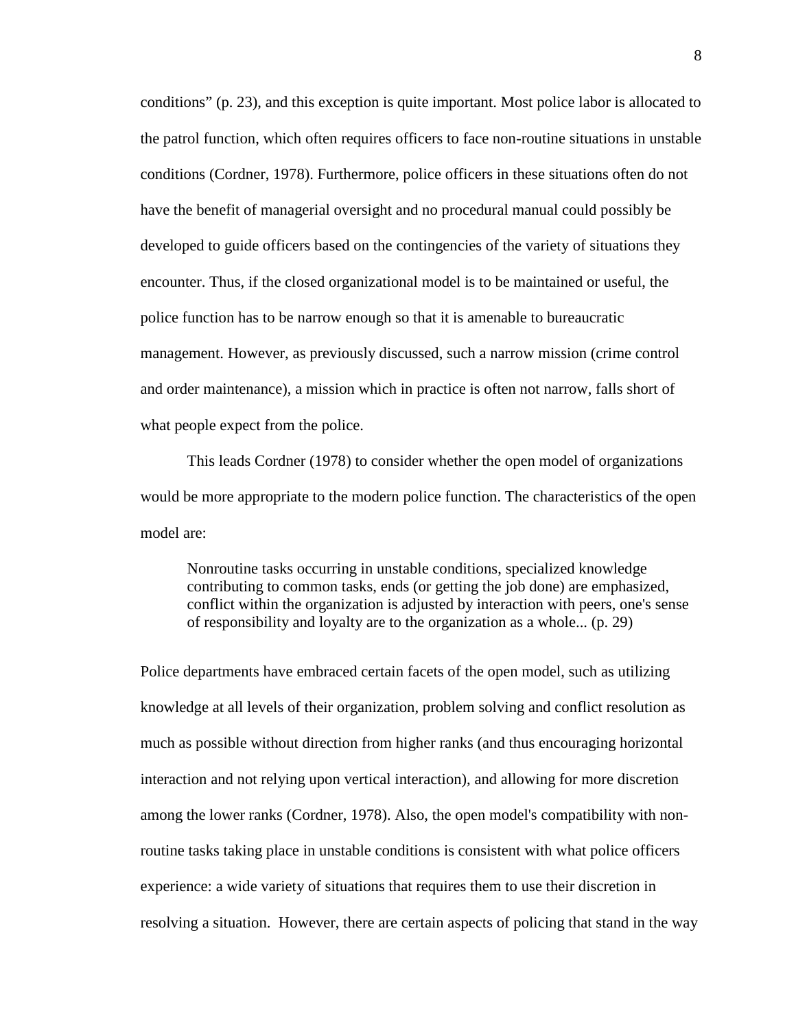conditions" (p. 23), and this exception is quite important. Most police labor is allocated to the patrol function, which often requires officers to face non-routine situations in unstable conditions (Cordner, 1978). Furthermore, police officers in these situations often do not have the benefit of managerial oversight and no procedural manual could possibly be developed to guide officers based on the contingencies of the variety of situations they encounter. Thus, if the closed organizational model is to be maintained or useful, the police function has to be narrow enough so that it is amenable to bureaucratic management. However, as previously discussed, such a narrow mission (crime control and order maintenance), a mission which in practice is often not narrow, falls short of what people expect from the police.

This leads Cordner (1978) to consider whether the open model of organizations would be more appropriate to the modern police function. The characteristics of the open model are:

> Nonroutine tasks occurring in unstable conditions, specialized knowledge contributing to common tasks, ends (or getting the job done) are emphasized, conflict within the organization is adjusted by interaction with peers, one's sense of responsibility and loyalty are to the organization as a whole... (p. 29)

Police departments have embraced certain facets of the open model, such as utilizing knowledge at all levels of their organization, problem solving and conflict resolution as much as possible without direction from higher ranks (and thus encouraging horizontal interaction and not relying upon vertical interaction), and allowing for more discretion among the lower ranks (Cordner, 1978). Also, the open model's compatibility with non-routine tasks taking place in unstable conditions is consistent with what police officers experience: a wide variety of situations that requires them to use their discretion in resolving a situation. However, there are certain aspects of policing that stand in the way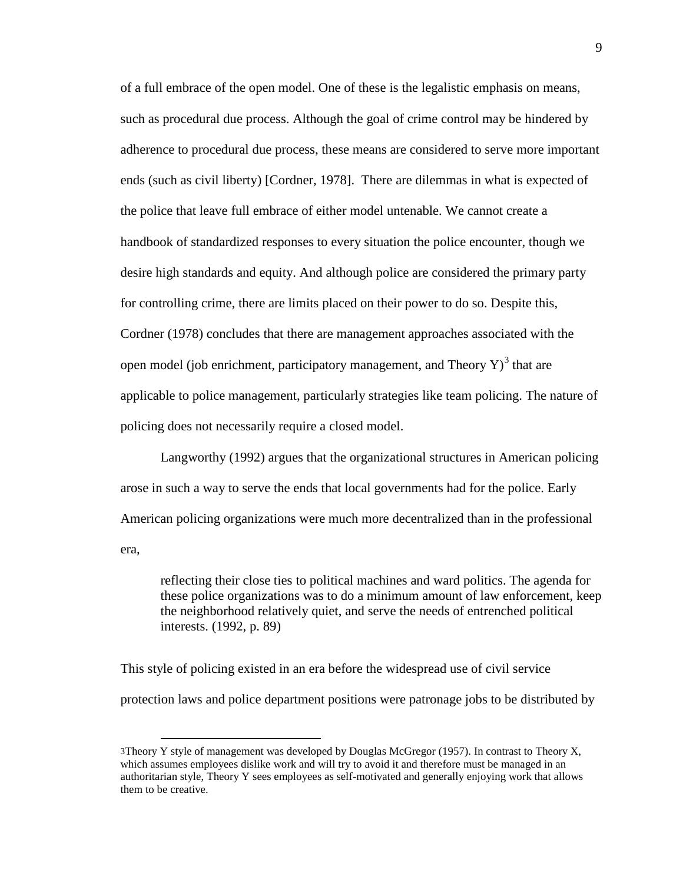of a full embrace of the open model. One of these is the legalistic emphasis on means, such as procedural due process. Although the goal of crime control may be hindered by adherence to procedural due process, these means are considered to serve more important ends (such as civil liberty) [Cordner, 1978]. There are dilemmas in what is expected of the police that leave full embrace of either model untenable. We cannot create a handbook of standardized responses to every situation the police encounter, though we desire high standards and equity. And although police are considered the primary party for controlling crime, there are limits placed on their power to do so. Despite this, Cordner (1978) concludes that there are management approaches associated with the open model (job enrichment, participatory management, and Theory Y)[3] that are applicable to police management, particularly strategies like team policing. The nature of policing does not necessarily require a closed model.

Langworthy (1992) argues that the organizational structures in American policing arose in such a way to serve the ends that local governments had for the police. Early American policing organizations were much more decentralized than in the professional era,

> reflecting their close ties to political machines and ward politics. The agenda for these police organizations was to do a minimum amount of law enforcement, keep the neighborhood relatively quiet, and serve the needs of entrenched political interests. (1992, p. 89)

This style of policing existed in an era before the widespread use of civil service protection laws and police department positions were patronage jobs to be distributed by

---

[3] Theory Y style of management was developed by Douglas McGregor (1957). In contrast to Theory X, which assumes employees dislike work and will try to avoid it and therefore must be managed in an authoritarian style, Theory Y sees employees as self-motivated and generally enjoying work that allows them to be creative.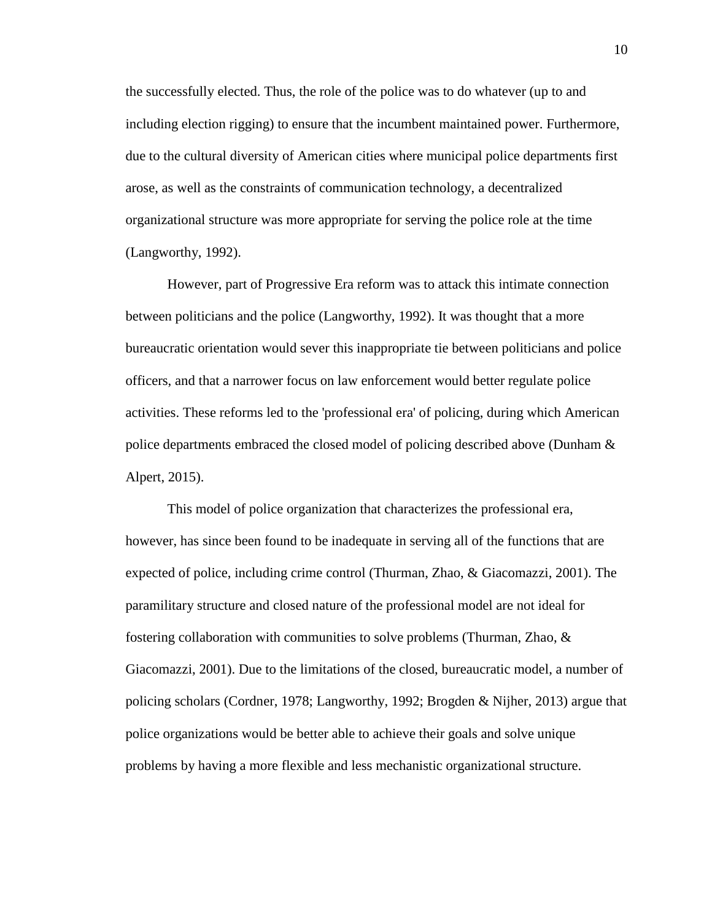the successfully elected. Thus, the role of the police was to do whatever (up to and including election rigging) to ensure that the incumbent maintained power. Furthermore, due to the cultural diversity of American cities where municipal police departments first arose, as well as the constraints of communication technology, a decentralized organizational structure was more appropriate for serving the police role at the time (Langworthy, 1992).

However, part of Progressive Era reform was to attack this intimate connection between politicians and the police (Langworthy, 1992). It was thought that a more bureaucratic orientation would sever this inappropriate tie between politicians and police officers, and that a narrower focus on law enforcement would better regulate police activities. These reforms led to the 'professional era' of policing, during which American police departments embraced the closed model of policing described above (Dunham & Alpert, 2015).

This model of police organization that characterizes the professional era, however, has since been found to be inadequate in serving all of the functions that are expected of police, including crime control (Thurman, Zhao, & Giacomazzi, 2001). The paramilitary structure and closed nature of the professional model are not ideal for fostering collaboration with communities to solve problems (Thurman, Zhao, & Giacomazzi, 2001). Due to the limitations of the closed, bureaucratic model, a number of policing scholars (Cordner, 1978; Langworthy, 1992; Brogden & Nijher, 2013) argue that police organizations would be better able to achieve their goals and solve unique problems by having a more flexible and less mechanistic organizational structure.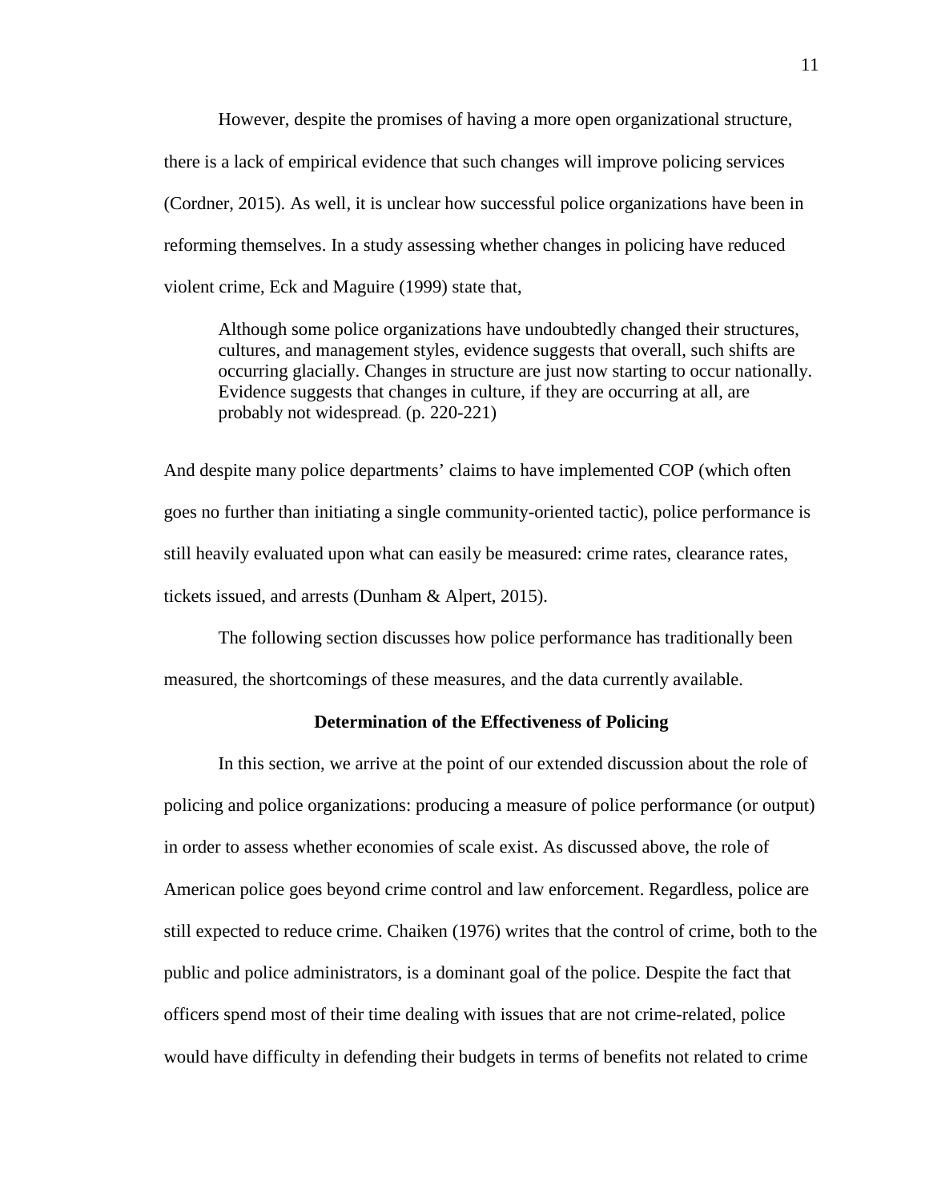However, despite the promises of having a more open organizational structure, there is a lack of empirical evidence that such changes will improve policing services (Cordner, 2015). As well, it is unclear how successful police organizations have been in reforming themselves. In a study assessing whether changes in policing have reduced violent crime, Eck and Maguire (1999) state that,

> Although some police organizations have undoubtedly changed their structures, cultures, and management styles, evidence suggests that overall, such shifts are occurring glacially. Changes in structure are just now starting to occur nationally. Evidence suggests that changes in culture, if they are occurring at all, are probably not widespread. (p. 220-221)

And despite many police departments' claims to have implemented COP (which often goes no further than initiating a single community-oriented tactic), police performance is still heavily evaluated upon what can easily be measured: crime rates, clearance rates, tickets issued, and arrests (Dunham & Alpert, 2015).

The following section discusses how police performance has traditionally been measured, the shortcomings of these measures, and the data currently available.

## Determination of the Effectiveness of Policing

In this section, we arrive at the point of our extended discussion about the role of policing and police organizations: producing a measure of police performance (or output) in order to assess whether economies of scale exist. As discussed above, the role of American police goes beyond crime control and law enforcement. Regardless, police are still expected to reduce crime. Chaiken (1976) writes that the control of crime, both to the public and police administrators, is a dominant goal of the police. Despite the fact that officers spend most of their time dealing with issues that are not crime-related, police would have difficulty in defending their budgets in terms of benefits not related to crime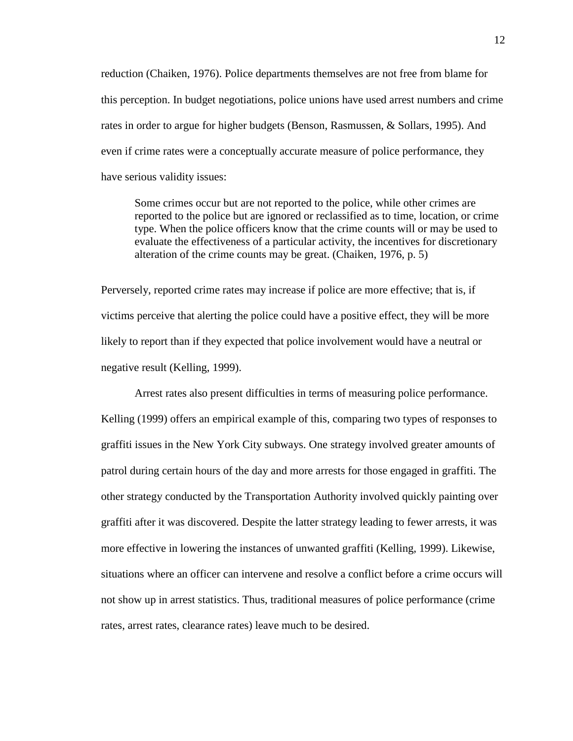reduction (Chaiken, 1976). Police departments themselves are not free from blame for this perception. In budget negotiations, police unions have used arrest numbers and crime rates in order to argue for higher budgets (Benson, Rasmussen, & Sollars, 1995). And even if crime rates were a conceptually accurate measure of police performance, they have serious validity issues:

> Some crimes occur but are not reported to the police, while other crimes are reported to the police but are ignored or reclassified as to time, location, or crime type. When the police officers know that the crime counts will or may be used to evaluate the effectiveness of a particular activity, the incentives for discretionary alteration of the crime counts may be great. (Chaiken, 1976, p. 5)

Perversely, reported crime rates may increase if police are more effective; that is, if victims perceive that alerting the police could have a positive effect, they will be more likely to report than if they expected that police involvement would have a neutral or negative result (Kelling, 1999).

Arrest rates also present difficulties in terms of measuring police performance. Kelling (1999) offers an empirical example of this, comparing two types of responses to graffiti issues in the New York City subways. One strategy involved greater amounts of patrol during certain hours of the day and more arrests for those engaged in graffiti. The other strategy conducted by the Transportation Authority involved quickly painting over graffiti after it was discovered. Despite the latter strategy leading to fewer arrests, it was more effective in lowering the instances of unwanted graffiti (Kelling, 1999). Likewise, situations where an officer can intervene and resolve a conflict before a crime occurs will not show up in arrest statistics. Thus, traditional measures of police performance (crime rates, arrest rates, clearance rates) leave much to be desired.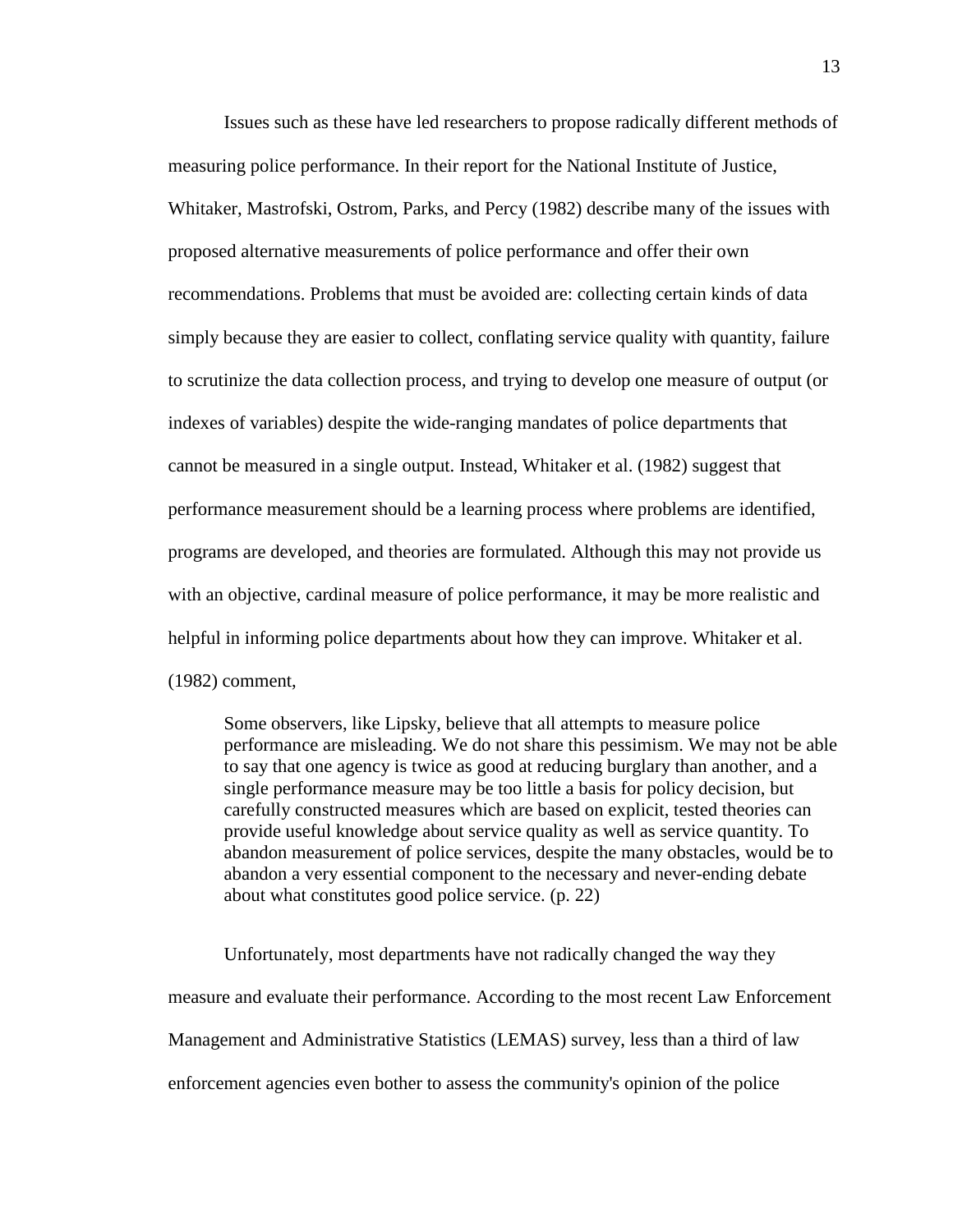Issues such as these have led researchers to propose radically different methods of measuring police performance. In their report for the National Institute of Justice, Whitaker, Mastrofski, Ostrom, Parks, and Percy (1982) describe many of the issues with proposed alternative measurements of police performance and offer their own recommendations. Problems that must be avoided are: collecting certain kinds of data simply because they are easier to collect, conflating service quality with quantity, failure to scrutinize the data collection process, and trying to develop one measure of output (or indexes of variables) despite the wide-ranging mandates of police departments that cannot be measured in a single output. Instead, Whitaker et al. (1982) suggest that performance measurement should be a learning process where problems are identified, programs are developed, and theories are formulated. Although this may not provide us with an objective, cardinal measure of police performance, it may be more realistic and helpful in informing police departments about how they can improve. Whitaker et al. (1982) comment,

> Some observers, like Lipsky, believe that all attempts to measure police performance are misleading. We do not share this pessimism. We may not be able to say that one agency is twice as good at reducing burglary than another, and a single performance measure may be too little a basis for policy decision, but carefully constructed measures which are based on explicit, tested theories can provide useful knowledge about service quality as well as service quantity. To abandon measurement of police services, despite the many obstacles, would be to abandon a very essential component to the necessary and never-ending debate about what constitutes good police service. (p. 22)

Unfortunately, most departments have not radically changed the way they measure and evaluate their performance. According to the most recent Law Enforcement Management and Administrative Statistics (LEMAS) survey, less than a third of law enforcement agencies even bother to assess the community's opinion of the police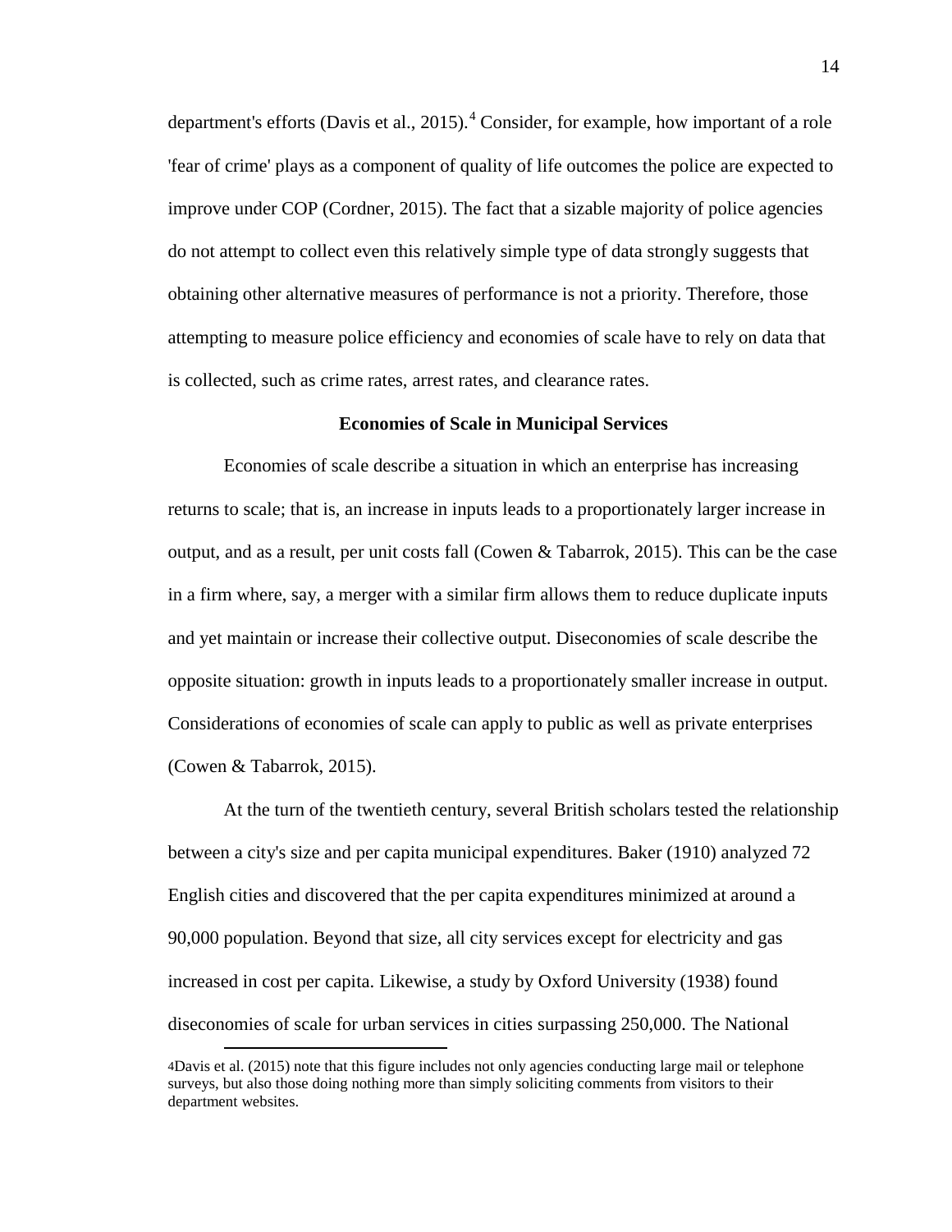department's efforts (Davis et al., 2015).[4] Consider, for example, how important of a role 'fear of crime' plays as a component of quality of life outcomes the police are expected to improve under COP (Cordner, 2015). The fact that a sizable majority of police agencies do not attempt to collect even this relatively simple type of data strongly suggests that obtaining other alternative measures of performance is not a priority. Therefore, those attempting to measure police efficiency and economies of scale have to rely on data that is collected, such as crime rates, arrest rates, and clearance rates.

## Economies of Scale in Municipal Services

Economies of scale describe a situation in which an enterprise has increasing returns to scale; that is, an increase in inputs leads to a proportionately larger increase in output, and as a result, per unit costs fall (Cowen & Tabarrok, 2015). This can be the case in a firm where, say, a merger with a similar firm allows them to reduce duplicate inputs and yet maintain or increase their collective output. Diseconomies of scale describe the opposite situation: growth in inputs leads to a proportionately smaller increase in output. Considerations of economies of scale can apply to public as well as private enterprises (Cowen & Tabarrok, 2015).

At the turn of the twentieth century, several British scholars tested the relationship between a city's size and per capita municipal expenditures. Baker (1910) analyzed 72 English cities and discovered that the per capita expenditures minimized at around a 90,000 population. Beyond that size, all city services except for electricity and gas increased in cost per capita. Likewise, a study by Oxford University (1938) found diseconomies of scale for urban services in cities surpassing 250,000. The National

[4] Davis et al. (2015) note that this figure includes not only agencies conducting large mail or telephone surveys, but also those doing nothing more than simply soliciting comments from visitors to their department websites.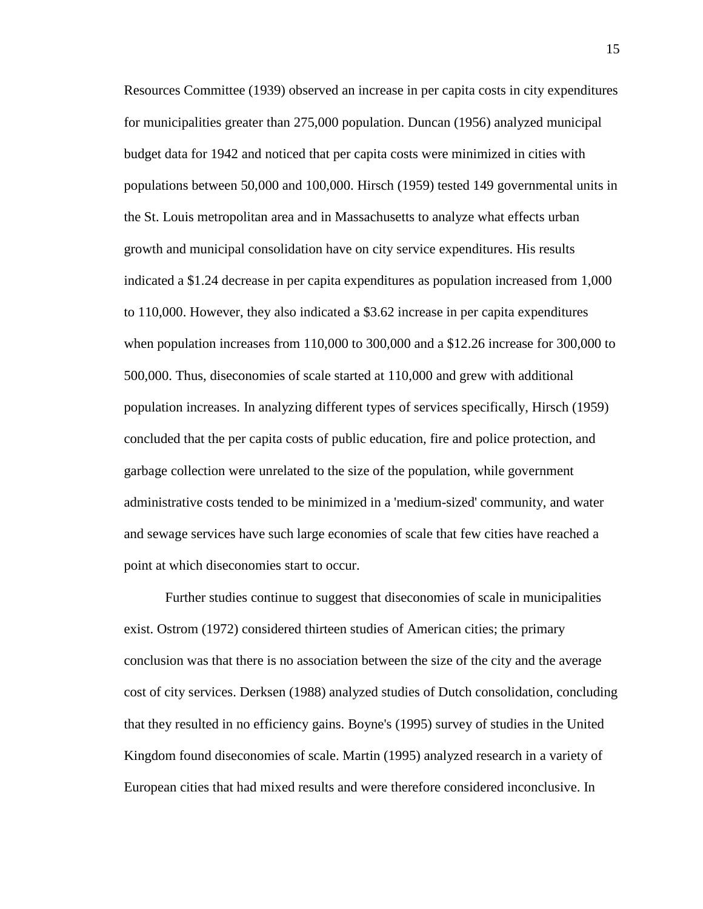Resources Committee (1939) observed an increase in per capita costs in city expenditures for municipalities greater than 275,000 population. Duncan (1956) analyzed municipal budget data for 1942 and noticed that per capita costs were minimized in cities with populations between 50,000 and 100,000. Hirsch (1959) tested 149 governmental units in the St. Louis metropolitan area and in Massachusetts to analyze what effects urban growth and municipal consolidation have on city service expenditures. His results indicated a $1.24 decrease in per capita expenditures as population increased from 1,000 to 110,000. However, they also indicated a $3.62 increase in per capita expenditures when population increases from 110,000 to 300,000 and a $12.26 increase for 300,000 to 500,000. Thus, diseconomies of scale started at 110,000 and grew with additional population increases. In analyzing different types of services specifically, Hirsch (1959) concluded that the per capita costs of public education, fire and police protection, and garbage collection were unrelated to the size of the population, while government administrative costs tended to be minimized in a 'medium-sized' community, and water and sewage services have such large economies of scale that few cities have reached a point at which diseconomies start to occur.

Further studies continue to suggest that diseconomies of scale in municipalities exist. Ostrom (1972) considered thirteen studies of American cities; the primary conclusion was that there is no association between the size of the city and the average cost of city services. Derksen (1988) analyzed studies of Dutch consolidation, concluding that they resulted in no efficiency gains. Boyne's (1995) survey of studies in the United Kingdom found diseconomies of scale. Martin (1995) analyzed research in a variety of European cities that had mixed results and were therefore considered inconclusive. In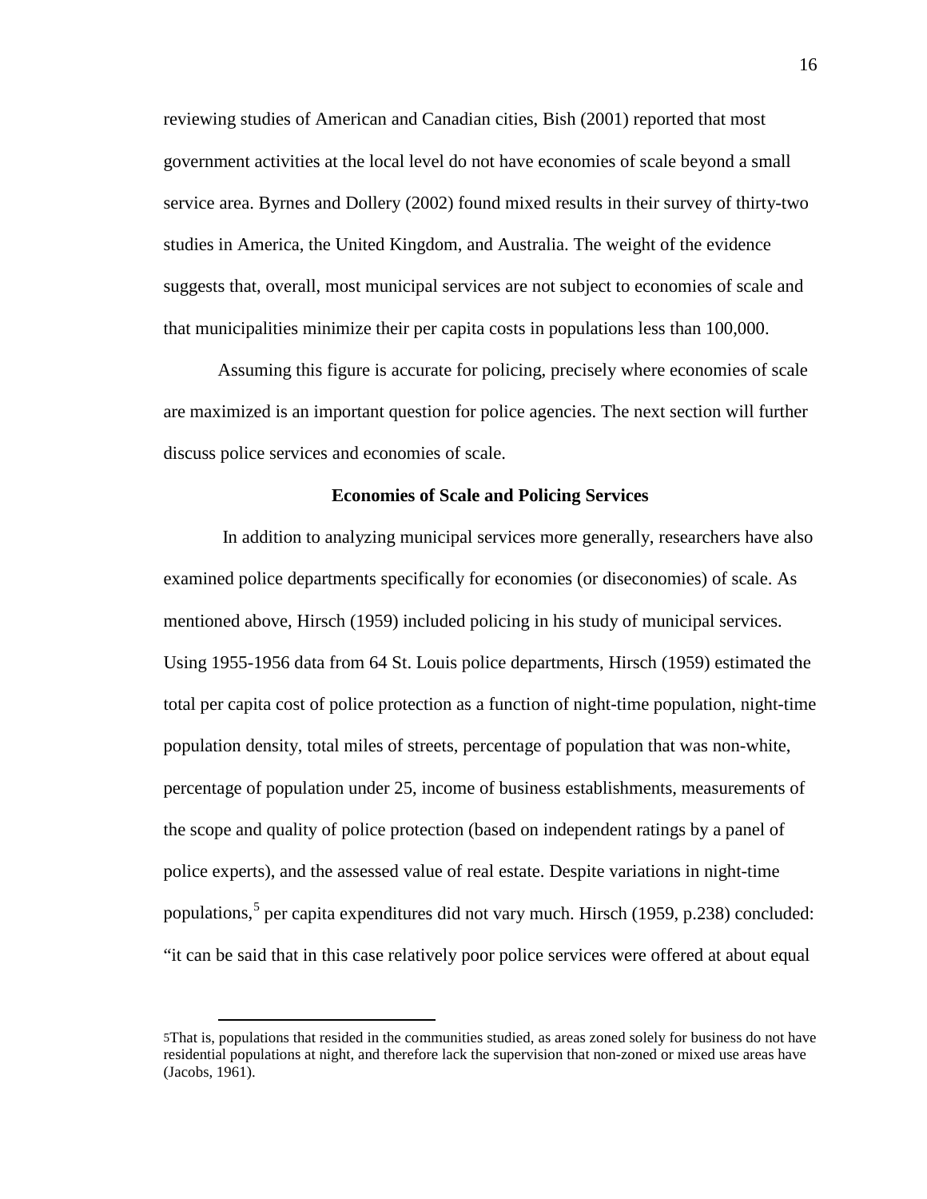reviewing studies of American and Canadian cities, Bish (2001) reported that most government activities at the local level do not have economies of scale beyond a small service area. Byrnes and Dollery (2002) found mixed results in their survey of thirty-two studies in America, the United Kingdom, and Australia. The weight of the evidence suggests that, overall, most municipal services are not subject to economies of scale and that municipalities minimize their per capita costs in populations less than 100,000.

Assuming this figure is accurate for policing, precisely where economies of scale are maximized is an important question for police agencies. The next section will further discuss police services and economies of scale.

### Economies of Scale and Policing Services

In addition to analyzing municipal services more generally, researchers have also examined police departments specifically for economies (or diseconomies) of scale. As mentioned above, Hirsch (1959) included policing in his study of municipal services. Using 1955-1956 data from 64 St. Louis police departments, Hirsch (1959) estimated the total per capita cost of police protection as a function of night-time population, night-time population density, total miles of streets, percentage of population that was non-white, percentage of population under 25, income of business establishments, measurements of the scope and quality of police protection (based on independent ratings by a panel of police experts), and the assessed value of real estate. Despite variations in night-time populations,[5] per capita expenditures did not vary much. Hirsch (1959, p.238) concluded: "it can be said that in this case relatively poor police services were offered at about equal

[5] That is, populations that resided in the communities studied, as areas zoned solely for business do not have residential populations at night, and therefore lack the supervision that non-zoned or mixed use areas have (Jacobs, 1961).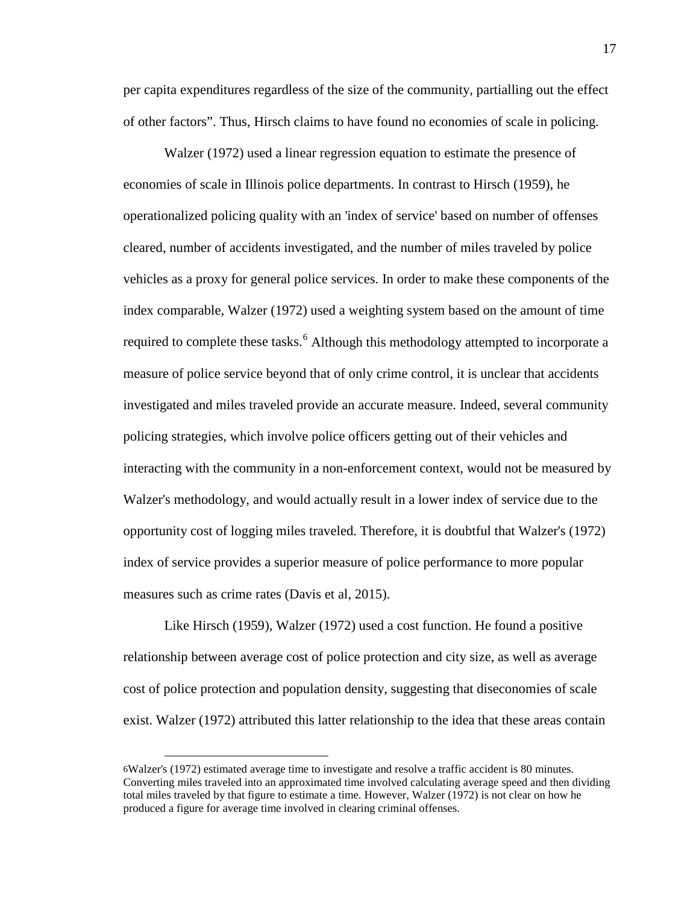per capita expenditures regardless of the size of the community, partialling out the effect of other factors". Thus, Hirsch claims to have found no economies of scale in policing.

Walzer (1972) used a linear regression equation to estimate the presence of economies of scale in Illinois police departments. In contrast to Hirsch (1959), he operationalized policing quality with an 'index of service' based on number of offenses cleared, number of accidents investigated, and the number of miles traveled by police vehicles as a proxy for general police services. In order to make these components of the index comparable, Walzer (1972) used a weighting system based on the amount of time required to complete these tasks.[6] Although this methodology attempted to incorporate a measure of police service beyond that of only crime control, it is unclear that accidents investigated and miles traveled provide an accurate measure. Indeed, several community policing strategies, which involve police officers getting out of their vehicles and interacting with the community in a non-enforcement context, would not be measured by Walzer's methodology, and would actually result in a lower index of service due to the opportunity cost of logging miles traveled. Therefore, it is doubtful that Walzer's (1972) index of service provides a superior measure of police performance to more popular measures such as crime rates (Davis et al, 2015).

Like Hirsch (1959), Walzer (1972) used a cost function. He found a positive relationship between average cost of police protection and city size, as well as average cost of police protection and population density, suggesting that diseconomies of scale exist. Walzer (1972) attributed this latter relationship to the idea that these areas contain

---

[6] Walzer's (1972) estimated average time to investigate and resolve a traffic accident is 80 minutes. Converting miles traveled into an approximated time involved calculating average speed and then dividing total miles traveled by that figure to estimate a time. However, Walzer (1972) is not clear on how he produced a figure for average time involved in clearing criminal offenses.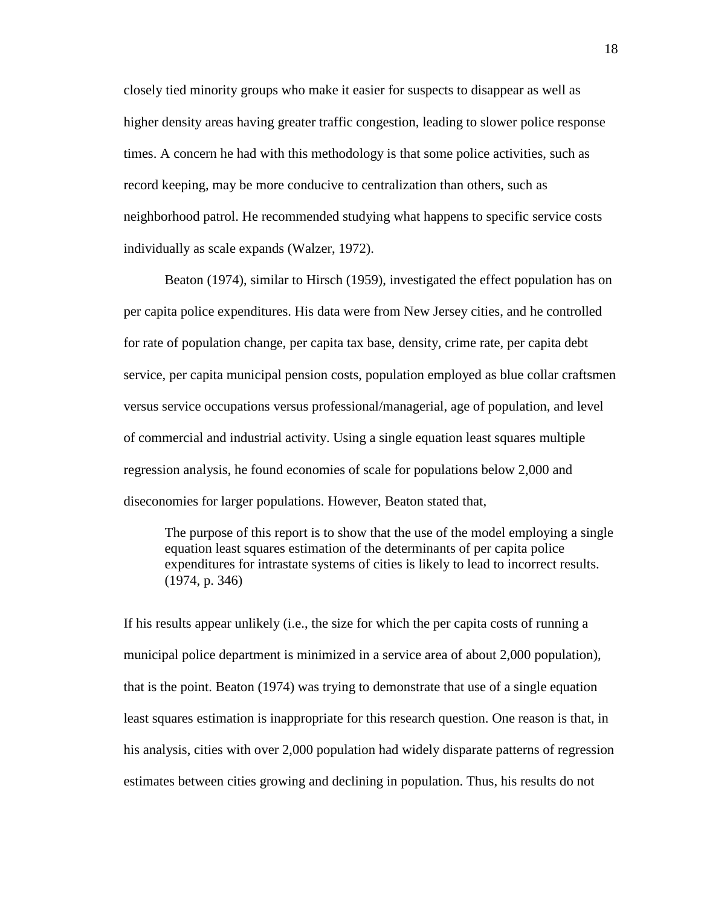closely tied minority groups who make it easier for suspects to disappear as well as higher density areas having greater traffic congestion, leading to slower police response times. A concern he had with this methodology is that some police activities, such as record keeping, may be more conducive to centralization than others, such as neighborhood patrol. He recommended studying what happens to specific service costs individually as scale expands (Walzer, 1972).

Beaton (1974), similar to Hirsch (1959), investigated the effect population has on per capita police expenditures. His data were from New Jersey cities, and he controlled for rate of population change, per capita tax base, density, crime rate, per capita debt service, per capita municipal pension costs, population employed as blue collar craftsmen versus service occupations versus professional/managerial, age of population, and level of commercial and industrial activity. Using a single equation least squares multiple regression analysis, he found economies of scale for populations below 2,000 and diseconomies for larger populations. However, Beaton stated that,

> The purpose of this report is to show that the use of the model employing a single equation least squares estimation of the determinants of per capita police expenditures for intrastate systems of cities is likely to lead to incorrect results. (1974, p. 346)

If his results appear unlikely (i.e., the size for which the per capita costs of running a municipal police department is minimized in a service area of about 2,000 population), that is the point. Beaton (1974) was trying to demonstrate that use of a single equation least squares estimation is inappropriate for this research question. One reason is that, in his analysis, cities with over 2,000 population had widely disparate patterns of regression estimates between cities growing and declining in population. Thus, his results do not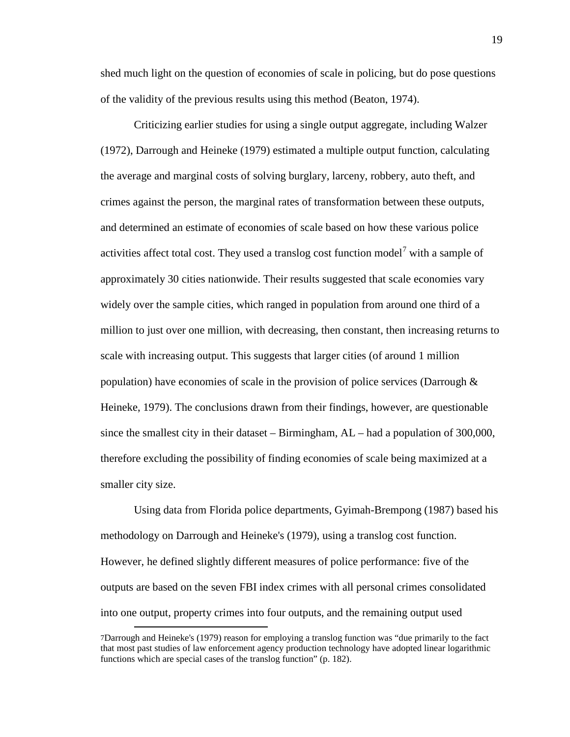shed much light on the question of economies of scale in policing, but do pose questions of the validity of the previous results using this method (Beaton, 1974).

Criticizing earlier studies for using a single output aggregate, including Walzer (1972), Darrough and Heineke (1979) estimated a multiple output function, calculating the average and marginal costs of solving burglary, larceny, robbery, auto theft, and crimes against the person, the marginal rates of transformation between these outputs, and determined an estimate of economies of scale based on how these various police activities affect total cost. They used a translog cost function model[7] with a sample of approximately 30 cities nationwide. Their results suggested that scale economies vary widely over the sample cities, which ranged in population from around one third of a million to just over one million, with decreasing, then constant, then increasing returns to scale with increasing output. This suggests that larger cities (of around 1 million population) have economies of scale in the provision of police services (Darrough & Heineke, 1979). The conclusions drawn from their findings, however, are questionable since the smallest city in their dataset – Birmingham, AL – had a population of 300,000, therefore excluding the possibility of finding economies of scale being maximized at a smaller city size.

Using data from Florida police departments, Gyimah-Brempong (1987) based his methodology on Darrough and Heineke's (1979), using a translog cost function. However, he defined slightly different measures of police performance: five of the outputs are based on the seven FBI index crimes with all personal crimes consolidated into one output, property crimes into four outputs, and the remaining output used

---

7Darrough and Heineke's (1979) reason for employing a translog function was "due primarily to the fact that most past studies of law enforcement agency production technology have adopted linear logarithmic functions which are special cases of the translog function" (p. 182).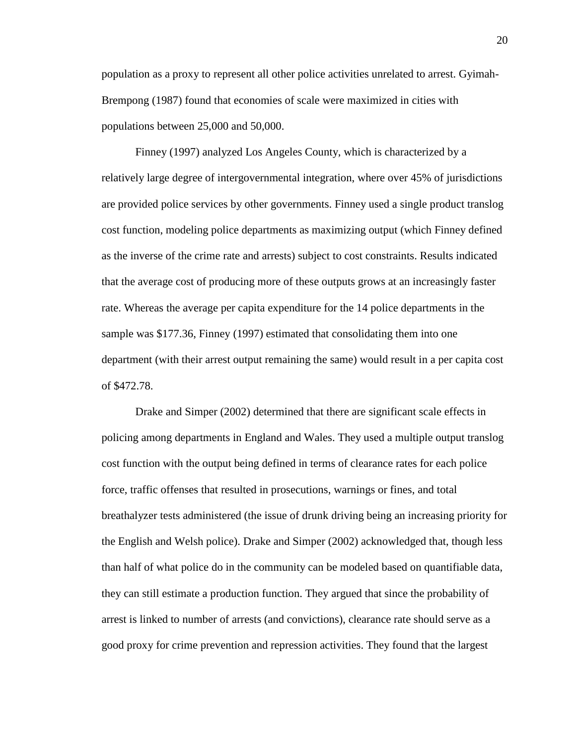population as a proxy to represent all other police activities unrelated to arrest. Gyimah-Brempong (1987) found that economies of scale were maximized in cities with populations between 25,000 and 50,000.

Finney (1997) analyzed Los Angeles County, which is characterized by a relatively large degree of intergovernmental integration, where over 45% of jurisdictions are provided police services by other governments. Finney used a single product translog cost function, modeling police departments as maximizing output (which Finney defined as the inverse of the crime rate and arrests) subject to cost constraints. Results indicated that the average cost of producing more of these outputs grows at an increasingly faster rate. Whereas the average per capita expenditure for the 14 police departments in the sample was $177.36, Finney (1997) estimated that consolidating them into one department (with their arrest output remaining the same) would result in a per capita cost of $472.78.

Drake and Simper (2002) determined that there are significant scale effects in policing among departments in England and Wales. They used a multiple output translog cost function with the output being defined in terms of clearance rates for each police force, traffic offenses that resulted in prosecutions, warnings or fines, and total breathalyzer tests administered (the issue of drunk driving being an increasing priority for the English and Welsh police). Drake and Simper (2002) acknowledged that, though less than half of what police do in the community can be modeled based on quantifiable data, they can still estimate a production function. They argued that since the probability of arrest is linked to number of arrests (and convictions), clearance rate should serve as a good proxy for crime prevention and repression activities. They found that the largest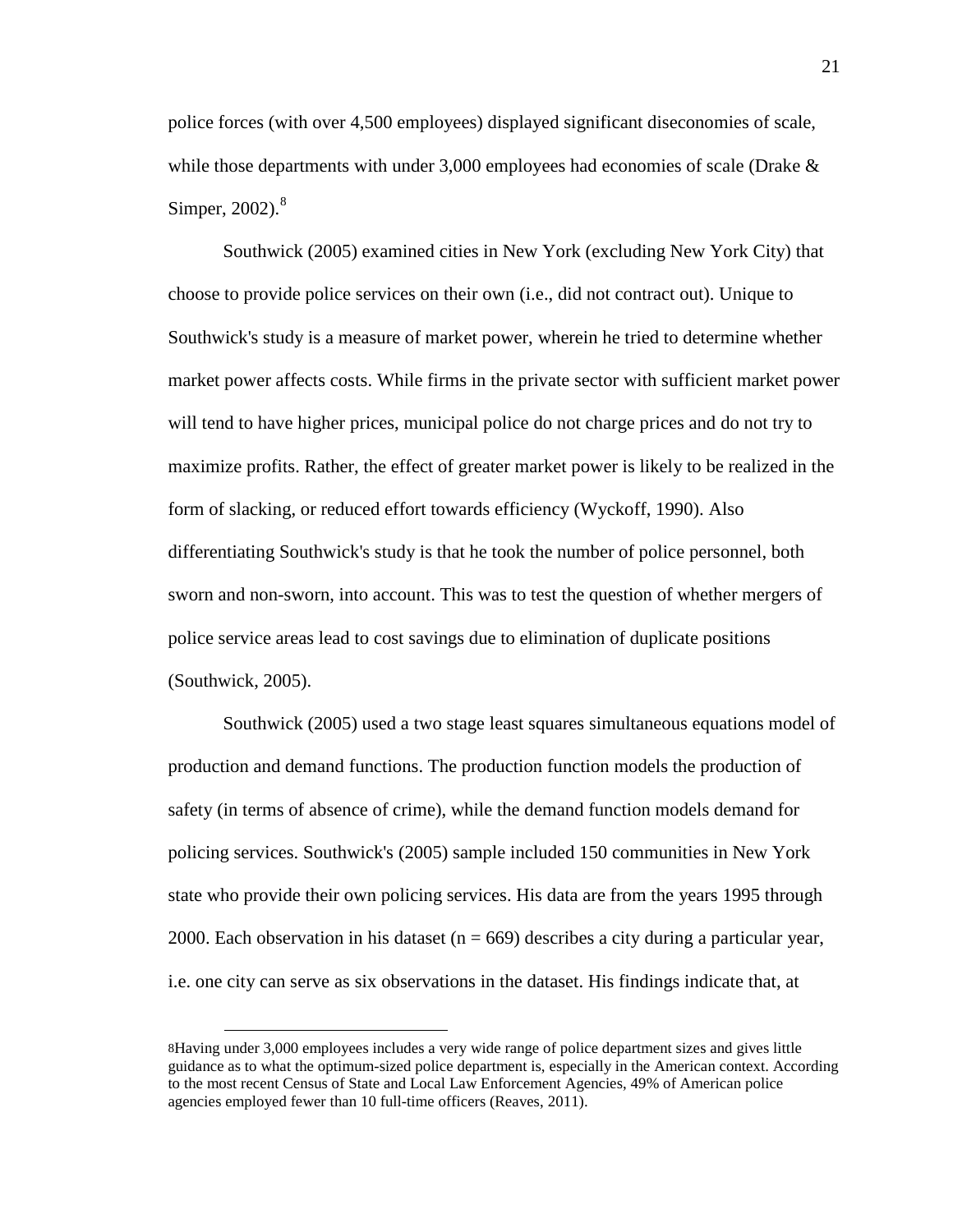police forces (with over 4,500 employees) displayed significant diseconomies of scale, while those departments with under 3,000 employees had economies of scale (Drake & Simper, 2002).[8]

Southwick (2005) examined cities in New York (excluding New York City) that choose to provide police services on their own (i.e., did not contract out). Unique to Southwick's study is a measure of market power, wherein he tried to determine whether market power affects costs. While firms in the private sector with sufficient market power will tend to have higher prices, municipal police do not charge prices and do not try to maximize profits. Rather, the effect of greater market power is likely to be realized in the form of slacking, or reduced effort towards efficiency (Wyckoff, 1990). Also differentiating Southwick's study is that he took the number of police personnel, both sworn and non-sworn, into account. This was to test the question of whether mergers of police service areas lead to cost savings due to elimination of duplicate positions (Southwick, 2005).

Southwick (2005) used a two stage least squares simultaneous equations model of production and demand functions. The production function models the production of safety (in terms of absence of crime), while the demand function models demand for policing services. Southwick's (2005) sample included 150 communities in New York state who provide their own policing services. His data are from the years 1995 through 2000. Each observation in his dataset ($n = 669$) describes a city during a particular year, i.e. one city can serve as six observations in the dataset. His findings indicate that, at

---

8Having under 3,000 employees includes a very wide range of police department sizes and gives little guidance as to what the optimum-sized police department is, especially in the American context. According to the most recent Census of State and Local Law Enforcement Agencies, 49% of American police agencies employed fewer than 10 full-time officers (Reaves, 2011).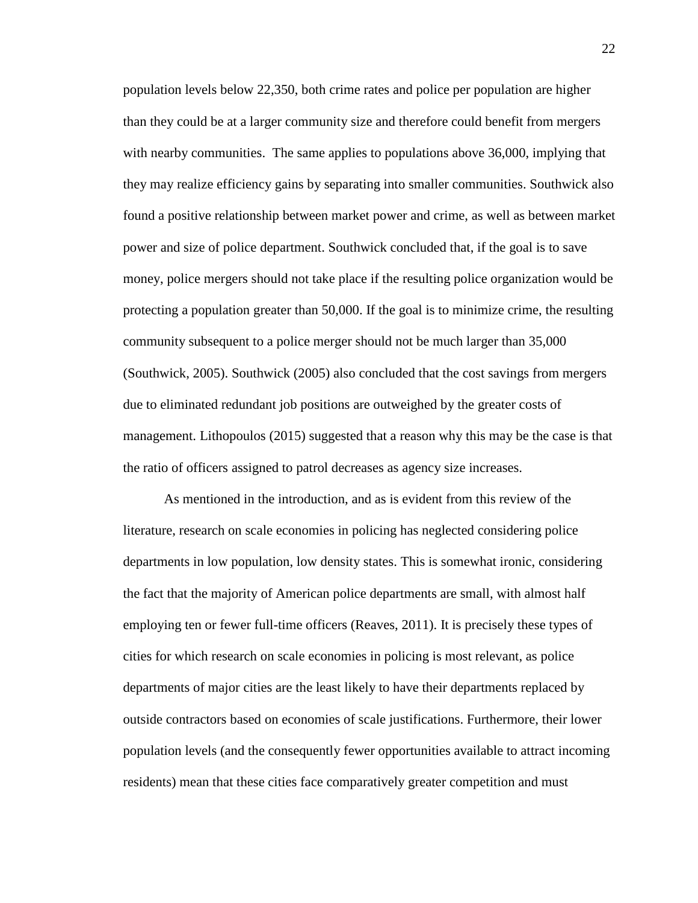population levels below 22,350, both crime rates and police per population are higher than they could be at a larger community size and therefore could benefit from mergers with nearby communities. The same applies to populations above 36,000, implying that they may realize efficiency gains by separating into smaller communities. Southwick also found a positive relationship between market power and crime, as well as between market power and size of police department. Southwick concluded that, if the goal is to save money, police mergers should not take place if the resulting police organization would be protecting a population greater than 50,000. If the goal is to minimize crime, the resulting community subsequent to a police merger should not be much larger than 35,000 (Southwick, 2005). Southwick (2005) also concluded that the cost savings from mergers due to eliminated redundant job positions are outweighed by the greater costs of management. Lithopoulos (2015) suggested that a reason why this may be the case is that the ratio of officers assigned to patrol decreases as agency size increases.

As mentioned in the introduction, and as is evident from this review of the literature, research on scale economies in policing has neglected considering police departments in low population, low density states. This is somewhat ironic, considering the fact that the majority of American police departments are small, with almost half employing ten or fewer full-time officers (Reaves, 2011). It is precisely these types of cities for which research on scale economies in policing is most relevant, as police departments of major cities are the least likely to have their departments replaced by outside contractors based on economies of scale justifications. Furthermore, their lower population levels (and the consequently fewer opportunities available to attract incoming residents) mean that these cities face comparatively greater competition and must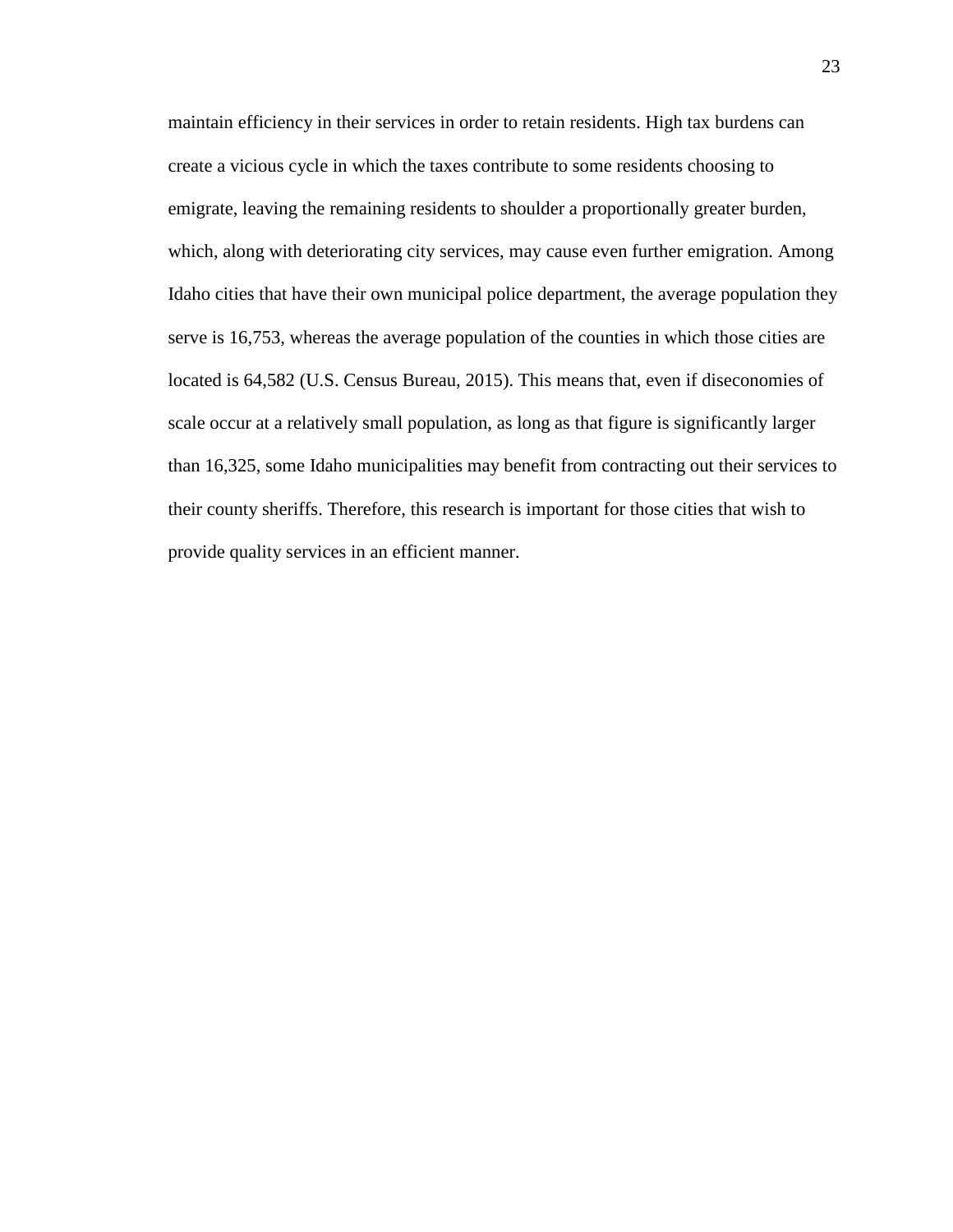maintain efficiency in their services in order to retain residents. High tax burdens can create a vicious cycle in which the taxes contribute to some residents choosing to emigrate, leaving the remaining residents to shoulder a proportionally greater burden, which, along with deteriorating city services, may cause even further emigration. Among Idaho cities that have their own municipal police department, the average population they serve is 16,753, whereas the average population of the counties in which those cities are located is 64,582 (U.S. Census Bureau, 2015). This means that, even if diseconomies of scale occur at a relatively small population, as long as that figure is significantly larger than 16,325, some Idaho municipalities may benefit from contracting out their services to their county sheriffs. Therefore, this research is important for those cities that wish to provide quality services in an efficient manner.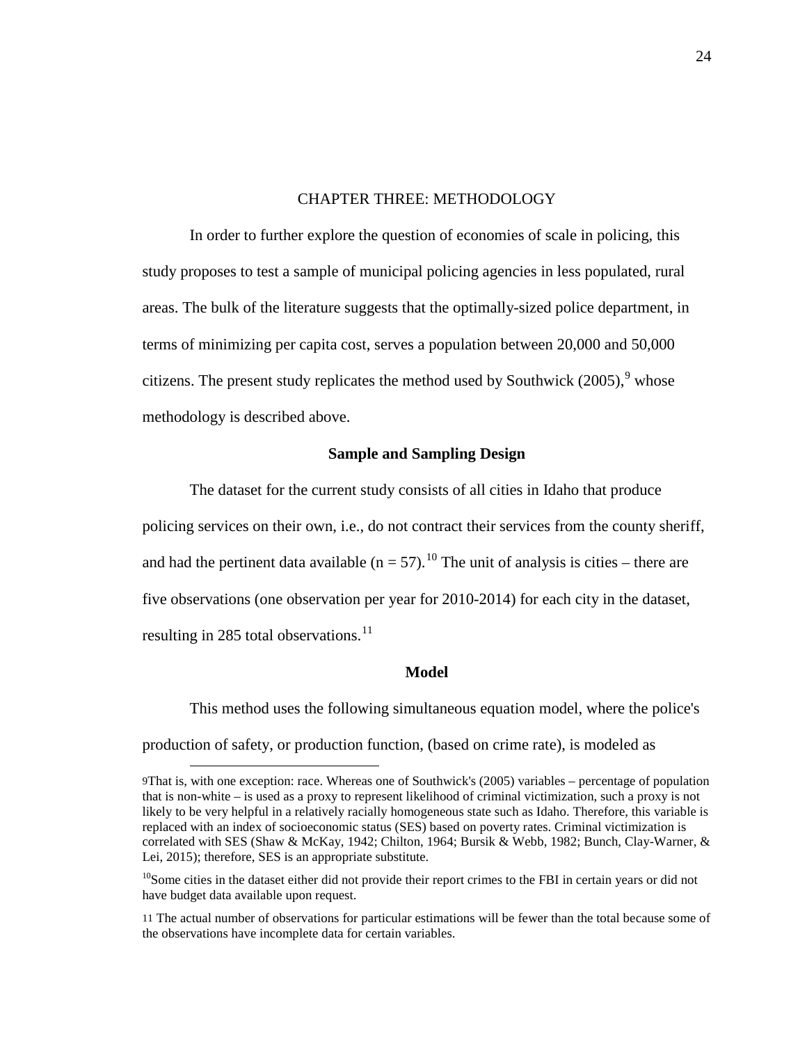# CHAPTER THREE: METHODOLOGY

In order to further explore the question of economies of scale in policing, this study proposes to test a sample of municipal policing agencies in less populated, rural areas. The bulk of the literature suggests that the optimally-sized police department, in terms of minimizing per capita cost, serves a population between 20,000 and 50,000 citizens. The present study replicates the method used by Southwick (2005),[9] whose methodology is described above.

## Sample and Sampling Design

The dataset for the current study consists of all cities in Idaho that produce policing services on their own, i.e., do not contract their services from the county sheriff, and had the pertinent data available (n = 57).[10] The unit of analysis is cities – there are five observations (one observation per year for 2010-2014) for each city in the dataset, resulting in 285 total observations.[11]

## Model

This method uses the following simultaneous equation model, where the police's production of safety, or production function, (based on crime rate), is modeled as

---

9That is, with one exception: race. Whereas one of Southwick's (2005) variables – percentage of population that is non-white – is used as a proxy to represent likelihood of criminal victimization, such a proxy is not likely to be very helpful in a relatively racially homogeneous state such as Idaho. Therefore, this variable is replaced with an index of socioeconomic status (SES) based on poverty rates. Criminal victimization is correlated with SES (Shaw & McKay, 1942; Chilton, 1964; Bursik & Webb, 1982; Bunch, Clay-Warner, & Lei, 2015); therefore, SES is an appropriate substitute.

10Some cities in the dataset either did not provide their report crimes to the FBI in certain years or did not have budget data available upon request.

11 The actual number of observations for particular estimations will be fewer than the total because some of the observations have incomplete data for certain variables.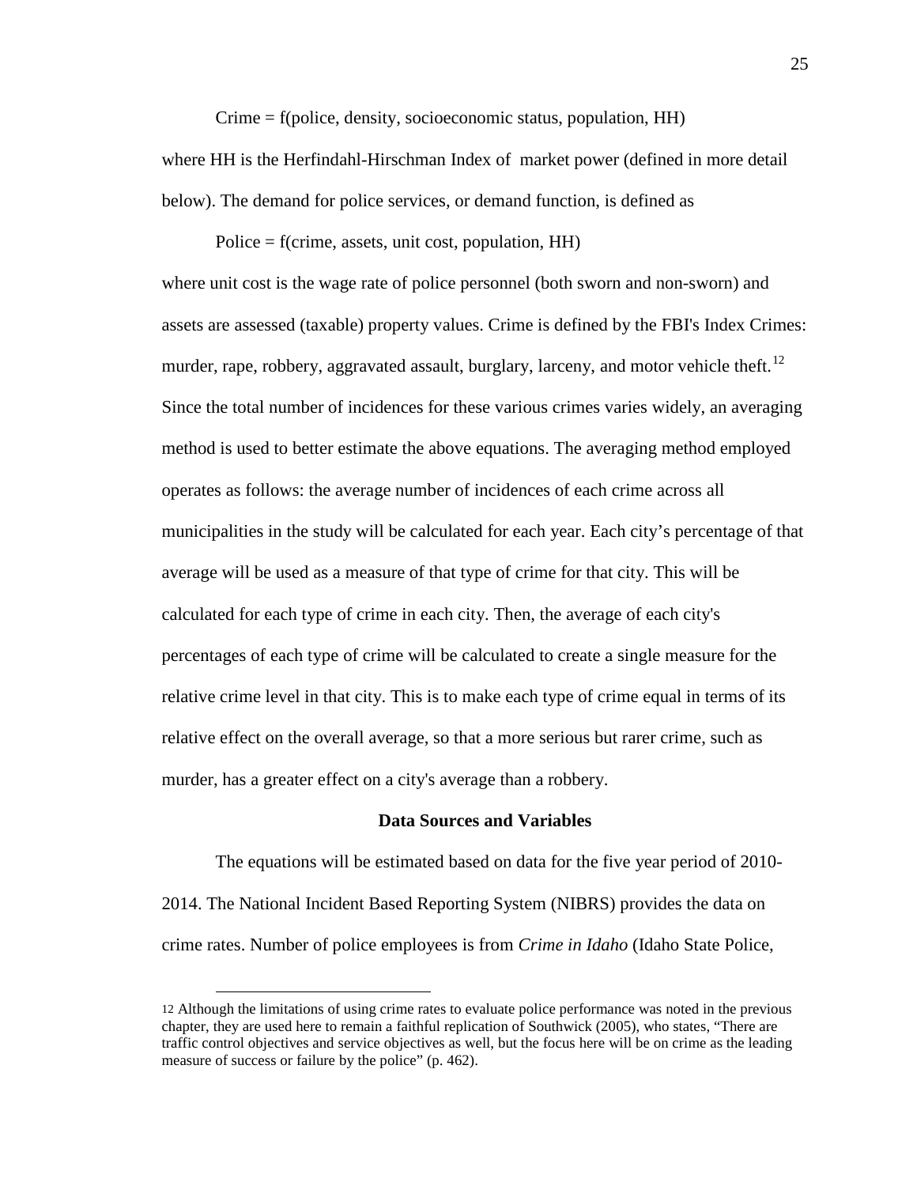Crime = f(police, density, socioeconomic status, population, HH)

where HH is the Herfindahl-Hirschman Index of market power (defined in more detail below). The demand for police services, or demand function, is defined as

Police = f(crime, assets, unit cost, population, HH)

where unit cost is the wage rate of police personnel (both sworn and non-sworn) and assets are assessed (taxable) property values. Crime is defined by the FBI's Index Crimes: murder, rape, robbery, aggravated assault, burglary, larceny, and motor vehicle theft.[12] Since the total number of incidences for these various crimes varies widely, an averaging method is used to better estimate the above equations. The averaging method employed operates as follows: the average number of incidences of each crime across all municipalities in the study will be calculated for each year. Each city's percentage of that average will be used as a measure of that type of crime for that city. This will be calculated for each type of crime in each city. Then, the average of each city's percentages of each type of crime will be calculated to create a single measure for the relative crime level in that city. This is to make each type of crime equal in terms of its relative effect on the overall average, so that a more serious but rarer crime, such as murder, has a greater effect on a city's average than a robbery.

## Data Sources and Variables

The equations will be estimated based on data for the five year period of 2010-2014. The National Incident Based Reporting System (NIBRS) provides the data on crime rates. Number of police employees is from *Crime in Idaho* (Idaho State Police,

---

[12] Although the limitations of using crime rates to evaluate police performance was noted in the previous chapter, they are used here to remain a faithful replication of Southwick (2005), who states, "There are traffic control objectives and service objectives as well, but the focus here will be on crime as the leading measure of success or failure by the police" (p. 462).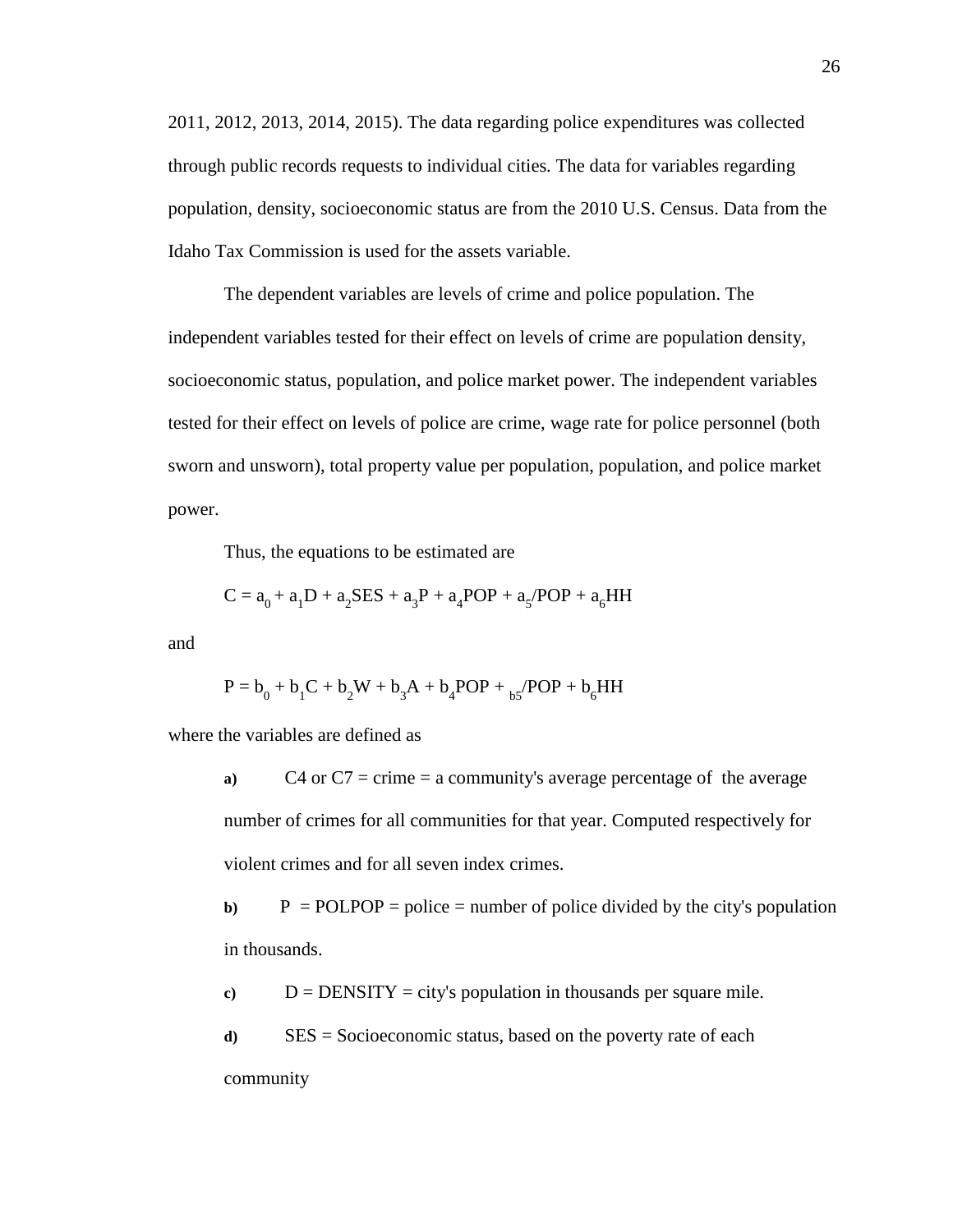2011, 2012, 2013, 2014, 2015). The data regarding police expenditures was collected through public records requests to individual cities. The data for variables regarding population, density, socioeconomic status are from the 2010 U.S. Census. Data from the Idaho Tax Commission is used for the assets variable.

The dependent variables are levels of crime and police population. The independent variables tested for their effect on levels of crime are population density, socioeconomic status, population, and police market power. The independent variables tested for their effect on levels of police are crime, wage rate for police personnel (both sworn and unsworn), total property value per population, population, and police market power.

Thus, the equations to be estimated are

$$C = a_0 + a_1D + a_2SES + a_3P + a_4POP + a_5/POP + a_6HH$$

and

$$P = b_0 + b_1C + b_2W + b_3A + b_4POP + {}_{b5}/POP + b_6HH$$

where the variables are defined as

**a)** C4 or C7 = crime = a community's average percentage of the average number of crimes for all communities for that year. Computed respectively for violent crimes and for all seven index crimes.

**b)** P = POLPOP = police = number of police divided by the city's population in thousands.

**c)** D = DENSITY = city's population in thousands per square mile.

**d)** SES = Socioeconomic status, based on the poverty rate of each community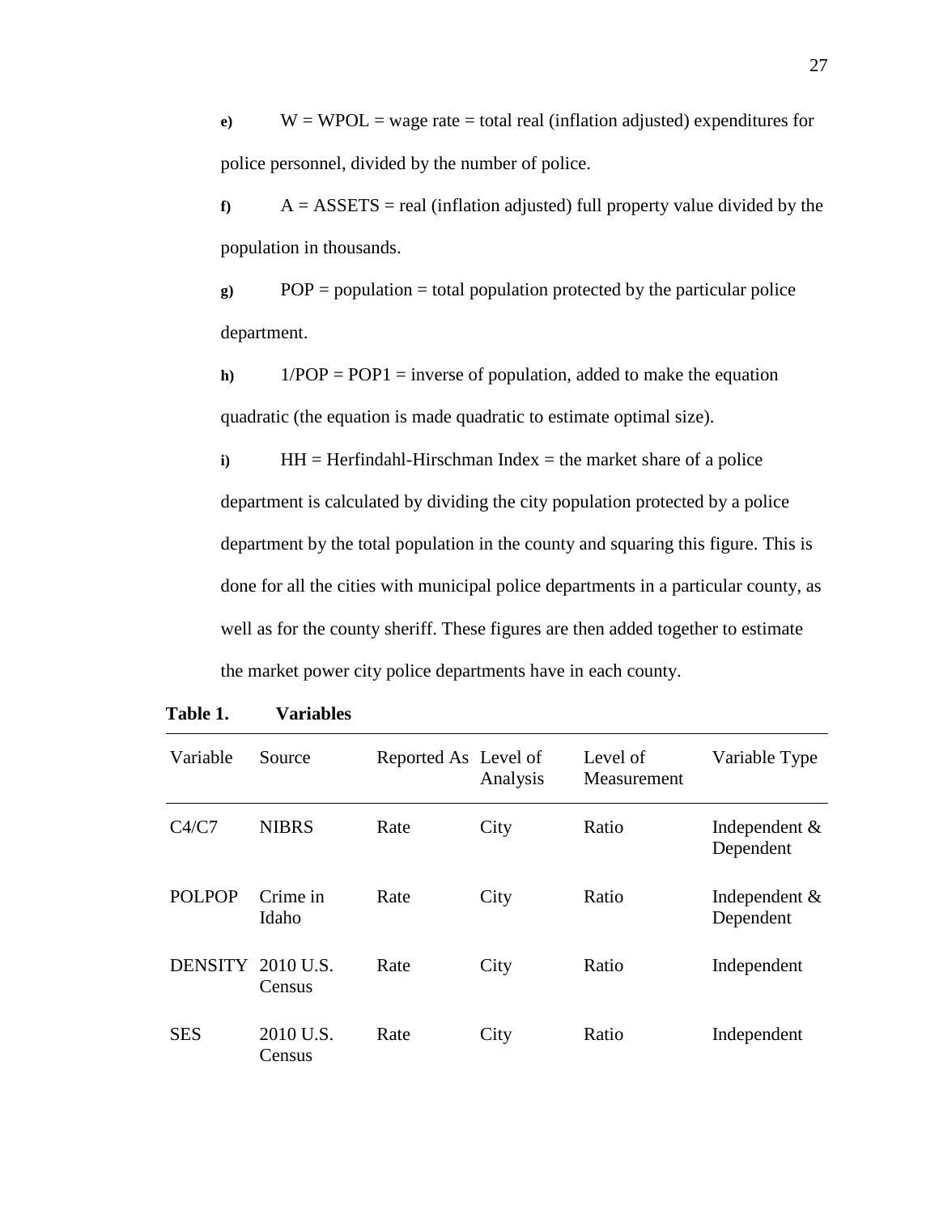**e)** W = WPOL = wage rate = total real (inflation adjusted) expenditures for police personnel, divided by the number of police.

**f)** A = ASSETS = real (inflation adjusted) full property value divided by the population in thousands.

**g)** POP = population = total population protected by the particular police department.

**h)** 1/POP = POP1 = inverse of population, added to make the equation quadratic (the equation is made quadratic to estimate optimal size).

**i)** HH = Herfindahl-Hirschman Index = the market share of a police department is calculated by dividing the city population protected by a police department by the total population in the county and squaring this figure. This is done for all the cities with municipal police departments in a particular county, as well as for the county sheriff. These figures are then added together to estimate the market power city police departments have in each county.

**Table 1. Variables**

| Variable | Source | Reported As | Level of Analysis | Level of Measurement | Variable Type |
|---|---|---|---|---|---|
| C4/C7 | NIBRS | Rate | City | Ratio | Independent & Dependent |
| POLPOP | Crime in Idaho | Rate | City | Ratio | Independent & Dependent |
| DENSITY | 2010 U.S. Census | Rate | City | Ratio | Independent |
| SES | 2010 U.S. Census | Rate | City | Ratio | Independent |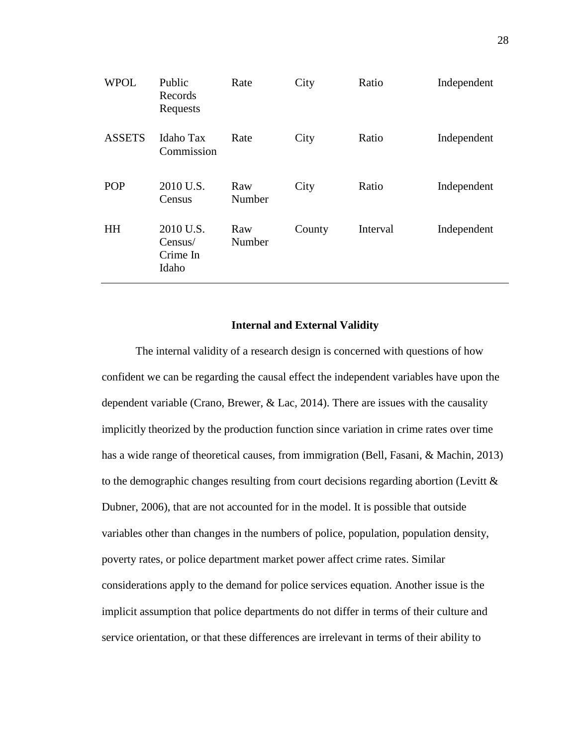| WPOL | Public Records Requests | Rate | City | Ratio | Independent |
|---|---|---|---|---|---|
| ASSETS | Idaho Tax Commission | Rate | City | Ratio | Independent |
| POP | 2010 U.S. Census | Raw Number | City | Ratio | Independent |
| HH | 2010 U.S. Census/ Crime In Idaho | Raw Number | County | Interval | Independent |

## Internal and External Validity

The internal validity of a research design is concerned with questions of how confident we can be regarding the causal effect the independent variables have upon the dependent variable (Crano, Brewer, & Lac, 2014). There are issues with the causality implicitly theorized by the production function since variation in crime rates over time has a wide range of theoretical causes, from immigration (Bell, Fasani, & Machin, 2013) to the demographic changes resulting from court decisions regarding abortion (Levitt & Dubner, 2006), that are not accounted for in the model. It is possible that outside variables other than changes in the numbers of police, population, population density, poverty rates, or police department market power affect crime rates. Similar considerations apply to the demand for police services equation. Another issue is the implicit assumption that police departments do not differ in terms of their culture and service orientation, or that these differences are irrelevant in terms of their ability to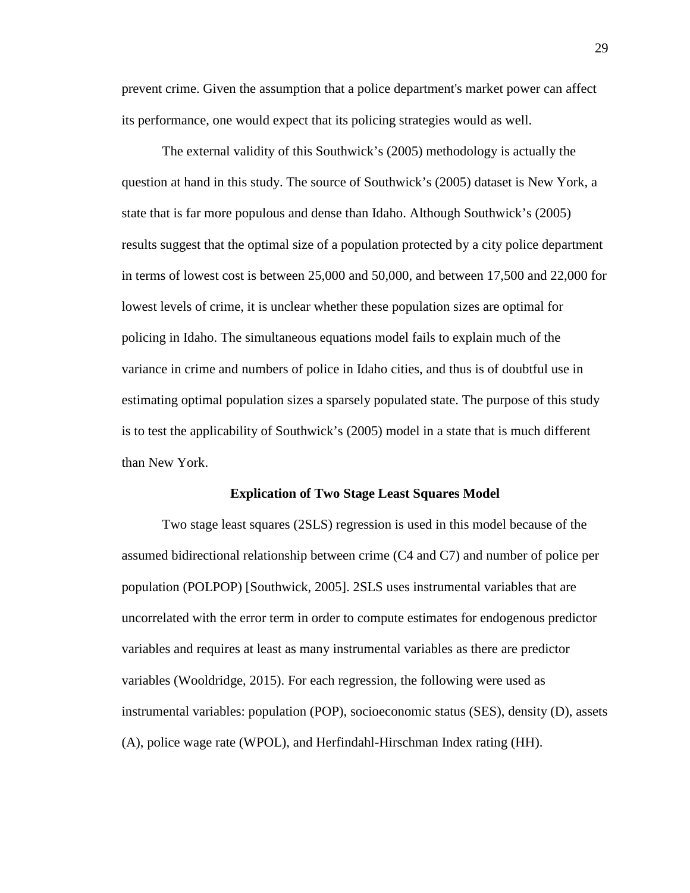prevent crime. Given the assumption that a police department's market power can affect its performance, one would expect that its policing strategies would as well.

The external validity of this Southwick's (2005) methodology is actually the question at hand in this study. The source of Southwick's (2005) dataset is New York, a state that is far more populous and dense than Idaho. Although Southwick's (2005) results suggest that the optimal size of a population protected by a city police department in terms of lowest cost is between 25,000 and 50,000, and between 17,500 and 22,000 for lowest levels of crime, it is unclear whether these population sizes are optimal for policing in Idaho. The simultaneous equations model fails to explain much of the variance in crime and numbers of police in Idaho cities, and thus is of doubtful use in estimating optimal population sizes a sparsely populated state. The purpose of this study is to test the applicability of Southwick's (2005) model in a state that is much different than New York.

### Explication of Two Stage Least Squares Model

Two stage least squares (2SLS) regression is used in this model because of the assumed bidirectional relationship between crime (C4 and C7) and number of police per population (POLPOP) [Southwick, 2005]. 2SLS uses instrumental variables that are uncorrelated with the error term in order to compute estimates for endogenous predictor variables and requires at least as many instrumental variables as there are predictor variables (Wooldridge, 2015). For each regression, the following were used as instrumental variables: population (POP), socioeconomic status (SES), density (D), assets (A), police wage rate (WPOL), and Herfindahl-Hirschman Index rating (HH).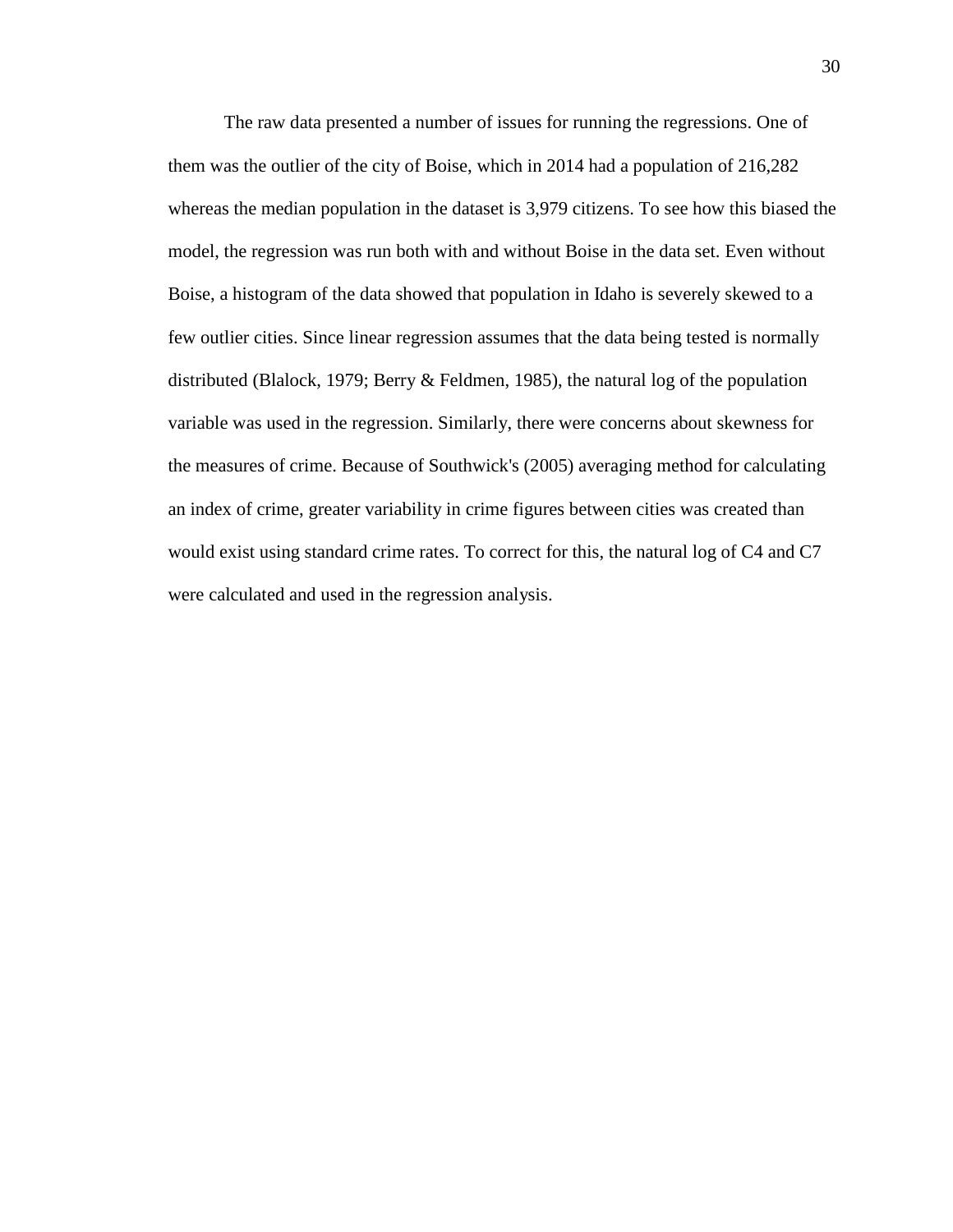The raw data presented a number of issues for running the regressions. One of them was the outlier of the city of Boise, which in 2014 had a population of 216,282 whereas the median population in the dataset is 3,979 citizens. To see how this biased the model, the regression was run both with and without Boise in the data set. Even without Boise, a histogram of the data showed that population in Idaho is severely skewed to a few outlier cities. Since linear regression assumes that the data being tested is normally distributed (Blalock, 1979; Berry & Feldmen, 1985), the natural log of the population variable was used in the regression. Similarly, there were concerns about skewness for the measures of crime. Because of Southwick's (2005) averaging method for calculating an index of crime, greater variability in crime figures between cities was created than would exist using standard crime rates. To correct for this, the natural log of C4 and C7 were calculated and used in the regression analysis.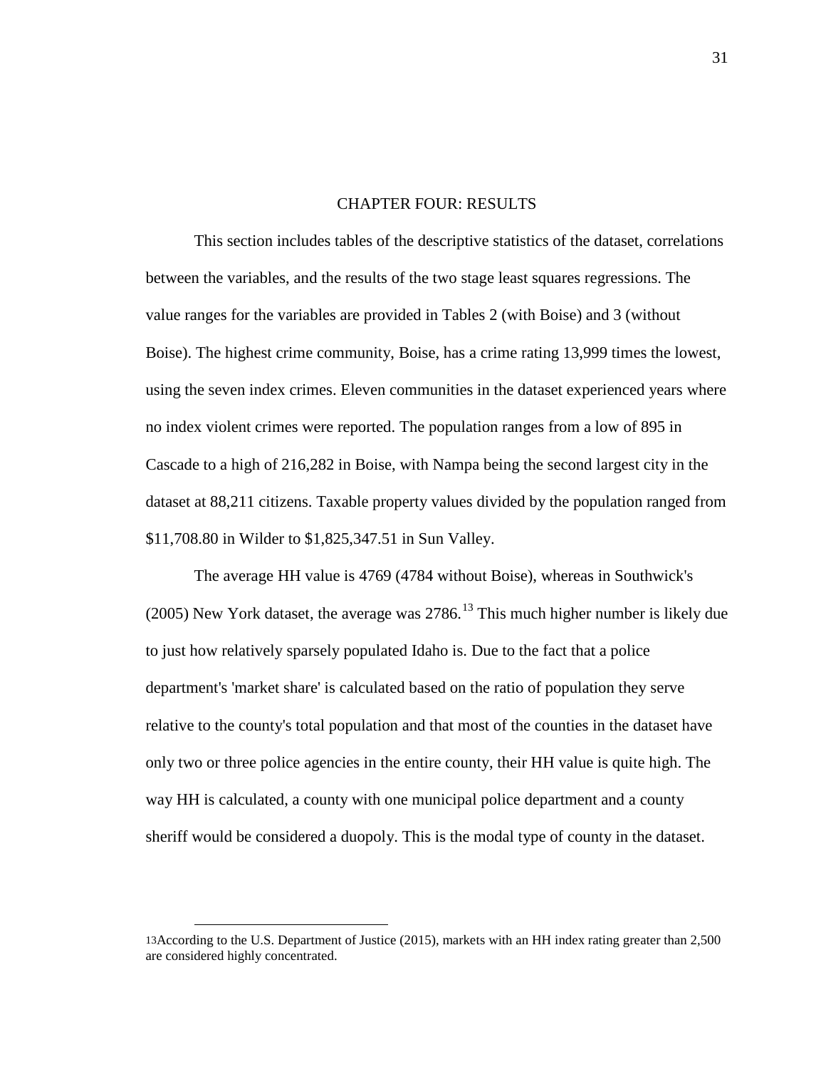# CHAPTER FOUR: RESULTS

This section includes tables of the descriptive statistics of the dataset, correlations between the variables, and the results of the two stage least squares regressions. The value ranges for the variables are provided in Tables 2 (with Boise) and 3 (without Boise). The highest crime community, Boise, has a crime rating 13,999 times the lowest, using the seven index crimes. Eleven communities in the dataset experienced years where no index violent crimes were reported. The population ranges from a low of 895 in Cascade to a high of 216,282 in Boise, with Nampa being the second largest city in the dataset at 88,211 citizens. Taxable property values divided by the population ranged from $11,708.80 in Wilder to $1,825,347.51 in Sun Valley.

The average HH value is 4769 (4784 without Boise), whereas in Southwick's (2005) New York dataset, the average was 2786.[13] This much higher number is likely due to just how relatively sparsely populated Idaho is. Due to the fact that a police department's 'market share' is calculated based on the ratio of population they serve relative to the county's total population and that most of the counties in the dataset have only two or three police agencies in the entire county, their HH value is quite high. The way HH is calculated, a county with one municipal police department and a county sheriff would be considered a duopoly. This is the modal type of county in the dataset.

---

[13] According to the U.S. Department of Justice (2015), markets with an HH index rating greater than 2,500 are considered highly concentrated.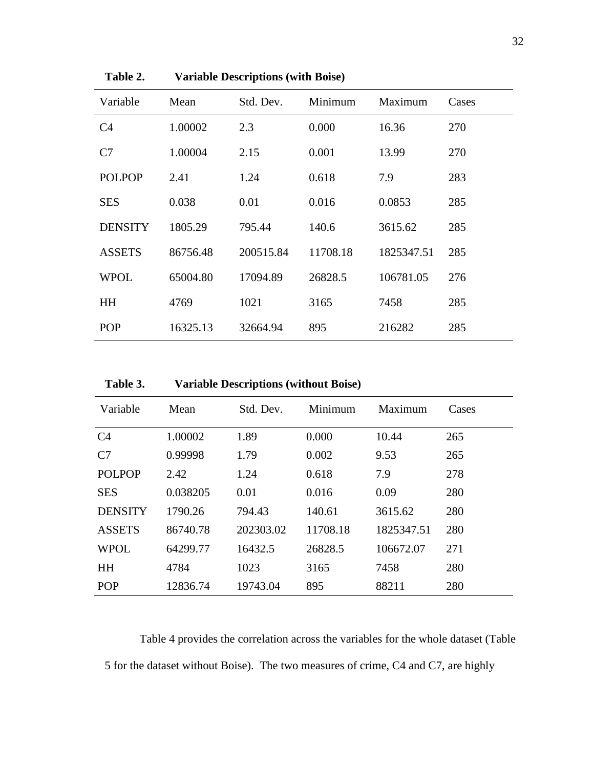**Table 2. Variable Descriptions (with Boise)**

| Variable | Mean | Std. Dev. | Minimum | Maximum | Cases |
|---|---|---|---|---|---|
| C4 | 1.00002 | 2.3 | 0.000 | 16.36 | 270 |
| C7 | 1.00004 | 2.15 | 0.001 | 13.99 | 270 |
| POLPOP | 2.41 | 1.24 | 0.618 | 7.9 | 283 |
| SES | 0.038 | 0.01 | 0.016 | 0.0853 | 285 |
| DENSITY | 1805.29 | 795.44 | 140.6 | 3615.62 | 285 |
| ASSETS | 86756.48 | 200515.84 | 11708.18 | 1825347.51 | 285 |
| WPOL | 65004.80 | 17094.89 | 26828.5 | 106781.05 | 276 |
| HH | 4769 | 1021 | 3165 | 7458 | 285 |
| POP | 16325.13 | 32664.94 | 895 | 216282 | 285 |

**Table 3. Variable Descriptions (without Boise)**

| Variable | Mean | Std. Dev. | Minimum | Maximum | Cases |
|---|---|---|---|---|---|
| C4 | 1.00002 | 1.89 | 0.000 | 10.44 | 265 |
| C7 | 0.99998 | 1.79 | 0.002 | 9.53 | 265 |
| POLPOP | 2.42 | 1.24 | 0.618 | 7.9 | 278 |
| SES | 0.038205 | 0.01 | 0.016 | 0.09 | 280 |
| DENSITY | 1790.26 | 794.43 | 140.61 | 3615.62 | 280 |
| ASSETS | 86740.78 | 202303.02 | 11708.18 | 1825347.51 | 280 |
| WPOL | 64299.77 | 16432.5 | 26828.5 | 106672.07 | 271 |
| HH | 4784 | 1023 | 3165 | 7458 | 280 |
| POP | 12836.74 | 19743.04 | 895 | 88211 | 280 |

Table 4 provides the correlation across the variables for the whole dataset (Table 5 for the dataset without Boise). The two measures of crime, C4 and C7, are highly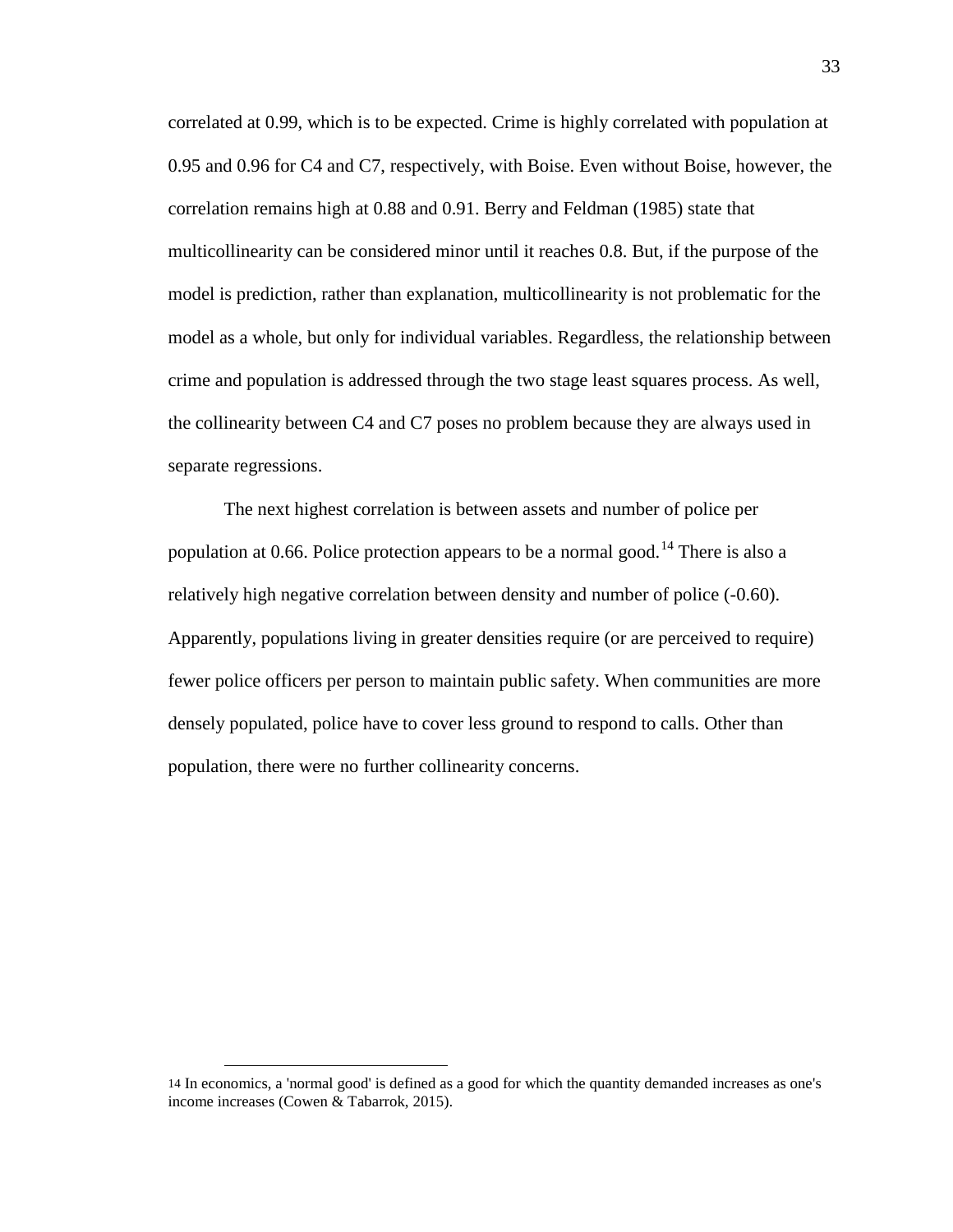correlated at 0.99, which is to be expected. Crime is highly correlated with population at 0.95 and 0.96 for C4 and C7, respectively, with Boise. Even without Boise, however, the correlation remains high at 0.88 and 0.91. Berry and Feldman (1985) state that multicollinearity can be considered minor until it reaches 0.8. But, if the purpose of the model is prediction, rather than explanation, multicollinearity is not problematic for the model as a whole, but only for individual variables. Regardless, the relationship between crime and population is addressed through the two stage least squares process. As well, the collinearity between C4 and C7 poses no problem because they are always used in separate regressions.

The next highest correlation is between assets and number of police per population at 0.66. Police protection appears to be a normal good.[14] There is also a relatively high negative correlation between density and number of police (-0.60). Apparently, populations living in greater densities require (or are perceived to require) fewer police officers per person to maintain public safety. When communities are more densely populated, police have to cover less ground to respond to calls. Other than population, there were no further collinearity concerns.

---

[14] In economics, a 'normal good' is defined as a good for which the quantity demanded increases as one's income increases (Cowen & Tabarrok, 2015).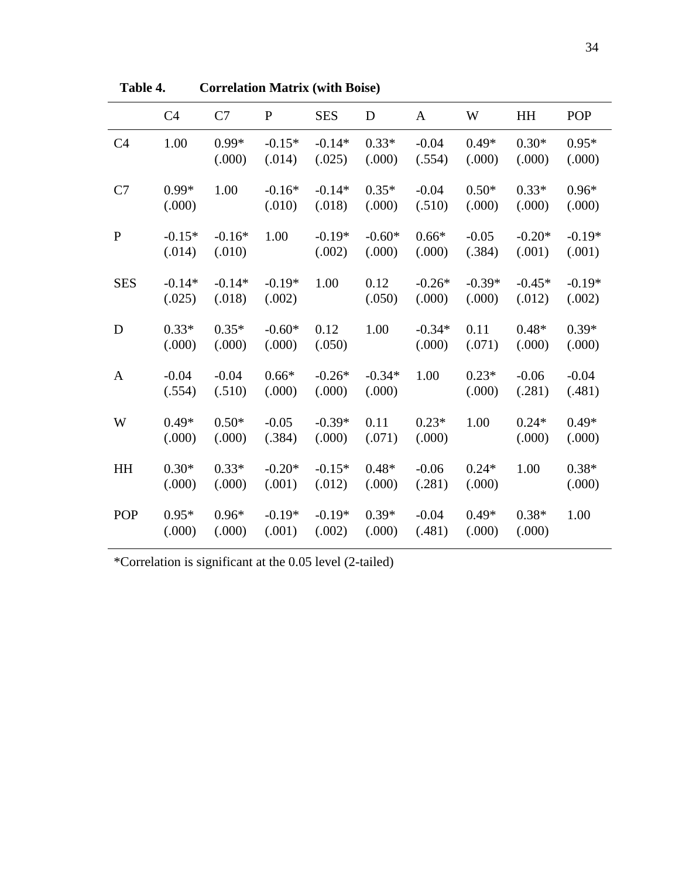**Table 4.** **Correlation Matrix (with Boise)**

| | C4 | C7 | P | SES | D | A | W | HH | POP |
|---|---|---|---|---|---|---|---|---|---|
| C4 | 1.00 | 0.99* (.000) | -0.15* (.014) | -0.14* (.025) | 0.33* (.000) | -0.04 (.554) | 0.49* (.000) | 0.30* (.000) | 0.95* (.000) |
| C7 | 0.99* (.000) | 1.00 | -0.16* (.010) | -0.14* (.018) | 0.35* (.000) | -0.04 (.510) | 0.50* (.000) | 0.33* (.000) | 0.96* (.000) |
| P | -0.15* (.014) | -0.16* (.010) | 1.00 | -0.19* (.002) | -0.60* (.000) | 0.66* (.000) | -0.05 (.384) | -0.20* (.001) | -0.19* (.001) |
| SES | -0.14* (.025) | -0.14* (.018) | -0.19* (.002) | 1.00 | 0.12 (.050) | -0.26* (.000) | -0.39* (.000) | -0.45* (.012) | -0.19* (.002) |
| D | 0.33* (.000) | 0.35* (.000) | -0.60* (.000) | 0.12 (.050) | 1.00 | -0.34* (.000) | 0.11 (.071) | 0.48* (.000) | 0.39* (.000) |
| A | -0.04 (.554) | -0.04 (.510) | 0.66* (.000) | -0.26* (.000) | -0.34* (.000) | 1.00 | 0.23* (.000) | -0.06 (.281) | -0.04 (.481) |
| W | 0.49* (.000) | 0.50* (.000) | -0.05 (.384) | -0.39* (.000) | 0.11 (.071) | 0.23* (.000) | 1.00 | 0.24* (.000) | 0.49* (.000) |
| HH | 0.30* (.000) | 0.33* (.000) | -0.20* (.001) | -0.15* (.012) | 0.48* (.000) | -0.06 (.281) | 0.24* (.000) | 1.00 | 0.38* (.000) |
| POP | 0.95* (.000) | 0.96* (.000) | -0.19* (.001) | -0.19* (.002) | 0.39* (.000) | -0.04 (.481) | 0.49* (.000) | 0.38* (.000) | 1.00 |

*Correlation is significant at the 0.05 level (2-tailed)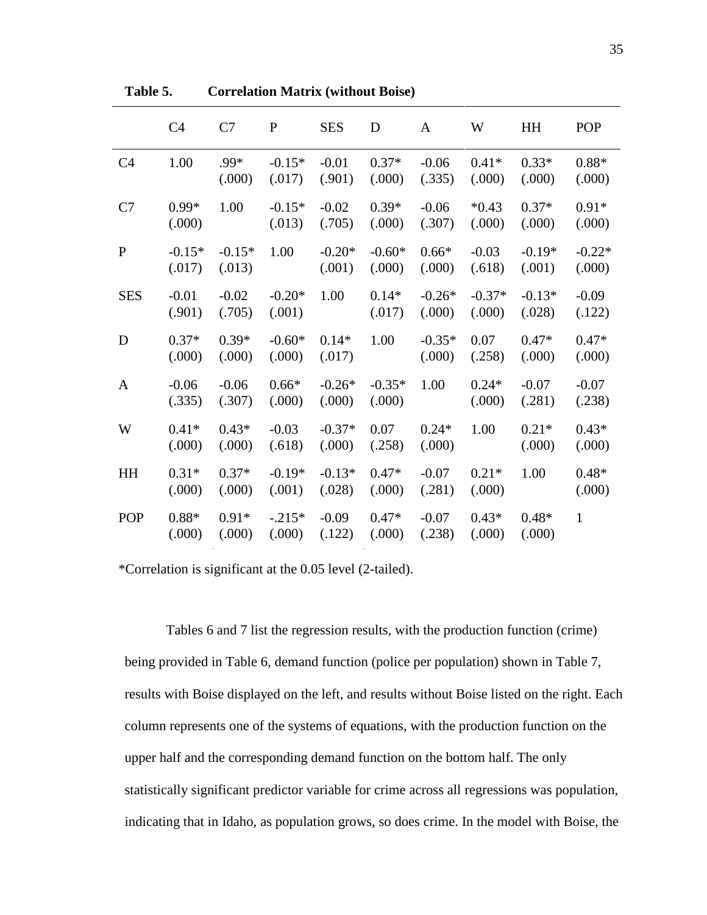**Table 5. Correlation Matrix (without Boise)**

| | C4 | C7 | P | SES | D | A | W | HH | POP |
|---|---|---|---|---|---|---|---|---|---|
| C4 | 1.00 | .99* (.000) | -0.15* (.017) | -0.01 (.901) | 0.37* (.000) | -0.06 (.335) | 0.41* (.000) | 0.33* (.000) | 0.88* (.000) |
| C7 | 0.99* (.000) | 1.00 | -0.15* (.013) | -0.02 (.705) | 0.39* (.000) | -0.06 (.307) | *0.43 (.000) | 0.37* (.000) | 0.91* (.000) |
| P | -0.15* (.017) | -0.15* (.013) | 1.00 | -0.20* (.001) | -0.60* (.000) | 0.66* (.000) | -0.03 (.618) | -0.19* (.001) | -0.22* (.000) |
| SES | -0.01 (.901) | -0.02 (.705) | -0.20* (.001) | 1.00 | 0.14* (.017) | -0.26* (.000) | -0.37* (.000) | -0.13* (.028) | -0.09 (.122) |
| D | 0.37* (.000) | 0.39* (.000) | -0.60* (.000) | 0.14* (.017) | 1.00 | -0.35* (.000) | 0.07 (.258) | 0.47* (.000) | 0.47* (.000) |
| A | -0.06 (.335) | -0.06 (.307) | 0.66* (.000) | -0.26* (.000) | -0.35* (.000) | 1.00 | 0.24* (.000) | -0.07 (.281) | -0.07 (.238) |
| W | 0.41* (.000) | 0.43* (.000) | -0.03 (.618) | -0.37* (.000) | 0.07 (.258) | 0.24* (.000) | 1.00 | 0.21* (.000) | 0.43* (.000) |
| HH | 0.31* (.000) | 0.37* (.000) | -0.19* (.001) | -0.13* (.028) | 0.47* (.000) | -0.07 (.281) | 0.21* (.000) | 1.00 | 0.48* (.000) |
| POP | 0.88* (.000) | 0.91* (.000) | -.215* (.000) | -0.09 (.122) | 0.47* (.000) | -0.07 (.238) | 0.43* (.000) | 0.48* (.000) | 1 |

*Correlation is significant at the 0.05 level (2-tailed).

Tables 6 and 7 list the regression results, with the production function (crime) being provided in Table 6, demand function (police per population) shown in Table 7, results with Boise displayed on the left, and results without Boise listed on the right. Each column represents one of the systems of equations, with the production function on the upper half and the corresponding demand function on the bottom half. The only statistically significant predictor variable for crime across all regressions was population, indicating that in Idaho, as population grows, so does crime. In the model with Boise, the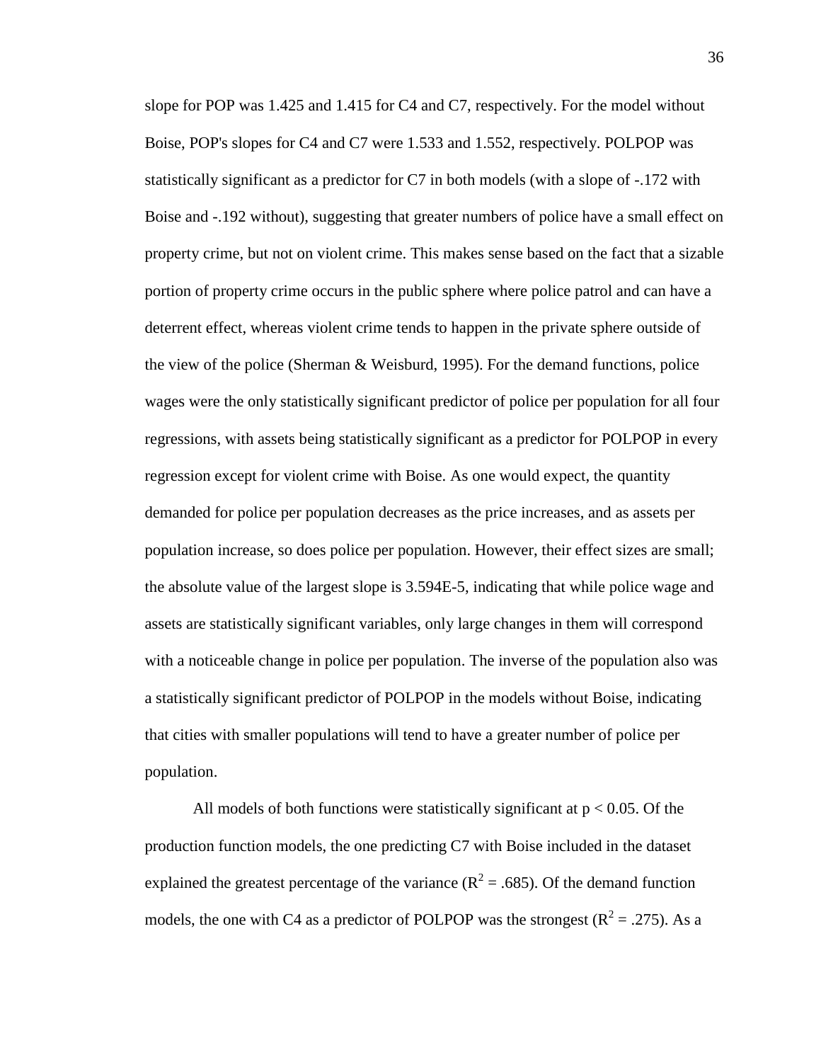slope for POP was 1.425 and 1.415 for C4 and C7, respectively. For the model without Boise, POP's slopes for C4 and C7 were 1.533 and 1.552, respectively. POLPOP was statistically significant as a predictor for C7 in both models (with a slope of -.172 with Boise and -.192 without), suggesting that greater numbers of police have a small effect on property crime, but not on violent crime. This makes sense based on the fact that a sizable portion of property crime occurs in the public sphere where police patrol and can have a deterrent effect, whereas violent crime tends to happen in the private sphere outside of the view of the police (Sherman & Weisburd, 1995). For the demand functions, police wages were the only statistically significant predictor of police per population for all four regressions, with assets being statistically significant as a predictor for POLPOP in every regression except for violent crime with Boise. As one would expect, the quantity demanded for police per population decreases as the price increases, and as assets per population increase, so does police per population. However, their effect sizes are small; the absolute value of the largest slope is 3.594E-5, indicating that while police wage and assets are statistically significant variables, only large changes in them will correspond with a noticeable change in police per population. The inverse of the population also was a statistically significant predictor of POLPOP in the models without Boise, indicating that cities with smaller populations will tend to have a greater number of police per population.

All models of both functions were statistically significant at $p < 0.05$. Of the production function models, the one predicting C7 with Boise included in the dataset explained the greatest percentage of the variance ($R^2 = .685$). Of the demand function models, the one with C4 as a predictor of POLPOP was the strongest ($R^2 = .275$). As a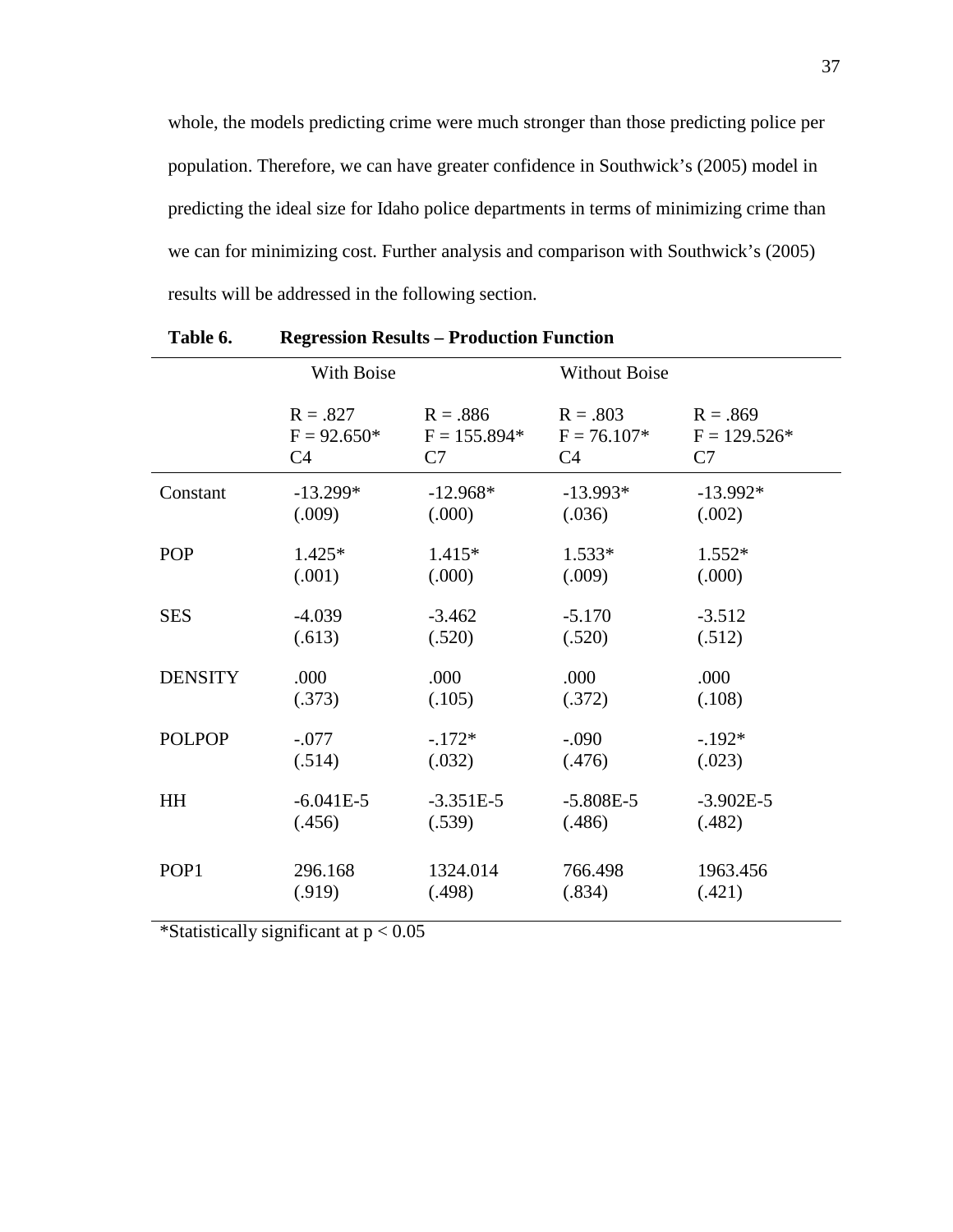whole, the models predicting crime were much stronger than those predicting police per population. Therefore, we can have greater confidence in Southwick's (2005) model in predicting the ideal size for Idaho police departments in terms of minimizing crime than we can for minimizing cost. Further analysis and comparison with Southwick's (2005) results will be addressed in the following section.

**Table 6. Regression Results – Production Function**

| | With Boise | | Without Boise | |
|---|---|---|---|---|
| | R = .827<br>F = 92.650*<br>C4 | R = .886<br>F = 155.894*<br>C7 | R = .803<br>F = 76.107*<br>C4 | R = .869<br>F = 129.526*<br>C7 |
| Constant | -13.299*<br>(.009) | -12.968*<br>(.000) | -13.993*<br>(.036) | -13.992*<br>(.002) |
| POP | 1.425*<br>(.001) | 1.415*<br>(.000) | 1.533*<br>(.009) | 1.552*<br>(.000) |
| SES | -4.039<br>(.613) | -3.462<br>(.520) | -5.170<br>(.520) | -3.512<br>(.512) |
| DENSITY | .000<br>(.373) | .000<br>(.105) | .000<br>(.372) | .000<br>(.108) |
| POLPOP | -.077<br>(.514) | -.172*<br>(.032) | -.090<br>(.476) | -.192*<br>(.023) |
| HH | -6.041E-5<br>(.456) | -3.351E-5<br>(.539) | -5.808E-5<br>(.486) | -3.902E-5<br>(.482) |
| POP1 | 296.168<br>(.919) | 1324.014<br>(.498) | 766.498<br>(.834) | 1963.456<br>(.421) |

*Statistically significant at $p < 0.05$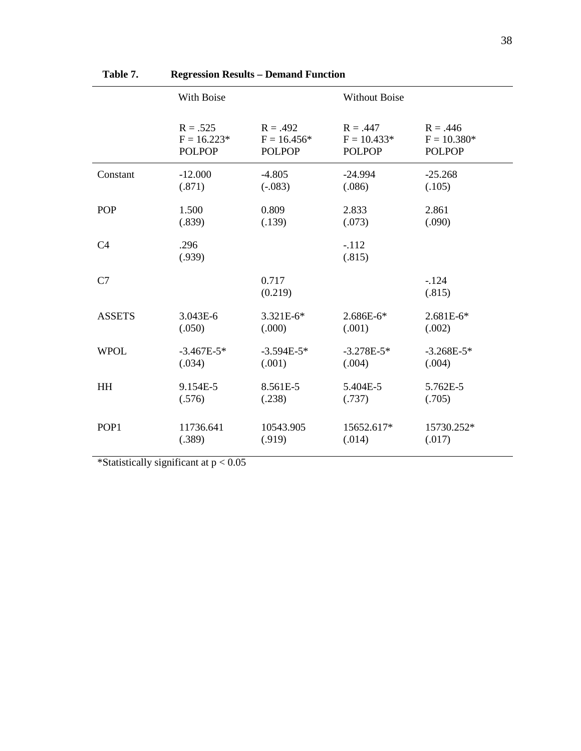**Table 7. Regression Results – Demand Function**

| | With Boise | | Without Boise | |
|---|---|---|---|---|
| | R = .525<br>F = 16.223*<br>POLPOP | R = .492<br>F = 16.456*<br>POLPOP | R = .447<br>F = 10.433*<br>POLPOP | R = .446<br>F = 10.380*<br>POLPOP |
| Constant | -12.000<br>(.871) | -4.805<br>(-.083) | -24.994<br>(.086) | -25.268<br>(.105) |
| POP | 1.500<br>(.839) | 0.809<br>(.139) | 2.833<br>(.073) | 2.861<br>(.090) |
| C4 | .296<br>(.939) | | -.112<br>(.815) | |
| C7 | | 0.717<br>(0.219) | | -.124<br>(.815) |
| ASSETS | 3.043E-6<br>(.050) | 3.321E-6*<br>(.000) | 2.686E-6*<br>(.001) | 2.681E-6*<br>(.002) |
| WPOL | -3.467E-5*<br>(.034) | -3.594E-5*<br>(.001) | -3.278E-5*<br>(.004) | -3.268E-5*<br>(.004) |
| HH | 9.154E-5<br>(.576) | 8.561E-5<br>(.238) | 5.404E-5<br>(.737) | 5.762E-5<br>(.705) |
| POP1 | 11736.641<br>(.389) | 10543.905<br>(.919) | 15652.617*<br>(.014) | 15730.252*<br>(.017) |

*Statistically significant at $p < 0.05$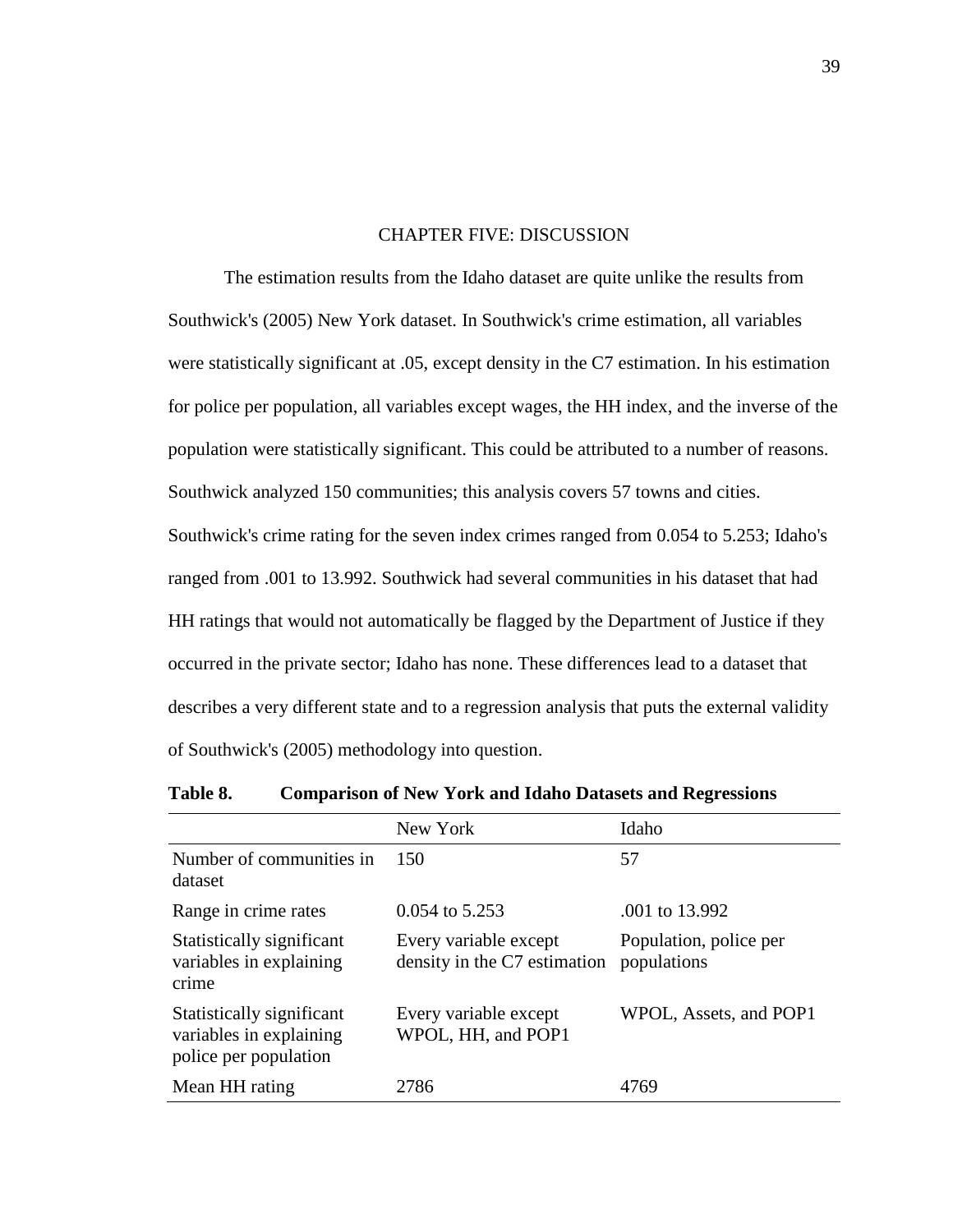# CHAPTER FIVE: DISCUSSION

The estimation results from the Idaho dataset are quite unlike the results from Southwick's (2005) New York dataset. In Southwick's crime estimation, all variables were statistically significant at .05, except density in the C7 estimation. In his estimation for police per population, all variables except wages, the HH index, and the inverse of the population were statistically significant. This could be attributed to a number of reasons. Southwick analyzed 150 communities; this analysis covers 57 towns and cities. Southwick's crime rating for the seven index crimes ranged from 0.054 to 5.253; Idaho's ranged from .001 to 13.992. Southwick had several communities in his dataset that had HH ratings that would not automatically be flagged by the Department of Justice if they occurred in the private sector; Idaho has none. These differences lead to a dataset that describes a very different state and to a regression analysis that puts the external validity of Southwick's (2005) methodology into question.

**Table 8. Comparison of New York and Idaho Datasets and Regressions**

| | New York | Idaho |
|---|---|---|
| Number of communities in dataset | 150 | 57 |
| Range in crime rates | 0.054 to 5.253 | .001 to 13.992 |
| Statistically significant variables in explaining crime | Every variable except density in the C7 estimation | Population, police per populations |
| Statistically significant variables in explaining police per population | Every variable except WPOL, HH, and POP1 | WPOL, Assets, and POP1 |
| Mean HH rating | 2786 | 4769 |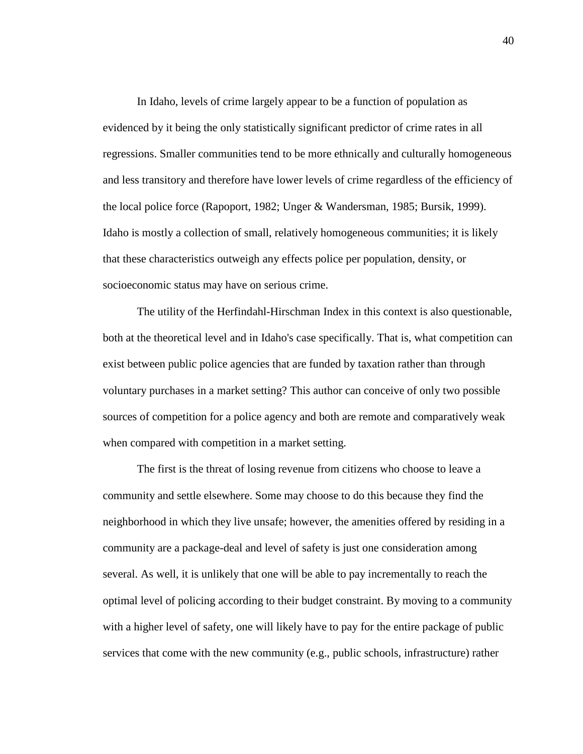In Idaho, levels of crime largely appear to be a function of population as evidenced by it being the only statistically significant predictor of crime rates in all regressions. Smaller communities tend to be more ethnically and culturally homogeneous and less transitory and therefore have lower levels of crime regardless of the efficiency of the local police force (Rapoport, 1982; Unger & Wandersman, 1985; Bursik, 1999). Idaho is mostly a collection of small, relatively homogeneous communities; it is likely that these characteristics outweigh any effects police per population, density, or socioeconomic status may have on serious crime.

The utility of the Herfindahl-Hirschman Index in this context is also questionable, both at the theoretical level and in Idaho's case specifically. That is, what competition can exist between public police agencies that are funded by taxation rather than through voluntary purchases in a market setting? This author can conceive of only two possible sources of competition for a police agency and both are remote and comparatively weak when compared with competition in a market setting.

The first is the threat of losing revenue from citizens who choose to leave a community and settle elsewhere. Some may choose to do this because they find the neighborhood in which they live unsafe; however, the amenities offered by residing in a community are a package-deal and level of safety is just one consideration among several. As well, it is unlikely that one will be able to pay incrementally to reach the optimal level of policing according to their budget constraint. By moving to a community with a higher level of safety, one will likely have to pay for the entire package of public services that come with the new community (e.g., public schools, infrastructure) rather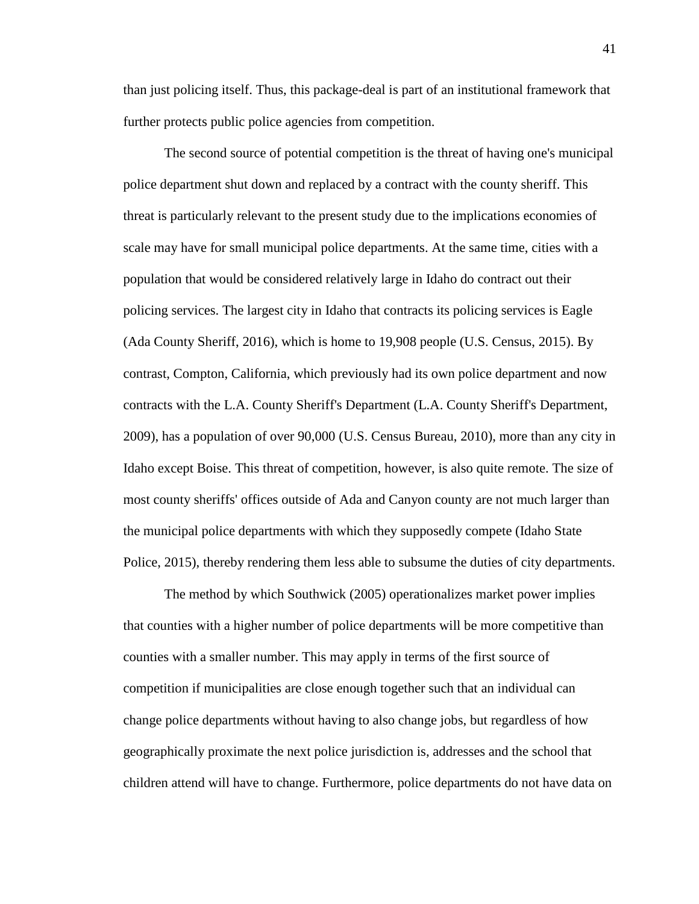than just policing itself. Thus, this package-deal is part of an institutional framework that further protects public police agencies from competition.

The second source of potential competition is the threat of having one's municipal police department shut down and replaced by a contract with the county sheriff. This threat is particularly relevant to the present study due to the implications economies of scale may have for small municipal police departments. At the same time, cities with a population that would be considered relatively large in Idaho do contract out their policing services. The largest city in Idaho that contracts its policing services is Eagle (Ada County Sheriff, 2016), which is home to 19,908 people (U.S. Census, 2015). By contrast, Compton, California, which previously had its own police department and now contracts with the L.A. County Sheriff's Department (L.A. County Sheriff's Department, 2009), has a population of over 90,000 (U.S. Census Bureau, 2010), more than any city in Idaho except Boise. This threat of competition, however, is also quite remote. The size of most county sheriffs' offices outside of Ada and Canyon county are not much larger than the municipal police departments with which they supposedly compete (Idaho State Police, 2015), thereby rendering them less able to subsume the duties of city departments.

The method by which Southwick (2005) operationalizes market power implies that counties with a higher number of police departments will be more competitive than counties with a smaller number. This may apply in terms of the first source of competition if municipalities are close enough together such that an individual can change police departments without having to also change jobs, but regardless of how geographically proximate the next police jurisdiction is, addresses and the school that children attend will have to change. Furthermore, police departments do not have data on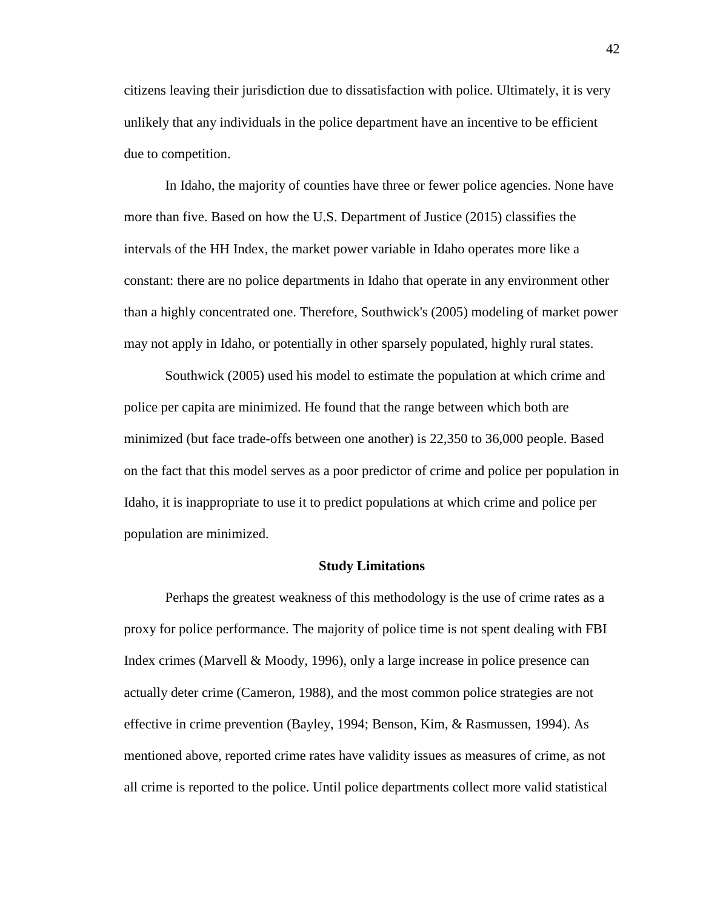citizens leaving their jurisdiction due to dissatisfaction with police. Ultimately, it is very unlikely that any individuals in the police department have an incentive to be efficient due to competition.

In Idaho, the majority of counties have three or fewer police agencies. None have more than five. Based on how the U.S. Department of Justice (2015) classifies the intervals of the HH Index, the market power variable in Idaho operates more like a constant: there are no police departments in Idaho that operate in any environment other than a highly concentrated one. Therefore, Southwick's (2005) modeling of market power may not apply in Idaho, or potentially in other sparsely populated, highly rural states.

Southwick (2005) used his model to estimate the population at which crime and police per capita are minimized. He found that the range between which both are minimized (but face trade-offs between one another) is 22,350 to 36,000 people. Based on the fact that this model serves as a poor predictor of crime and police per population in Idaho, it is inappropriate to use it to predict populations at which crime and police per population are minimized.

## Study Limitations

Perhaps the greatest weakness of this methodology is the use of crime rates as a proxy for police performance. The majority of police time is not spent dealing with FBI Index crimes (Marvell & Moody, 1996), only a large increase in police presence can actually deter crime (Cameron, 1988), and the most common police strategies are not effective in crime prevention (Bayley, 1994; Benson, Kim, & Rasmussen, 1994). As mentioned above, reported crime rates have validity issues as measures of crime, as not all crime is reported to the police. Until police departments collect more valid statistical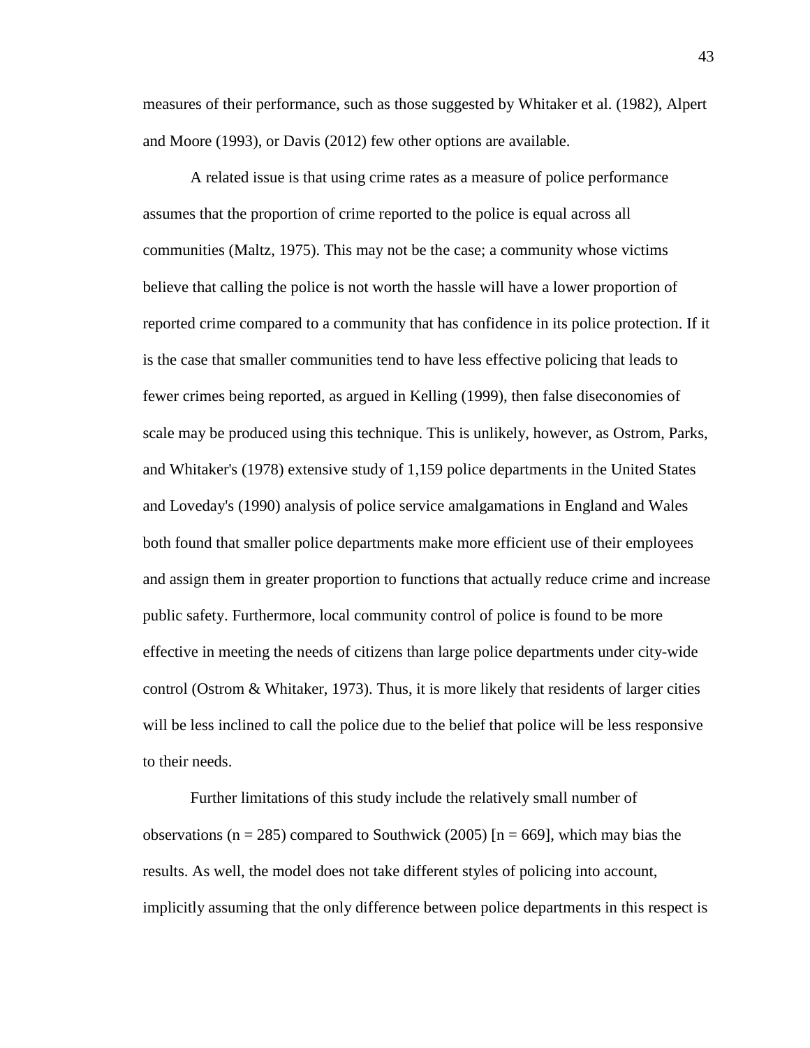measures of their performance, such as those suggested by Whitaker et al. (1982), Alpert and Moore (1993), or Davis (2012) few other options are available.

A related issue is that using crime rates as a measure of police performance assumes that the proportion of crime reported to the police is equal across all communities (Maltz, 1975). This may not be the case; a community whose victims believe that calling the police is not worth the hassle will have a lower proportion of reported crime compared to a community that has confidence in its police protection. If it is the case that smaller communities tend to have less effective policing that leads to fewer crimes being reported, as argued in Kelling (1999), then false diseconomies of scale may be produced using this technique. This is unlikely, however, as Ostrom, Parks, and Whitaker's (1978) extensive study of 1,159 police departments in the United States and Loveday's (1990) analysis of police service amalgamations in England and Wales both found that smaller police departments make more efficient use of their employees and assign them in greater proportion to functions that actually reduce crime and increase public safety. Furthermore, local community control of police is found to be more effective in meeting the needs of citizens than large police departments under city-wide control (Ostrom & Whitaker, 1973). Thus, it is more likely that residents of larger cities will be less inclined to call the police due to the belief that police will be less responsive to their needs.

Further limitations of this study include the relatively small number of observations (n = 285) compared to Southwick (2005) [n = 669], which may bias the results. As well, the model does not take different styles of policing into account, implicitly assuming that the only difference between police departments in this respect is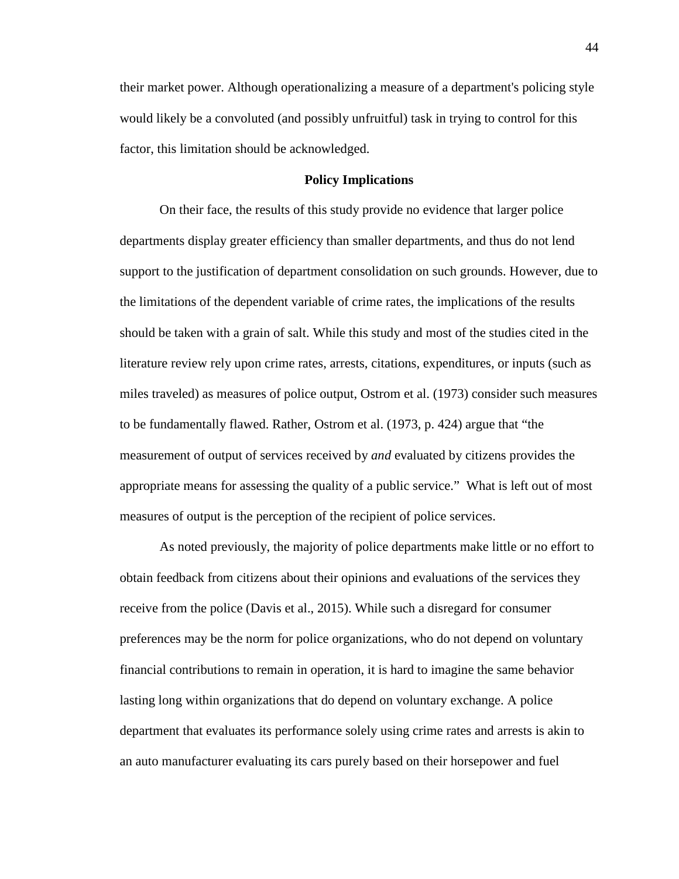their market power. Although operationalizing a measure of a department's policing style would likely be a convoluted (and possibly unfruitful) task in trying to control for this factor, this limitation should be acknowledged.

## Policy Implications

On their face, the results of this study provide no evidence that larger police departments display greater efficiency than smaller departments, and thus do not lend support to the justification of department consolidation on such grounds. However, due to the limitations of the dependent variable of crime rates, the implications of the results should be taken with a grain of salt. While this study and most of the studies cited in the literature review rely upon crime rates, arrests, citations, expenditures, or inputs (such as miles traveled) as measures of police output, Ostrom et al. (1973) consider such measures to be fundamentally flawed. Rather, Ostrom et al. (1973, p. 424) argue that "the measurement of output of services received by *and* evaluated by citizens provides the appropriate means for assessing the quality of a public service." What is left out of most measures of output is the perception of the recipient of police services.

As noted previously, the majority of police departments make little or no effort to obtain feedback from citizens about their opinions and evaluations of the services they receive from the police (Davis et al., 2015). While such a disregard for consumer preferences may be the norm for police organizations, who do not depend on voluntary financial contributions to remain in operation, it is hard to imagine the same behavior lasting long within organizations that do depend on voluntary exchange. A police department that evaluates its performance solely using crime rates and arrests is akin to an auto manufacturer evaluating its cars purely based on their horsepower and fuel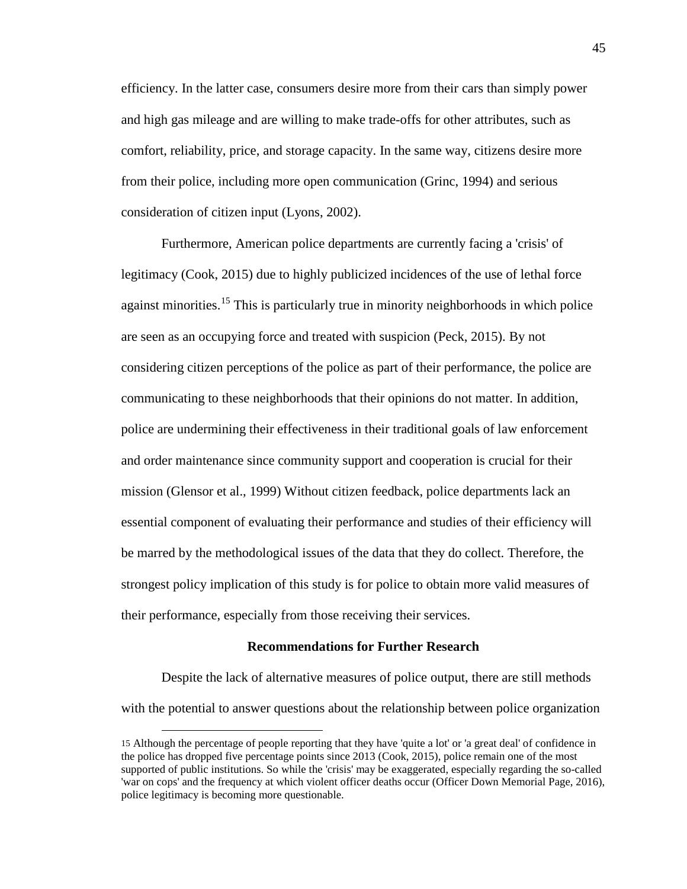efficiency. In the latter case, consumers desire more from their cars than simply power and high gas mileage and are willing to make trade-offs for other attributes, such as comfort, reliability, price, and storage capacity. In the same way, citizens desire more from their police, including more open communication (Grinc, 1994) and serious consideration of citizen input (Lyons, 2002).

Furthermore, American police departments are currently facing a 'crisis' of legitimacy (Cook, 2015) due to highly publicized incidences of the use of lethal force against minorities.[15] This is particularly true in minority neighborhoods in which police are seen as an occupying force and treated with suspicion (Peck, 2015). By not considering citizen perceptions of the police as part of their performance, the police are communicating to these neighborhoods that their opinions do not matter. In addition, police are undermining their effectiveness in their traditional goals of law enforcement and order maintenance since community support and cooperation is crucial for their mission (Glensor et al., 1999) Without citizen feedback, police departments lack an essential component of evaluating their performance and studies of their efficiency will be marred by the methodological issues of the data that they do collect. Therefore, the strongest policy implication of this study is for police to obtain more valid measures of their performance, especially from those receiving their services.

**Recommendations for Further Research**

Despite the lack of alternative measures of police output, there are still methods with the potential to answer questions about the relationship between police organization

[15] Although the percentage of people reporting that they have 'quite a lot' or 'a great deal' of confidence in the police has dropped five percentage points since 2013 (Cook, 2015), police remain one of the most supported of public institutions. So while the 'crisis' may be exaggerated, especially regarding the so-called 'war on cops' and the frequency at which violent officer deaths occur (Officer Down Memorial Page, 2016), police legitimacy is becoming more questionable.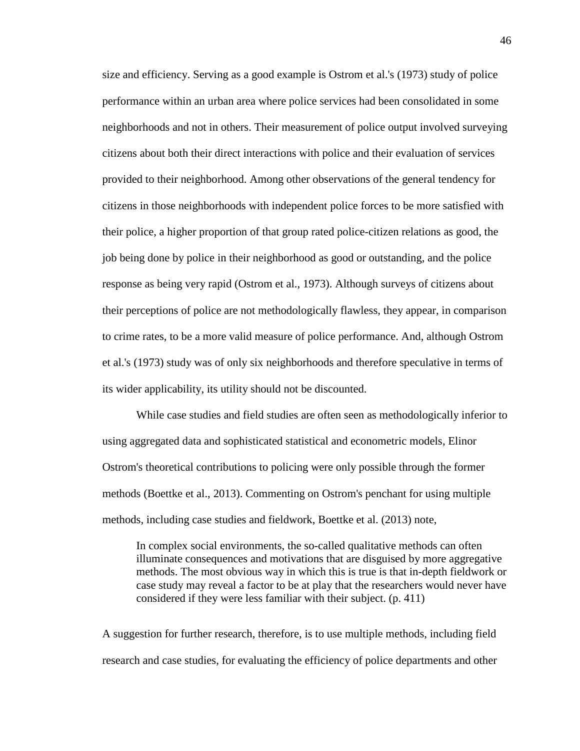size and efficiency. Serving as a good example is Ostrom et al.'s (1973) study of police performance within an urban area where police services had been consolidated in some neighborhoods and not in others. Their measurement of police output involved surveying citizens about both their direct interactions with police and their evaluation of services provided to their neighborhood. Among other observations of the general tendency for citizens in those neighborhoods with independent police forces to be more satisfied with their police, a higher proportion of that group rated police-citizen relations as good, the job being done by police in their neighborhood as good or outstanding, and the police response as being very rapid (Ostrom et al., 1973). Although surveys of citizens about their perceptions of police are not methodologically flawless, they appear, in comparison to crime rates, to be a more valid measure of police performance. And, although Ostrom et al.'s (1973) study was of only six neighborhoods and therefore speculative in terms of its wider applicability, its utility should not be discounted.

While case studies and field studies are often seen as methodologically inferior to using aggregated data and sophisticated statistical and econometric models, Elinor Ostrom's theoretical contributions to policing were only possible through the former methods (Boettke et al., 2013). Commenting on Ostrom's penchant for using multiple methods, including case studies and fieldwork, Boettke et al. (2013) note,

> In complex social environments, the so-called qualitative methods can often illuminate consequences and motivations that are disguised by more aggregative methods. The most obvious way in which this is true is that in-depth fieldwork or case study may reveal a factor to be at play that the researchers would never have considered if they were less familiar with their subject. (p. 411)

A suggestion for further research, therefore, is to use multiple methods, including field research and case studies, for evaluating the efficiency of police departments and other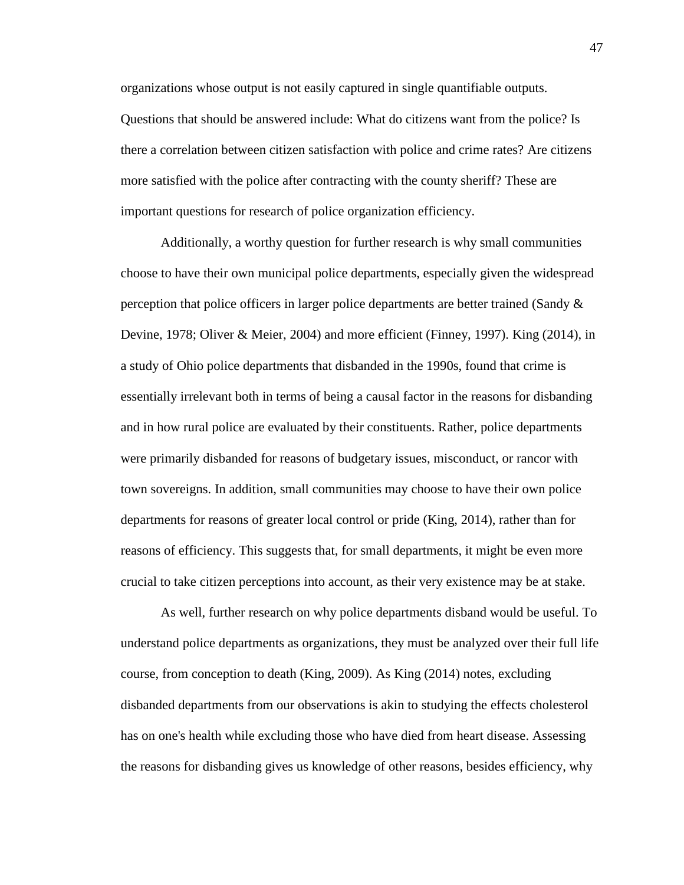organizations whose output is not easily captured in single quantifiable outputs. Questions that should be answered include: What do citizens want from the police? Is there a correlation between citizen satisfaction with police and crime rates? Are citizens more satisfied with the police after contracting with the county sheriff? These are important questions for research of police organization efficiency.

Additionally, a worthy question for further research is why small communities choose to have their own municipal police departments, especially given the widespread perception that police officers in larger police departments are better trained (Sandy & Devine, 1978; Oliver & Meier, 2004) and more efficient (Finney, 1997). King (2014), in a study of Ohio police departments that disbanded in the 1990s, found that crime is essentially irrelevant both in terms of being a causal factor in the reasons for disbanding and in how rural police are evaluated by their constituents. Rather, police departments were primarily disbanded for reasons of budgetary issues, misconduct, or rancor with town sovereigns. In addition, small communities may choose to have their own police departments for reasons of greater local control or pride (King, 2014), rather than for reasons of efficiency. This suggests that, for small departments, it might be even more crucial to take citizen perceptions into account, as their very existence may be at stake.

As well, further research on why police departments disband would be useful. To understand police departments as organizations, they must be analyzed over their full life course, from conception to death (King, 2009). As King (2014) notes, excluding disbanded departments from our observations is akin to studying the effects cholesterol has on one's health while excluding those who have died from heart disease. Assessing the reasons for disbanding gives us knowledge of other reasons, besides efficiency, why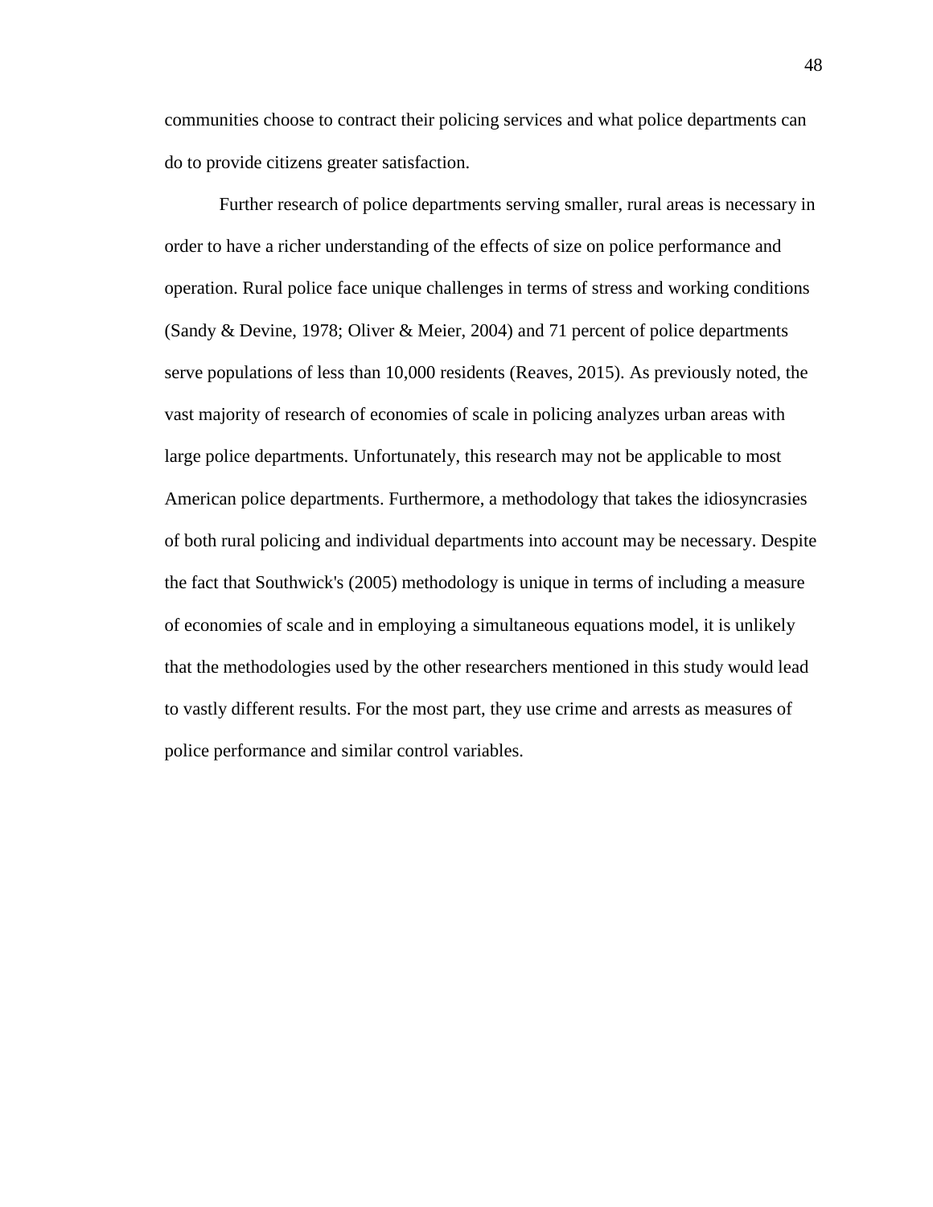communities choose to contract their policing services and what police departments can do to provide citizens greater satisfaction.

Further research of police departments serving smaller, rural areas is necessary in order to have a richer understanding of the effects of size on police performance and operation. Rural police face unique challenges in terms of stress and working conditions (Sandy & Devine, 1978; Oliver & Meier, 2004) and 71 percent of police departments serve populations of less than 10,000 residents (Reaves, 2015). As previously noted, the vast majority of research of economies of scale in policing analyzes urban areas with large police departments. Unfortunately, this research may not be applicable to most American police departments. Furthermore, a methodology that takes the idiosyncrasies of both rural policing and individual departments into account may be necessary. Despite the fact that Southwick's (2005) methodology is unique in terms of including a measure of economies of scale and in employing a simultaneous equations model, it is unlikely that the methodologies used by the other researchers mentioned in this study would lead to vastly different results. For the most part, they use crime and arrests as measures of police performance and similar control variables.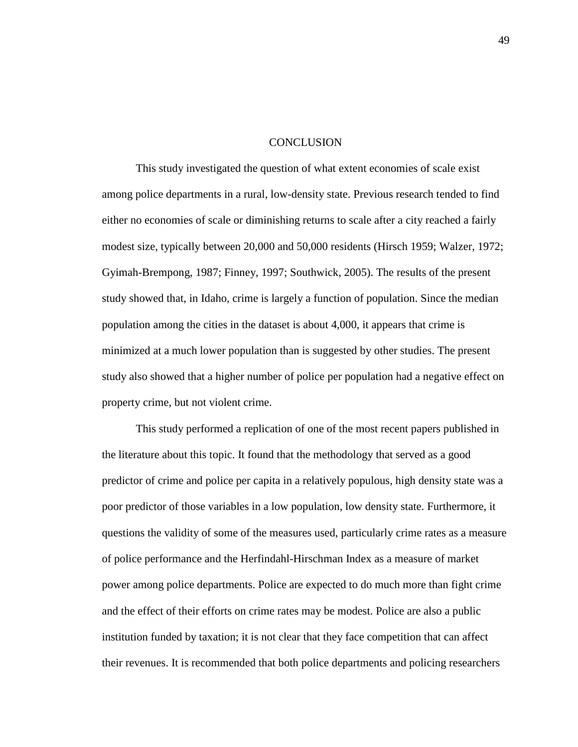# CONCLUSION

This study investigated the question of what extent economies of scale exist among police departments in a rural, low-density state. Previous research tended to find either no economies of scale or diminishing returns to scale after a city reached a fairly modest size, typically between 20,000 and 50,000 residents (Hirsch 1959; Walzer, 1972; Gyimah-Brempong, 1987; Finney, 1997; Southwick, 2005). The results of the present study showed that, in Idaho, crime is largely a function of population. Since the median population among the cities in the dataset is about 4,000, it appears that crime is minimized at a much lower population than is suggested by other studies. The present study also showed that a higher number of police per population had a negative effect on property crime, but not violent crime.

This study performed a replication of one of the most recent papers published in the literature about this topic. It found that the methodology that served as a good predictor of crime and police per capita in a relatively populous, high density state was a poor predictor of those variables in a low population, low density state. Furthermore, it questions the validity of some of the measures used, particularly crime rates as a measure of police performance and the Herfindahl-Hirschman Index as a measure of market power among police departments. Police are expected to do much more than fight crime and the effect of their efforts on crime rates may be modest. Police are also a public institution funded by taxation; it is not clear that they face competition that can affect their revenues. It is recommended that both police departments and policing researchers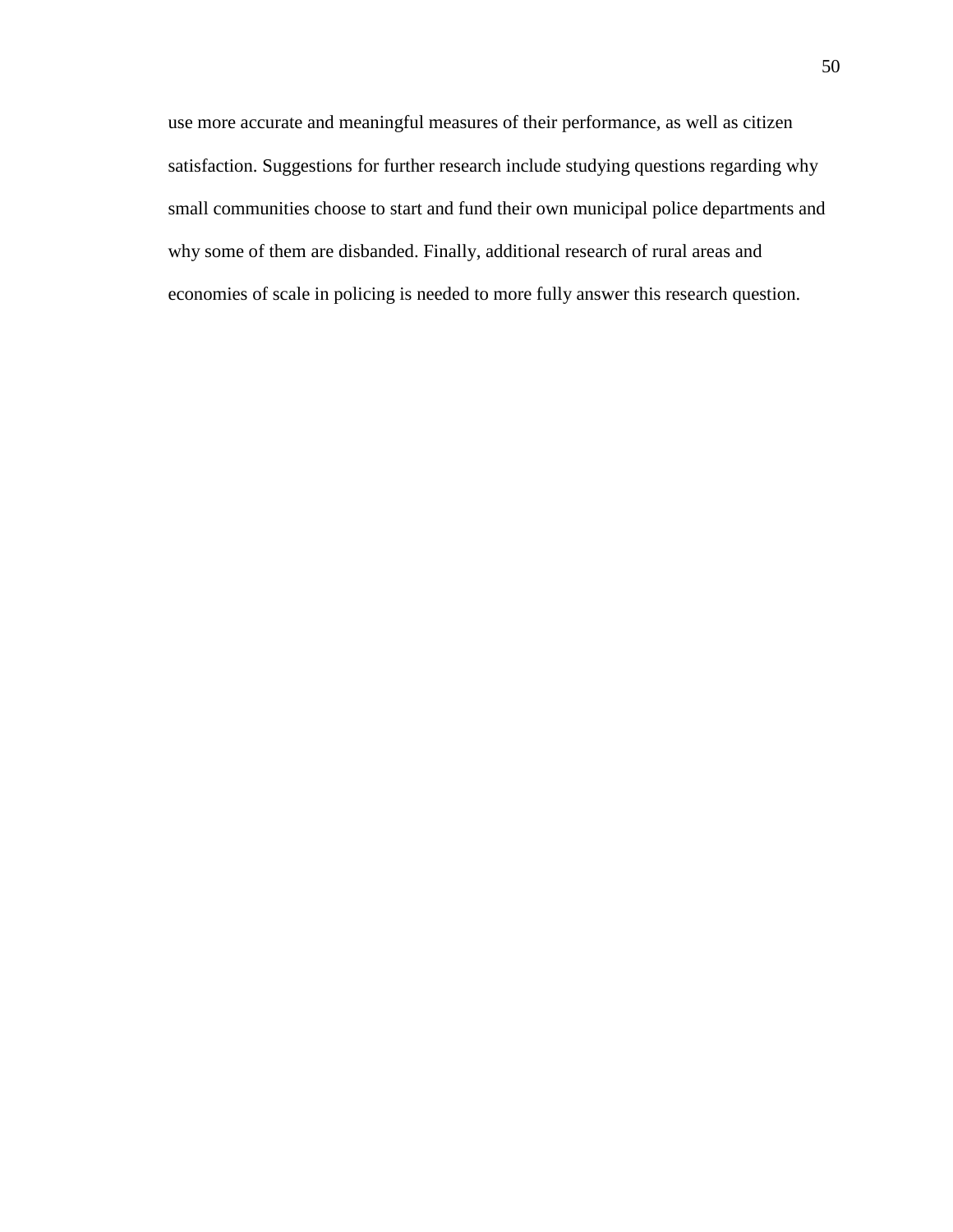use more accurate and meaningful measures of their performance, as well as citizen satisfaction. Suggestions for further research include studying questions regarding why small communities choose to start and fund their own municipal police departments and why some of them are disbanded. Finally, additional research of rural areas and economies of scale in policing is needed to more fully answer this research question.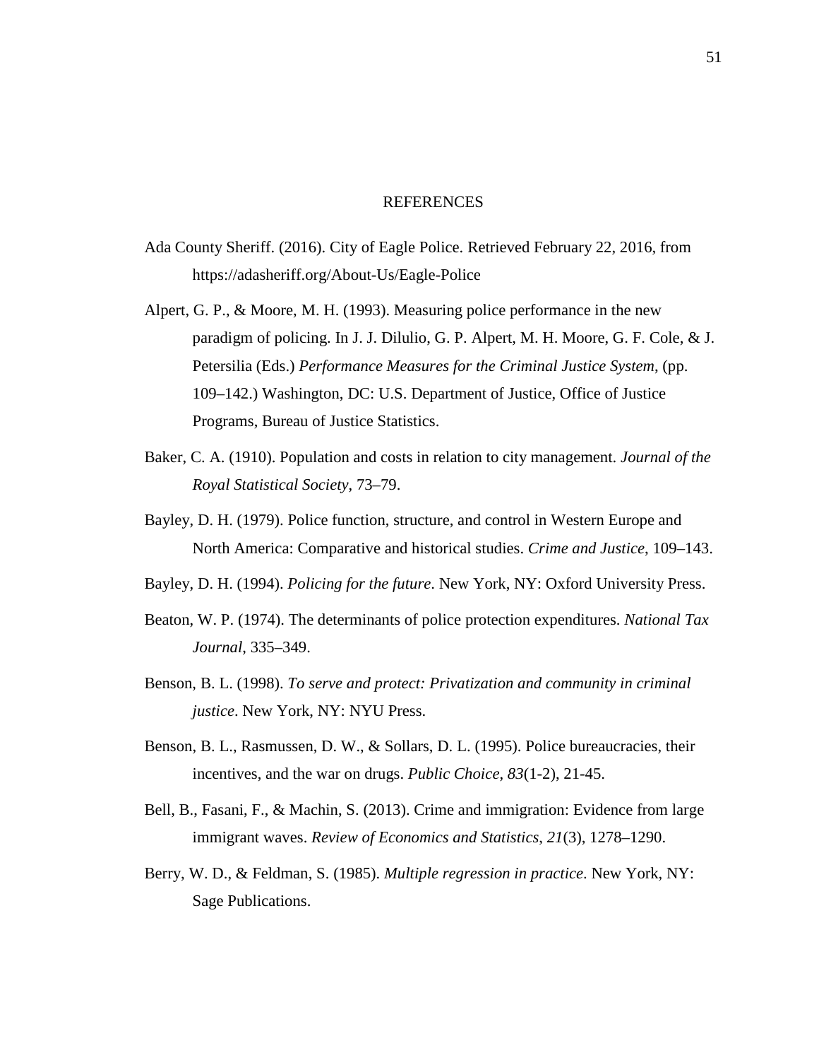# REFERENCES

Ada County Sheriff. (2016). City of Eagle Police. Retrieved February 22, 2016, from https://adasheriff.org/About-Us/Eagle-Police

Alpert, G. P., & Moore, M. H. (1993). Measuring police performance in the new paradigm of policing. In J. J. Dilulio, G. P. Alpert, M. H. Moore, G. F. Cole, & J. Petersilia (Eds.) *Performance Measures for the Criminal Justice System*, (pp. 109–142.) Washington, DC: U.S. Department of Justice, Office of Justice Programs, Bureau of Justice Statistics.

Baker, C. A. (1910). Population and costs in relation to city management. *Journal of the Royal Statistical Society*, 73–79.

Bayley, D. H. (1979). Police function, structure, and control in Western Europe and North America: Comparative and historical studies. *Crime and Justice*, 109–143.

Bayley, D. H. (1994). *Policing for the future*. New York, NY: Oxford University Press.

Beaton, W. P. (1974). The determinants of police protection expenditures. *National Tax Journal*, 335–349.

Benson, B. L. (1998). *To serve and protect: Privatization and community in criminal justice*. New York, NY: NYU Press.

Benson, B. L., Rasmussen, D. W., & Sollars, D. L. (1995). Police bureaucracies, their incentives, and the war on drugs. *Public Choice*, *83*(1-2), 21-45.

Bell, B., Fasani, F., & Machin, S. (2013). Crime and immigration: Evidence from large immigrant waves. *Review of Economics and Statistics*, *21*(3), 1278–1290.

Berry, W. D., & Feldman, S. (1985). *Multiple regression in practice*. New York, NY: Sage Publications.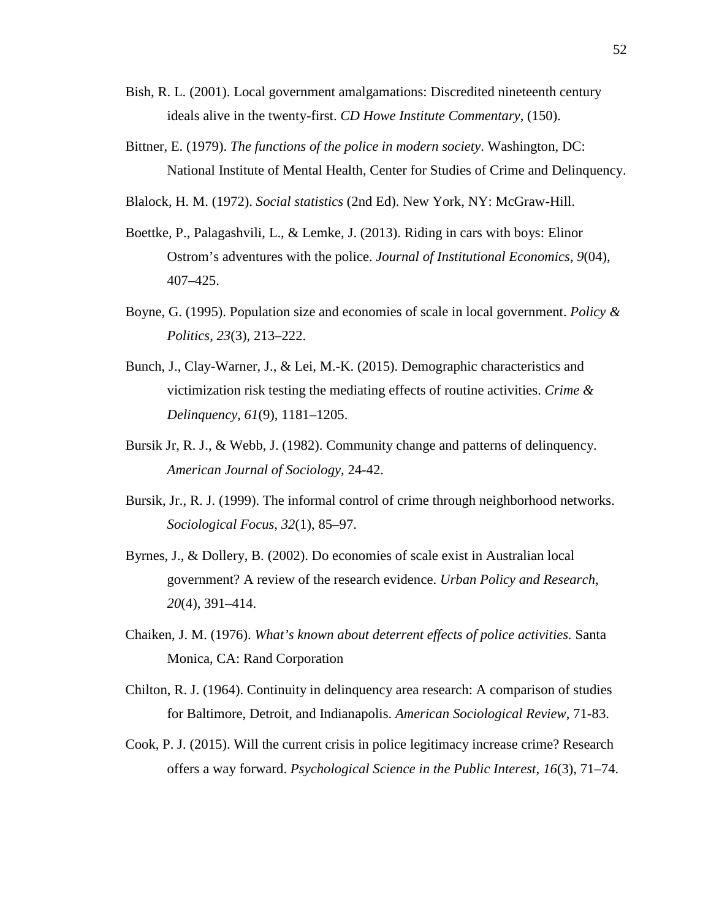Bish, R. L. (2001). Local government amalgamations: Discredited nineteenth century ideals alive in the twenty-first. *CD Howe Institute Commentary*, (150).

Bittner, E. (1979). *The functions of the police in modern society*. Washington, DC: National Institute of Mental Health, Center for Studies of Crime and Delinquency.

Blalock, H. M. (1972). *Social statistics* (2nd Ed). New York, NY: McGraw-Hill.

Boettke, P., Palagashvili, L., & Lemke, J. (2013). Riding in cars with boys: Elinor Ostrom's adventures with the police. *Journal of Institutional Economics*, *9*(04), 407–425.

Boyne, G. (1995). Population size and economies of scale in local government. *Policy & Politics*, *23*(3), 213–222.

Bunch, J., Clay-Warner, J., & Lei, M.-K. (2015). Demographic characteristics and victimization risk testing the mediating effects of routine activities. *Crime & Delinquency*, *61*(9), 1181–1205.

Bursik Jr, R. J., & Webb, J. (1982). Community change and patterns of delinquency. *American Journal of Sociology*, 24-42.

Bursik, Jr., R. J. (1999). The informal control of crime through neighborhood networks. *Sociological Focus*, *32*(1), 85–97.

Byrnes, J., & Dollery, B. (2002). Do economies of scale exist in Australian local government? A review of the research evidence. *Urban Policy and Research*, *20*(4), 391–414.

Chaiken, J. M. (1976). *What's known about deterrent effects of police activities.* Santa Monica, CA: Rand Corporation

Chilton, R. J. (1964). Continuity in delinquency area research: A comparison of studies for Baltimore, Detroit, and Indianapolis. *American Sociological Review*, 71-83.

Cook, P. J. (2015). Will the current crisis in police legitimacy increase crime? Research offers a way forward. *Psychological Science in the Public Interest*, *16*(3), 71–74.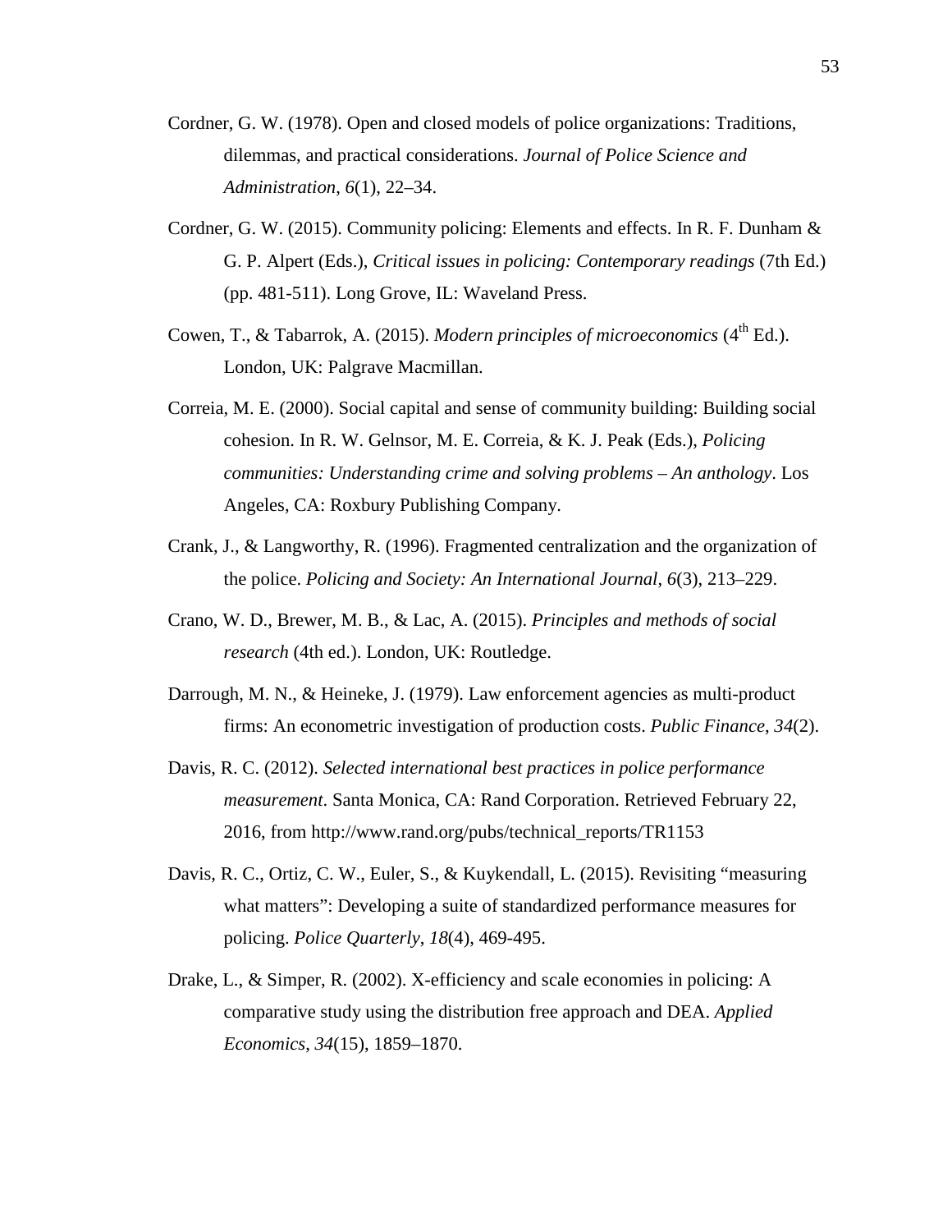Cordner, G. W. (1978). Open and closed models of police organizations: Traditions, dilemmas, and practical considerations. *Journal of Police Science and Administration*, *6*(1), 22–34.

Cordner, G. W. (2015). Community policing: Elements and effects. In R. F. Dunham & G. P. Alpert (Eds.), *Critical issues in policing: Contemporary readings* (7th Ed.) (pp. 481-511). Long Grove, IL: Waveland Press.

Cowen, T., & Tabarrok, A. (2015). *Modern principles of microeconomics* (4th Ed.). London, UK: Palgrave Macmillan.

Correia, M. E. (2000). Social capital and sense of community building: Building social cohesion. In R. W. Gelnsor, M. E. Correia, & K. J. Peak (Eds.), *Policing communities: Understanding crime and solving problems – An anthology*. Los Angeles, CA: Roxbury Publishing Company.

Crank, J., & Langworthy, R. (1996). Fragmented centralization and the organization of the police. *Policing and Society: An International Journal*, *6*(3), 213–229.

Crano, W. D., Brewer, M. B., & Lac, A. (2015). *Principles and methods of social research* (4th ed.). London, UK: Routledge.

Darrough, M. N., & Heineke, J. (1979). Law enforcement agencies as multi-product firms: An econometric investigation of production costs. *Public Finance*, *34*(2).

Davis, R. C. (2012). *Selected international best practices in police performance measurement*. Santa Monica, CA: Rand Corporation. Retrieved February 22, 2016, from http://www.rand.org/pubs/technical_reports/TR1153

Davis, R. C., Ortiz, C. W., Euler, S., & Kuykendall, L. (2015). Revisiting "measuring what matters": Developing a suite of standardized performance measures for policing. *Police Quarterly*, *18*(4), 469-495.

Drake, L., & Simper, R. (2002). X-efficiency and scale economies in policing: A comparative study using the distribution free approach and DEA. *Applied Economics*, *34*(15), 1859–1870.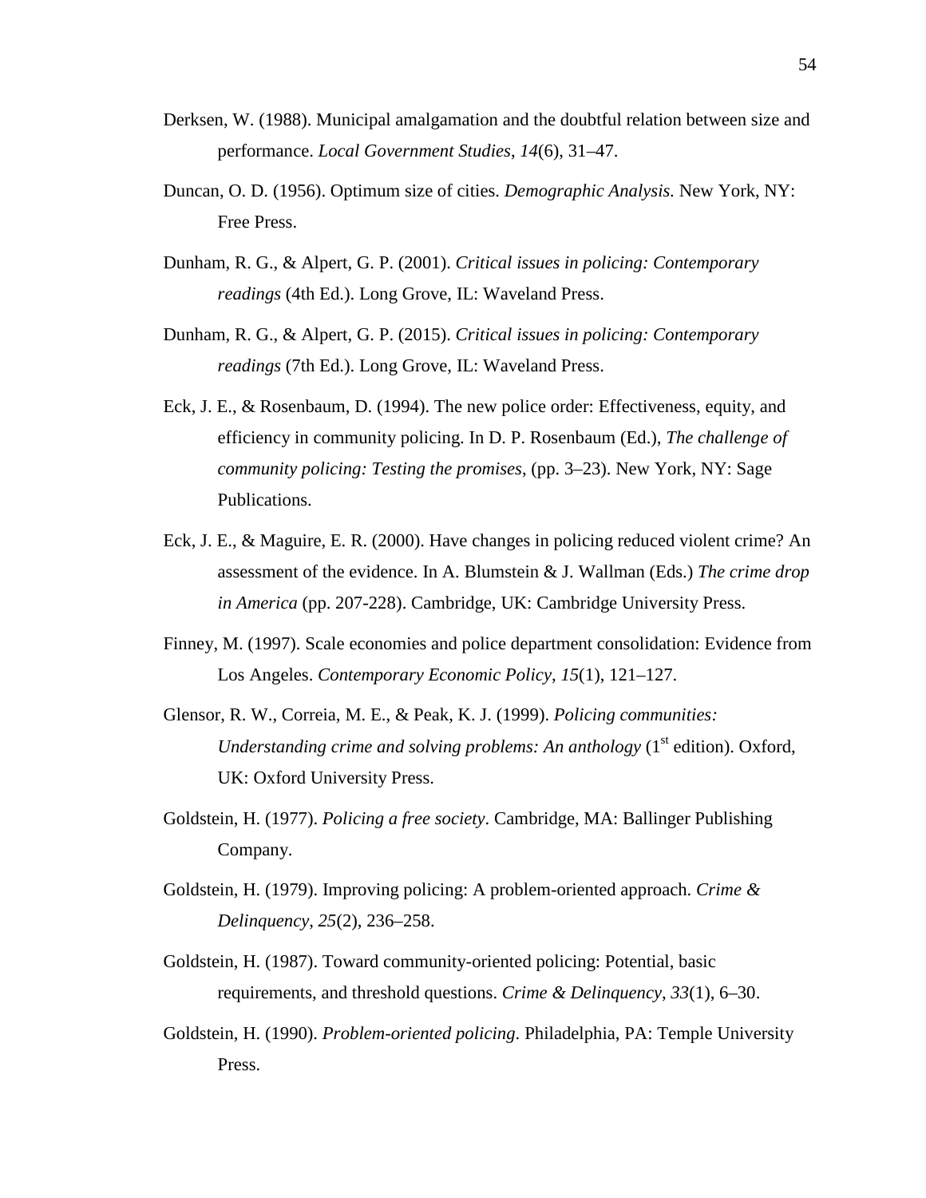Derksen, W. (1988). Municipal amalgamation and the doubtful relation between size and performance. *Local Government Studies*, *14*(6), 31–47.

Duncan, O. D. (1956). Optimum size of cities. *Demographic Analysis.* New York, NY: Free Press.

Dunham, R. G., & Alpert, G. P. (2001). *Critical issues in policing: Contemporary readings* (4th Ed.). Long Grove, IL: Waveland Press.

Dunham, R. G., & Alpert, G. P. (2015). *Critical issues in policing: Contemporary readings* (7th Ed.). Long Grove, IL: Waveland Press.

Eck, J. E., & Rosenbaum, D. (1994). The new police order: Effectiveness, equity, and efficiency in community policing. In D. P. Rosenbaum (Ed.), *The challenge of community policing: Testing the promises*, (pp. 3–23). New York, NY: Sage Publications.

Eck, J. E., & Maguire, E. R. (2000). Have changes in policing reduced violent crime? An assessment of the evidence. In A. Blumstein & J. Wallman (Eds.) *The crime drop in America* (pp. 207-228). Cambridge, UK: Cambridge University Press.

Finney, M. (1997). Scale economies and police department consolidation: Evidence from Los Angeles. *Contemporary Economic Policy*, *15*(1), 121–127.

Glensor, R. W., Correia, M. E., & Peak, K. J. (1999). *Policing communities: Understanding crime and solving problems: An anthology* (1st edition). Oxford, UK: Oxford University Press.

Goldstein, H. (1977). *Policing a free society*. Cambridge, MA: Ballinger Publishing Company.

Goldstein, H. (1979). Improving policing: A problem-oriented approach. *Crime & Delinquency*, *25*(2), 236–258.

Goldstein, H. (1987). Toward community-oriented policing: Potential, basic requirements, and threshold questions. *Crime & Delinquency*, *33*(1), 6–30.

Goldstein, H. (1990). *Problem-oriented policing.* Philadelphia, PA: Temple University Press.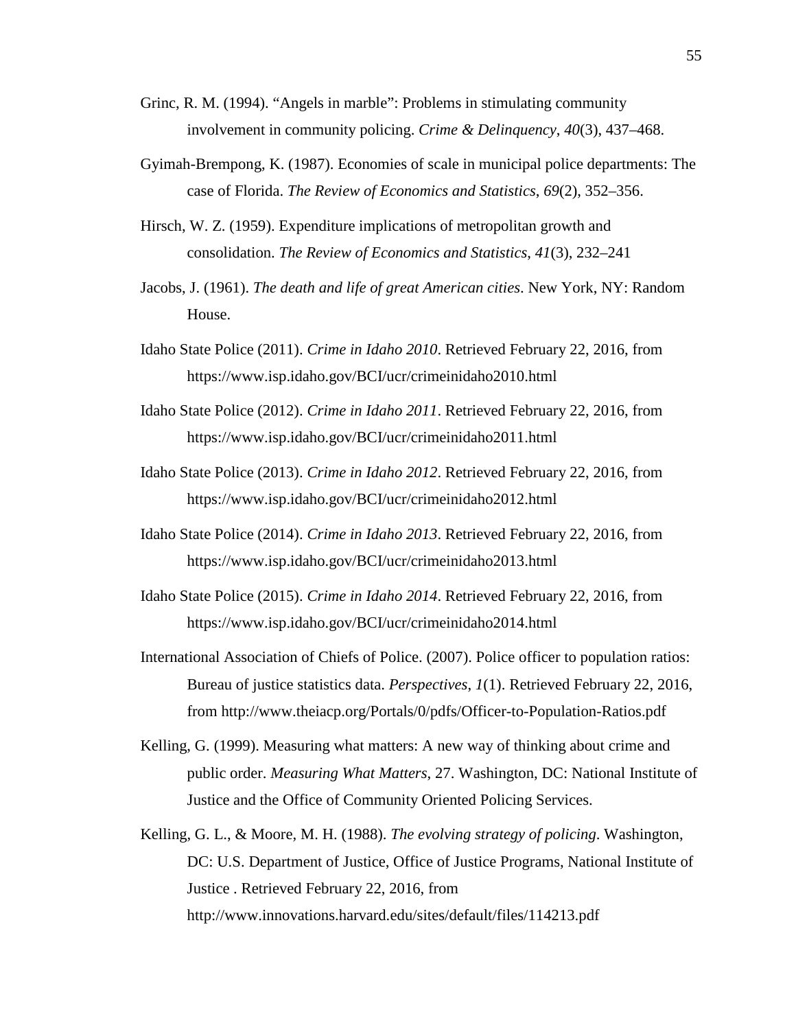Grinc, R. M. (1994). “Angels in marble”: Problems in stimulating community involvement in community policing. *Crime & Delinquency*, *40*(3), 437–468.

Gyimah-Brempong, K. (1987). Economies of scale in municipal police departments: The case of Florida. *The Review of Economics and Statistics*, *69*(2), 352–356.

Hirsch, W. Z. (1959). Expenditure implications of metropolitan growth and consolidation. *The Review of Economics and Statistics*, *41*(3), 232–241

Jacobs, J. (1961). *The death and life of great American cities*. New York, NY: Random House.

Idaho State Police (2011). *Crime in Idaho 2010*. Retrieved February 22, 2016, from https://www.isp.idaho.gov/BCI/ucr/crimeinidaho2010.html

Idaho State Police (2012). *Crime in Idaho 2011*. Retrieved February 22, 2016, from https://www.isp.idaho.gov/BCI/ucr/crimeinidaho2011.html

Idaho State Police (2013). *Crime in Idaho 2012*. Retrieved February 22, 2016, from https://www.isp.idaho.gov/BCI/ucr/crimeinidaho2012.html

Idaho State Police (2014). *Crime in Idaho 2013*. Retrieved February 22, 2016, from https://www.isp.idaho.gov/BCI/ucr/crimeinidaho2013.html

Idaho State Police (2015). *Crime in Idaho 2014*. Retrieved February 22, 2016, from https://www.isp.idaho.gov/BCI/ucr/crimeinidaho2014.html

International Association of Chiefs of Police. (2007). Police officer to population ratios: Bureau of justice statistics data. *Perspectives*, *1*(1). Retrieved February 22, 2016, from http://www.theiacp.org/Portals/0/pdfs/Officer-to-Population-Ratios.pdf

Kelling, G. (1999). Measuring what matters: A new way of thinking about crime and public order. *Measuring What Matters*, 27. Washington, DC: National Institute of Justice and the Office of Community Oriented Policing Services.

Kelling, G. L., & Moore, M. H. (1988). *The evolving strategy of policing*. Washington, DC: U.S. Department of Justice, Office of Justice Programs, National Institute of Justice . Retrieved February 22, 2016, from http://www.innovations.harvard.edu/sites/default/files/114213.pdf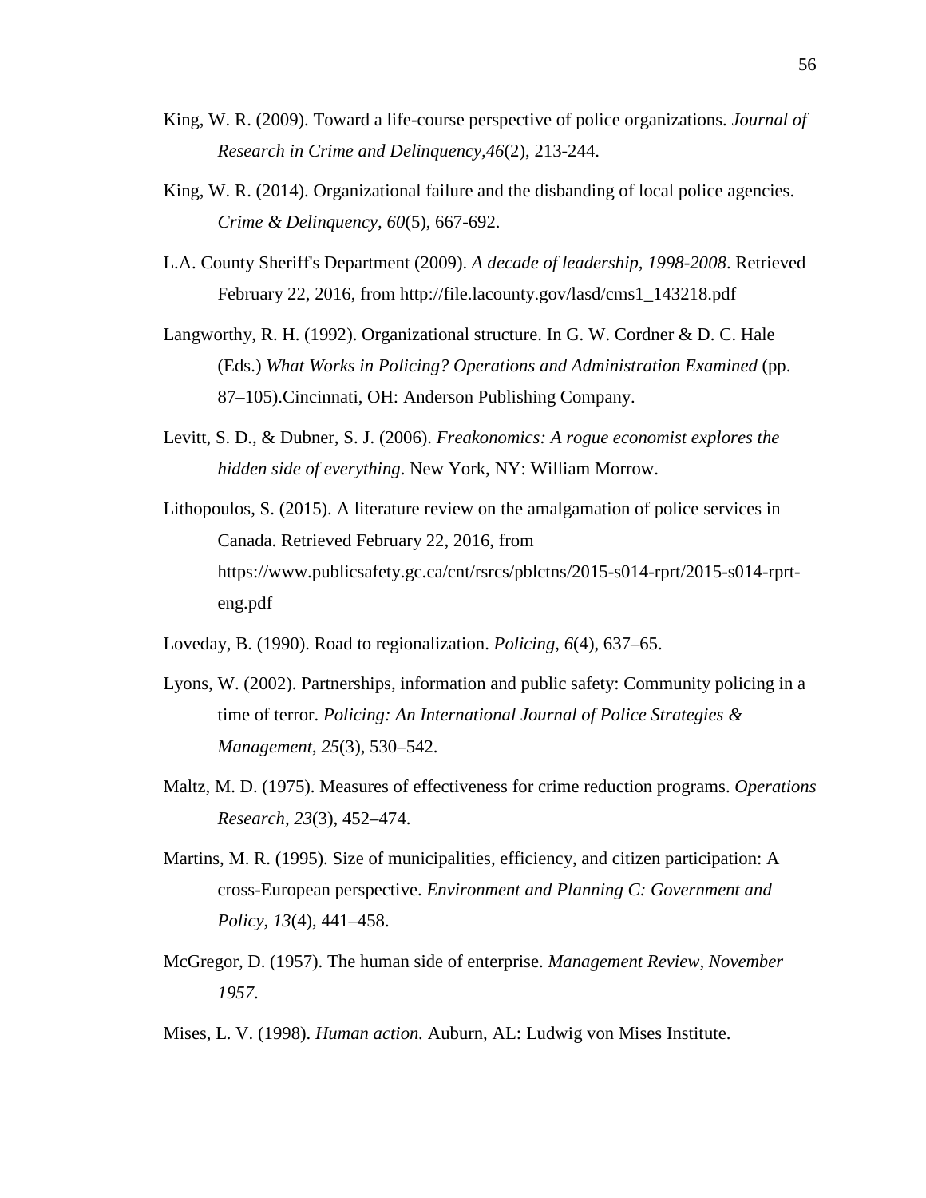King, W. R. (2009). Toward a life-course perspective of police organizations. *Journal of Research in Crime and Delinquency*,*46*(2), 213-244.

King, W. R. (2014). Organizational failure and the disbanding of local police agencies. *Crime & Delinquency*, *60*(5), 667-692.

L.A. County Sheriff's Department (2009). *A decade of leadership, 1998-2008*. Retrieved February 22, 2016, from http://file.lacounty.gov/lasd/cms1_143218.pdf

Langworthy, R. H. (1992). Organizational structure. In G. W. Cordner & D. C. Hale (Eds.) *What Works in Policing? Operations and Administration Examined* (pp. 87–105).Cincinnati, OH: Anderson Publishing Company.

Levitt, S. D., & Dubner, S. J. (2006). *Freakonomics: A rogue economist explores the hidden side of everything*. New York, NY: William Morrow.

Lithopoulos, S. (2015). A literature review on the amalgamation of police services in Canada. Retrieved February 22, 2016, from https://www.publicsafety.gc.ca/cnt/rsrcs/pblctns/2015-s014-rprt/2015-s014-rprt-eng.pdf

Loveday, B. (1990). Road to regionalization. *Policing*, *6*(4), 637–65.

Lyons, W. (2002). Partnerships, information and public safety: Community policing in a time of terror. *Policing: An International Journal of Police Strategies & Management*, *25*(3), 530–542.

Maltz, M. D. (1975). Measures of effectiveness for crime reduction programs. *Operations Research*, *23*(3), 452–474.

Martins, M. R. (1995). Size of municipalities, efficiency, and citizen participation: A cross-European perspective. *Environment and Planning C: Government and Policy*, *13*(4), 441–458.

McGregor, D. (1957). The human side of enterprise. *Management Review, November 1957*.

Mises, L. V. (1998). *Human action.* Auburn, AL: Ludwig von Mises Institute.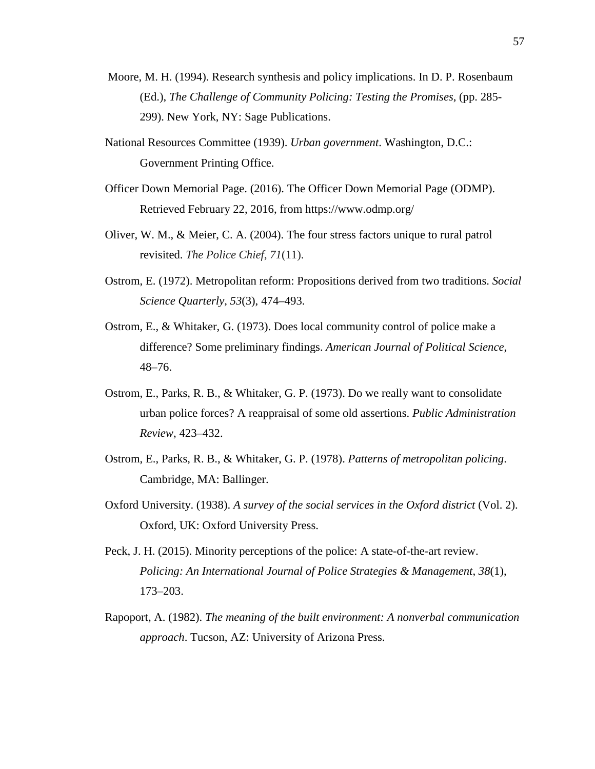Moore, M. H. (1994). Research synthesis and policy implications. In D. P. Rosenbaum (Ed.), *The Challenge of Community Policing: Testing the Promises*, (pp. 285-299). New York, NY: Sage Publications.

National Resources Committee (1939). *Urban government*. Washington, D.C.: Government Printing Office.

Officer Down Memorial Page. (2016). The Officer Down Memorial Page (ODMP). Retrieved February 22, 2016, from https://www.odmp.org/

Oliver, W. M., & Meier, C. A. (2004). The four stress factors unique to rural patrol revisited. *The Police Chief*, *71*(11).

Ostrom, E. (1972). Metropolitan reform: Propositions derived from two traditions. *Social Science Quarterly*, *53*(3), 474–493.

Ostrom, E., & Whitaker, G. (1973). Does local community control of police make a difference? Some preliminary findings. *American Journal of Political Science*, 48–76.

Ostrom, E., Parks, R. B., & Whitaker, G. P. (1973). Do we really want to consolidate urban police forces? A reappraisal of some old assertions. *Public Administration Review*, 423–432.

Ostrom, E., Parks, R. B., & Whitaker, G. P. (1978). *Patterns of metropolitan policing*. Cambridge, MA: Ballinger.

Oxford University. (1938). *A survey of the social services in the Oxford district* (Vol. 2). Oxford, UK: Oxford University Press.

Peck, J. H. (2015). Minority perceptions of the police: A state-of-the-art review. *Policing: An International Journal of Police Strategies & Management*, *38*(1), 173–203.

Rapoport, A. (1982). *The meaning of the built environment: A nonverbal communication approach*. Tucson, AZ: University of Arizona Press.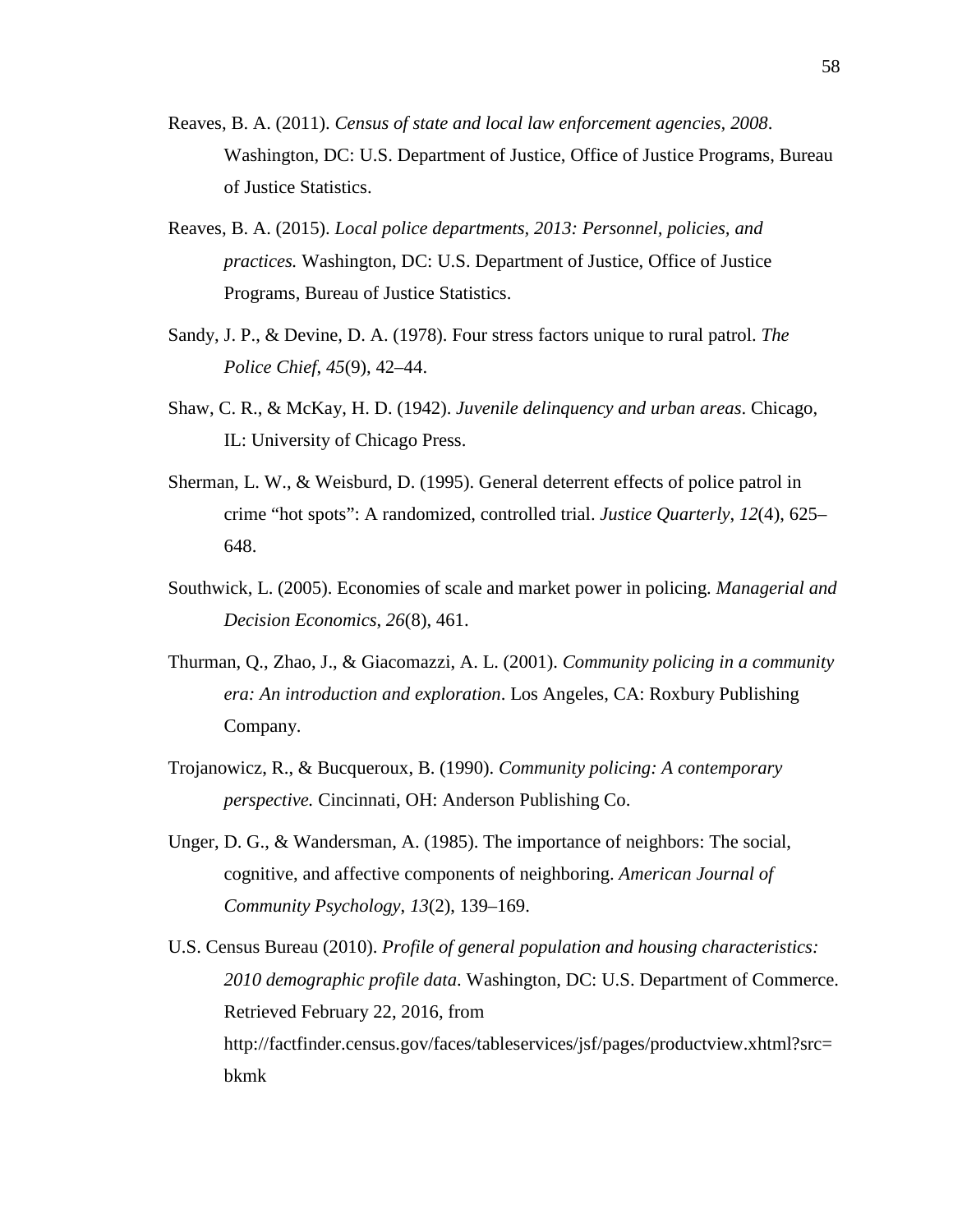Reaves, B. A. (2011). *Census of state and local law enforcement agencies, 2008*. Washington, DC: U.S. Department of Justice, Office of Justice Programs, Bureau of Justice Statistics.

Reaves, B. A. (2015). *Local police departments, 2013: Personnel, policies, and practices.* Washington, DC: U.S. Department of Justice, Office of Justice Programs, Bureau of Justice Statistics.

Sandy, J. P., & Devine, D. A. (1978). Four stress factors unique to rural patrol. *The Police Chief*, *45*(9), 42–44.

Shaw, C. R., & McKay, H. D. (1942). *Juvenile delinquency and urban areas*. Chicago, IL: University of Chicago Press.

Sherman, L. W., & Weisburd, D. (1995). General deterrent effects of police patrol in crime "hot spots": A randomized, controlled trial. *Justice Quarterly*, *12*(4), 625–648.

Southwick, L. (2005). Economies of scale and market power in policing. *Managerial and Decision Economics*, *26*(8), 461.

Thurman, Q., Zhao, J., & Giacomazzi, A. L. (2001). *Community policing in a community era: An introduction and exploration*. Los Angeles, CA: Roxbury Publishing Company.

Trojanowicz, R., & Bucqueroux, B. (1990). *Community policing: A contemporary perspective.* Cincinnati, OH: Anderson Publishing Co.

Unger, D. G., & Wandersman, A. (1985). The importance of neighbors: The social, cognitive, and affective components of neighboring. *American Journal of Community Psychology*, *13*(2), 139–169.

U.S. Census Bureau (2010). *Profile of general population and housing characteristics: 2010 demographic profile data*. Washington, DC: U.S. Department of Commerce. Retrieved February 22, 2016, from http://factfinder.census.gov/faces/tableservices/jsf/pages/productview.xhtml?src=bkmk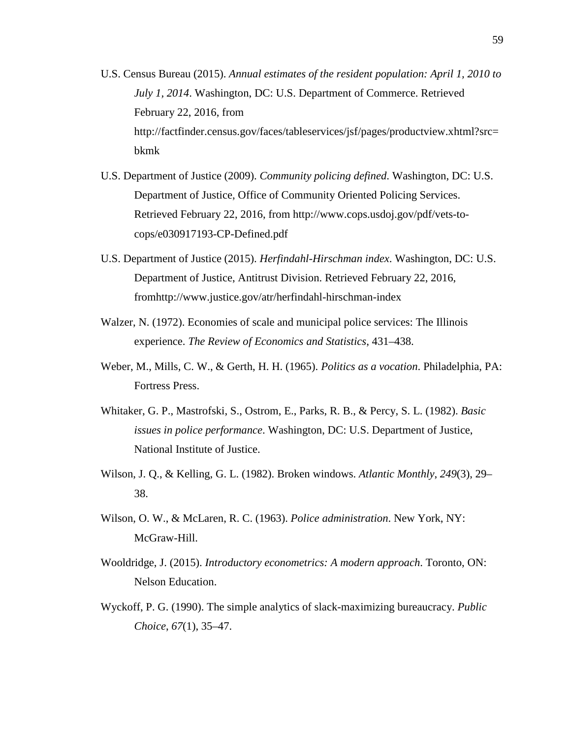U.S. Census Bureau (2015). *Annual estimates of the resident population: April 1, 2010 to July 1, 2014*. Washington, DC: U.S. Department of Commerce. Retrieved February 22, 2016, from http://factfinder.census.gov/faces/tableservices/jsf/pages/productview.xhtml?src=bkmk

U.S. Department of Justice (2009). *Community policing defined.* Washington, DC: U.S. Department of Justice, Office of Community Oriented Policing Services. Retrieved February 22, 2016, from http://www.cops.usdoj.gov/pdf/vets-to-cops/e030917193-CP-Defined.pdf

U.S. Department of Justice (2015). *Herfindahl-Hirschman index*. Washington, DC: U.S. Department of Justice, Antitrust Division. Retrieved February 22, 2016, fromhttp://www.justice.gov/atr/herfindahl-hirschman-index

Walzer, N. (1972). Economies of scale and municipal police services: The Illinois experience. *The Review of Economics and Statistics*, 431–438.

Weber, M., Mills, C. W., & Gerth, H. H. (1965). *Politics as a vocation*. Philadelphia, PA: Fortress Press.

Whitaker, G. P., Mastrofski, S., Ostrom, E., Parks, R. B., & Percy, S. L. (1982). *Basic issues in police performance*. Washington, DC: U.S. Department of Justice, National Institute of Justice.

Wilson, J. Q., & Kelling, G. L. (1982). Broken windows. *Atlantic Monthly*, *249*(3), 29–38.

Wilson, O. W., & McLaren, R. C. (1963). *Police administration*. New York, NY: McGraw-Hill.

Wooldridge, J. (2015). *Introductory econometrics: A modern approach*. Toronto, ON: Nelson Education.

Wyckoff, P. G. (1990). The simple analytics of slack-maximizing bureaucracy. *Public Choice*, *67*(1), 35–47.